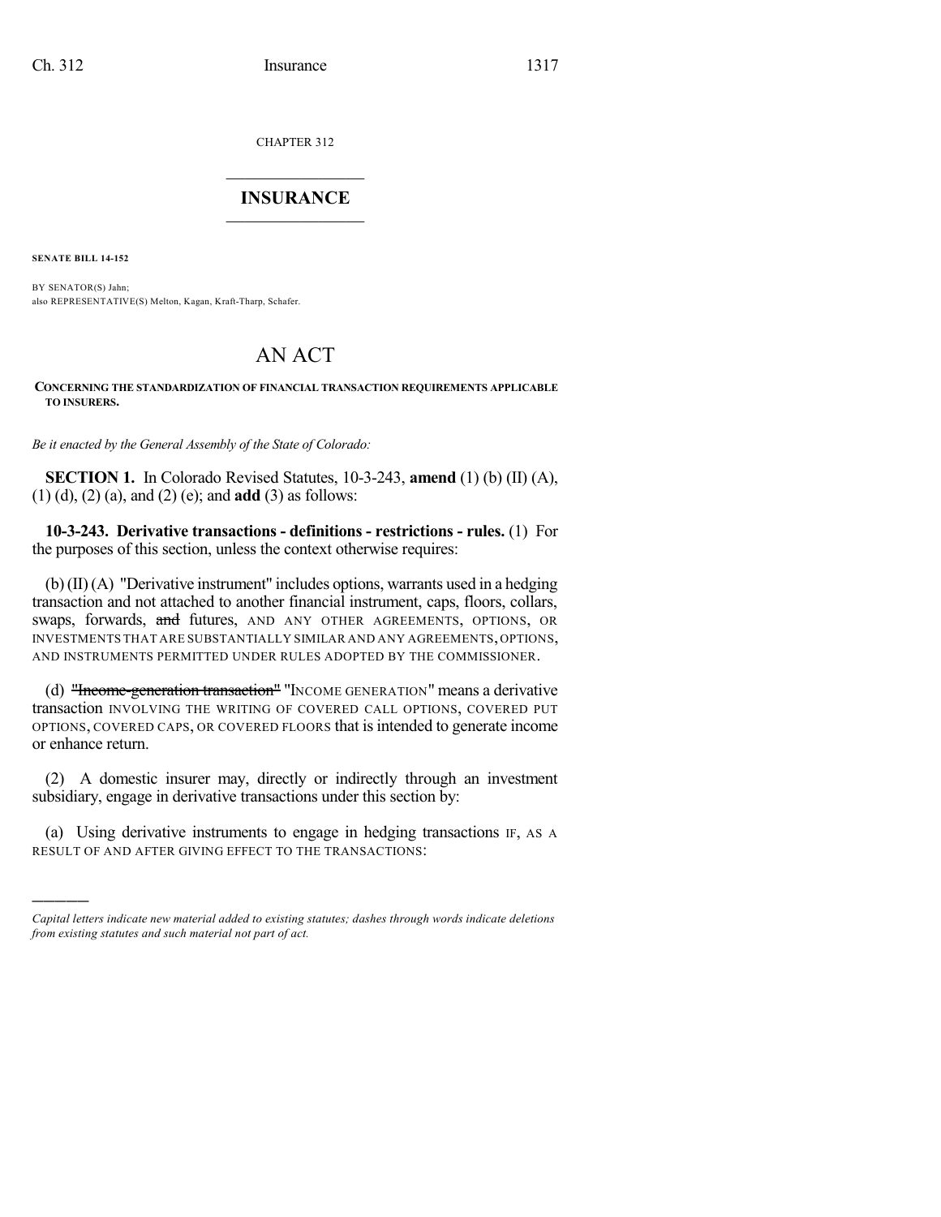CHAPTER 312

# INSURANCE

**SENATE BILL 14-152**

BY SENATOR(S) Jahn;
also REPRESENTATIVE(S) Melton, Kagan, Kraft-Tharp, Schafer.

# AN ACT

**CONCERNING THE STANDARDIZATION OF FINANCIAL TRANSACTION REQUIREMENTS APPLICABLE TO INSURERS.**

*Be it enacted by the General Assembly of the State of Colorado:*

**SECTION 1.** In Colorado Revised Statutes, 10-3-243, **amend** (1) (b) (II) (A), (1) (d), (2) (a), and (2) (e); and **add** (3) as follows:

**10-3-243. Derivative transactions - definitions - restrictions - rules.** (1) For the purposes of this section, unless the context otherwise requires:

(b) (II) (A) "Derivative instrument" includes options, warrants used in a hedging transaction and not attached to another financial instrument, caps, floors, collars, swaps, forwards, ~~and~~ futures, AND ANY OTHER AGREEMENTS, OPTIONS, OR INVESTMENTS THAT ARE SUBSTANTIALLY SIMILAR AND ANY AGREEMENTS, OPTIONS, AND INSTRUMENTS PERMITTED UNDER RULES ADOPTED BY THE COMMISSIONER.

(d) ~~"Income-generation transaction"~~ "INCOME GENERATION" means a derivative transaction INVOLVING THE WRITING OF COVERED CALL OPTIONS, COVERED PUT OPTIONS, COVERED CAPS, OR COVERED FLOORS that is intended to generate income or enhance return.

(2) A domestic insurer may, directly or indirectly through an investment subsidiary, engage in derivative transactions under this section by:

(a) Using derivative instruments to engage in hedging transactions IF, AS A RESULT OF AND AFTER GIVING EFFECT TO THE TRANSACTIONS:

---

*Capital letters indicate new material added to existing statutes; dashes through words indicate deletions from existing statutes and such material not part of act.*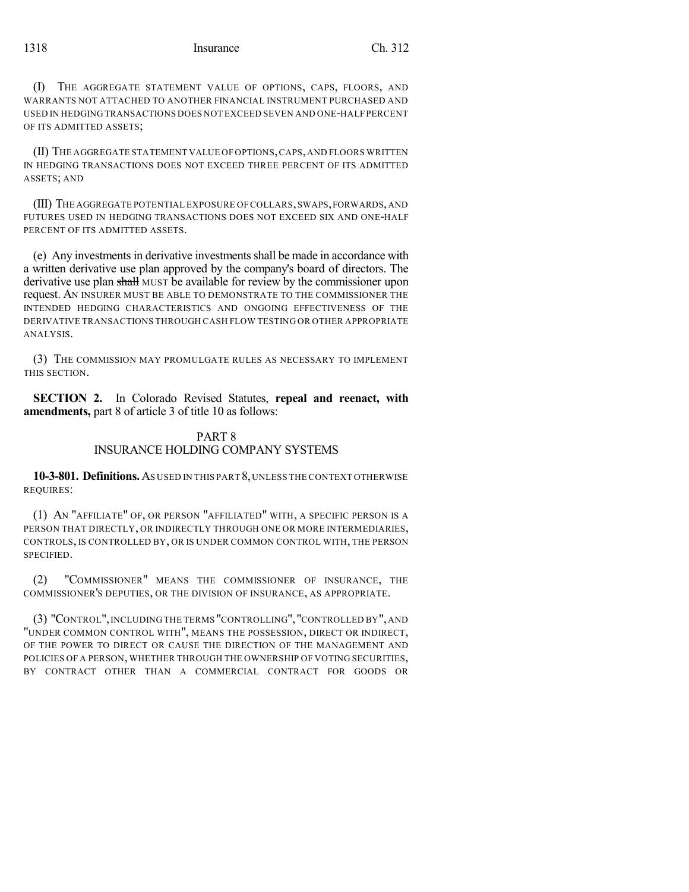(I) THE AGGREGATE STATEMENT VALUE OF OPTIONS, CAPS, FLOORS, AND WARRANTS NOT ATTACHED TO ANOTHER FINANCIAL INSTRUMENT PURCHASED AND USED IN HEDGING TRANSACTIONS DOES NOT EXCEED SEVEN AND ONE-HALF PERCENT OF ITS ADMITTED ASSETS;

(II) THE AGGREGATE STATEMENT VALUE OF OPTIONS, CAPS, AND FLOORS WRITTEN IN HEDGING TRANSACTIONS DOES NOT EXCEED THREE PERCENT OF ITS ADMITTED ASSETS; AND

(III) THE AGGREGATE POTENTIAL EXPOSURE OF COLLARS, SWAPS, FORWARDS, AND FUTURES USED IN HEDGING TRANSACTIONS DOES NOT EXCEED SIX AND ONE-HALF PERCENT OF ITS ADMITTED ASSETS.

(e) Any investments in derivative investments shall be made in accordance with a written derivative use plan approved by the company's board of directors. The derivative use plan ~~shall~~ MUST be available for review by the commissioner upon request. AN INSURER MUST BE ABLE TO DEMONSTRATE TO THE COMMISSIONER THE INTENDED HEDGING CHARACTERISTICS AND ONGOING EFFECTIVENESS OF THE DERIVATIVE TRANSACTIONS THROUGH CASH FLOW TESTING OR OTHER APPROPRIATE ANALYSIS.

(3) THE COMMISSION MAY PROMULGATE RULES AS NECESSARY TO IMPLEMENT THIS SECTION.

**SECTION 2.** In Colorado Revised Statutes, **repeal and reenact, with amendments,** part 8 of article 3 of title 10 as follows:

PART 8
INSURANCE HOLDING COMPANY SYSTEMS

**10-3-801. Definitions.** AS USED IN THIS PART 8, UNLESS THE CONTEXT OTHERWISE REQUIRES:

(1) AN "AFFILIATE" OF, OR PERSON "AFFILIATED" WITH, A SPECIFIC PERSON IS A PERSON THAT DIRECTLY, OR INDIRECTLY THROUGH ONE OR MORE INTERMEDIARIES, CONTROLS, IS CONTROLLED BY, OR IS UNDER COMMON CONTROL WITH, THE PERSON SPECIFIED.

(2) "COMMISSIONER" MEANS THE COMMISSIONER OF INSURANCE, THE COMMISSIONER'S DEPUTIES, OR THE DIVISION OF INSURANCE, AS APPROPRIATE.

(3) "CONTROL", INCLUDING THE TERMS "CONTROLLING", "CONTROLLED BY", AND "UNDER COMMON CONTROL WITH", MEANS THE POSSESSION, DIRECT OR INDIRECT, OF THE POWER TO DIRECT OR CAUSE THE DIRECTION OF THE MANAGEMENT AND POLICIES OF A PERSON, WHETHER THROUGH THE OWNERSHIP OF VOTING SECURITIES, BY CONTRACT OTHER THAN A COMMERCIAL CONTRACT FOR GOODS OR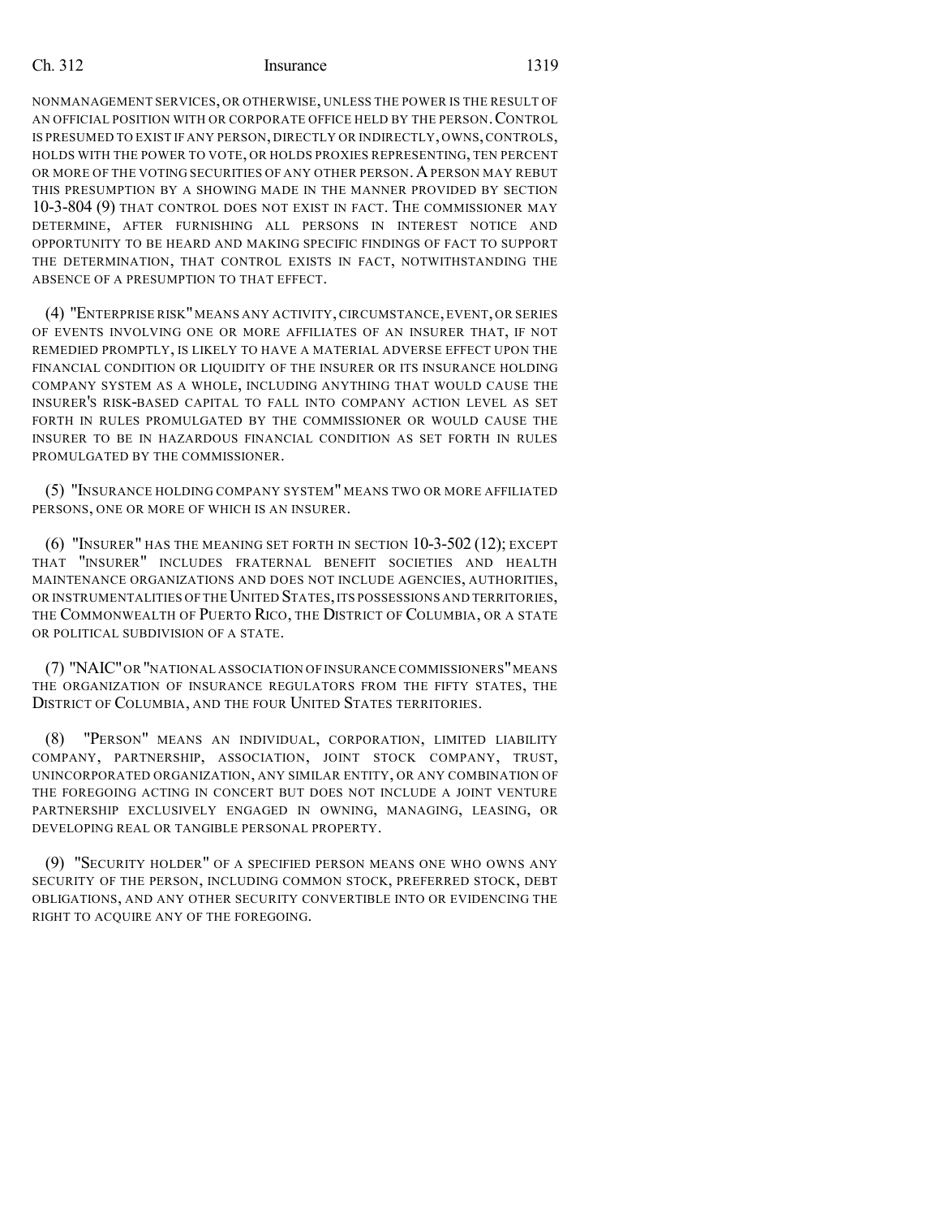NONMANAGEMENT SERVICES, OR OTHERWISE, UNLESS THE POWER IS THE RESULT OF AN OFFICIAL POSITION WITH OR CORPORATE OFFICE HELD BY THE PERSON. CONTROL IS PRESUMED TO EXIST IF ANY PERSON, DIRECTLY OR INDIRECTLY, OWNS, CONTROLS, HOLDS WITH THE POWER TO VOTE, OR HOLDS PROXIES REPRESENTING, TEN PERCENT OR MORE OF THE VOTING SECURITIES OF ANY OTHER PERSON. A PERSON MAY REBUT THIS PRESUMPTION BY A SHOWING MADE IN THE MANNER PROVIDED BY SECTION 10-3-804 (9) THAT CONTROL DOES NOT EXIST IN FACT. THE COMMISSIONER MAY DETERMINE, AFTER FURNISHING ALL PERSONS IN INTEREST NOTICE AND OPPORTUNITY TO BE HEARD AND MAKING SPECIFIC FINDINGS OF FACT TO SUPPORT THE DETERMINATION, THAT CONTROL EXISTS IN FACT, NOTWITHSTANDING THE ABSENCE OF A PRESUMPTION TO THAT EFFECT.

(4) "ENTERPRISE RISK" MEANS ANY ACTIVITY, CIRCUMSTANCE, EVENT, OR SERIES OF EVENTS INVOLVING ONE OR MORE AFFILIATES OF AN INSURER THAT, IF NOT REMEDIED PROMPTLY, IS LIKELY TO HAVE A MATERIAL ADVERSE EFFECT UPON THE FINANCIAL CONDITION OR LIQUIDITY OF THE INSURER OR ITS INSURANCE HOLDING COMPANY SYSTEM AS A WHOLE, INCLUDING ANYTHING THAT WOULD CAUSE THE INSURER'S RISK-BASED CAPITAL TO FALL INTO COMPANY ACTION LEVEL AS SET FORTH IN RULES PROMULGATED BY THE COMMISSIONER OR WOULD CAUSE THE INSURER TO BE IN HAZARDOUS FINANCIAL CONDITION AS SET FORTH IN RULES PROMULGATED BY THE COMMISSIONER.

(5) "INSURANCE HOLDING COMPANY SYSTEM" MEANS TWO OR MORE AFFILIATED PERSONS, ONE OR MORE OF WHICH IS AN INSURER.

(6) "INSURER" HAS THE MEANING SET FORTH IN SECTION 10-3-502 (12); EXCEPT THAT "INSURER" INCLUDES FRATERNAL BENEFIT SOCIETIES AND HEALTH MAINTENANCE ORGANIZATIONS AND DOES NOT INCLUDE AGENCIES, AUTHORITIES, OR INSTRUMENTALITIES OF THE UNITED STATES, ITS POSSESSIONS AND TERRITORIES, THE COMMONWEALTH OF PUERTO RICO, THE DISTRICT OF COLUMBIA, OR A STATE OR POLITICAL SUBDIVISION OF A STATE.

(7) "NAIC" OR "NATIONAL ASSOCIATION OF INSURANCE COMMISSIONERS" MEANS THE ORGANIZATION OF INSURANCE REGULATORS FROM THE FIFTY STATES, THE DISTRICT OF COLUMBIA, AND THE FOUR UNITED STATES TERRITORIES.

(8) "PERSON" MEANS AN INDIVIDUAL, CORPORATION, LIMITED LIABILITY COMPANY, PARTNERSHIP, ASSOCIATION, JOINT STOCK COMPANY, TRUST, UNINCORPORATED ORGANIZATION, ANY SIMILAR ENTITY, OR ANY COMBINATION OF THE FOREGOING ACTING IN CONCERT BUT DOES NOT INCLUDE A JOINT VENTURE PARTNERSHIP EXCLUSIVELY ENGAGED IN OWNING, MANAGING, LEASING, OR DEVELOPING REAL OR TANGIBLE PERSONAL PROPERTY.

(9) "SECURITY HOLDER" OF A SPECIFIED PERSON MEANS ONE WHO OWNS ANY SECURITY OF THE PERSON, INCLUDING COMMON STOCK, PREFERRED STOCK, DEBT OBLIGATIONS, AND ANY OTHER SECURITY CONVERTIBLE INTO OR EVIDENCING THE RIGHT TO ACQUIRE ANY OF THE FOREGOING.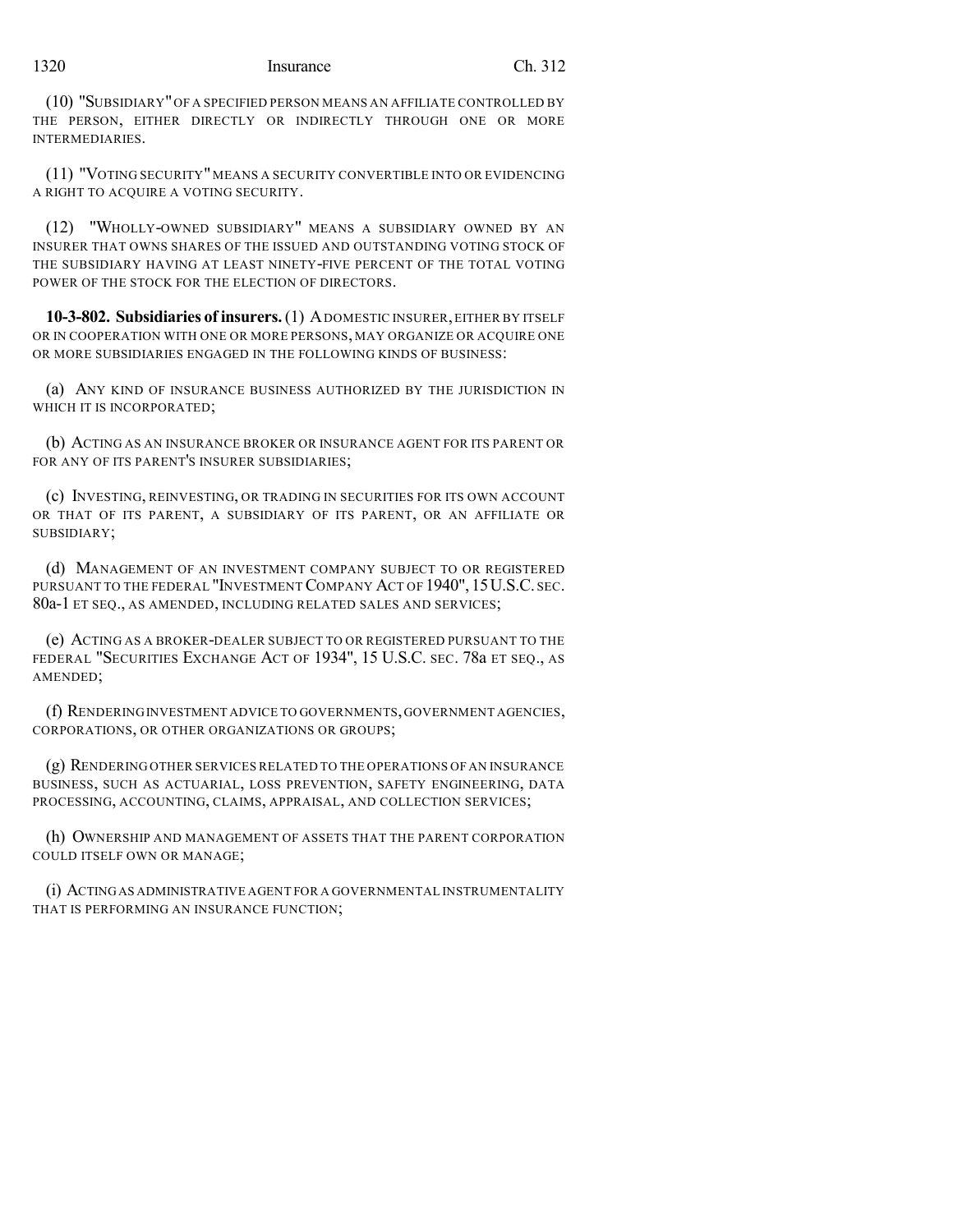(10) "SUBSIDIARY" OF A SPECIFIED PERSON MEANS AN AFFILIATE CONTROLLED BY THE PERSON, EITHER DIRECTLY OR INDIRECTLY THROUGH ONE OR MORE INTERMEDIARIES.

(11) "VOTING SECURITY" MEANS A SECURITY CONVERTIBLE INTO OR EVIDENCING A RIGHT TO ACQUIRE A VOTING SECURITY.

(12) "WHOLLY-OWNED SUBSIDIARY" MEANS A SUBSIDIARY OWNED BY AN INSURER THAT OWNS SHARES OF THE ISSUED AND OUTSTANDING VOTING STOCK OF THE SUBSIDIARY HAVING AT LEAST NINETY-FIVE PERCENT OF THE TOTAL VOTING POWER OF THE STOCK FOR THE ELECTION OF DIRECTORS.

**10-3-802. Subsidiaries of insurers.** (1) A DOMESTIC INSURER, EITHER BY ITSELF OR IN COOPERATION WITH ONE OR MORE PERSONS, MAY ORGANIZE OR ACQUIRE ONE OR MORE SUBSIDIARIES ENGAGED IN THE FOLLOWING KINDS OF BUSINESS:

(a) ANY KIND OF INSURANCE BUSINESS AUTHORIZED BY THE JURISDICTION IN WHICH IT IS INCORPORATED;

(b) ACTING AS AN INSURANCE BROKER OR INSURANCE AGENT FOR ITS PARENT OR FOR ANY OF ITS PARENT'S INSURER SUBSIDIARIES;

(c) INVESTING, REINVESTING, OR TRADING IN SECURITIES FOR ITS OWN ACCOUNT OR THAT OF ITS PARENT, A SUBSIDIARY OF ITS PARENT, OR AN AFFILIATE OR SUBSIDIARY;

(d) MANAGEMENT OF AN INVESTMENT COMPANY SUBJECT TO OR REGISTERED PURSUANT TO THE FEDERAL "INVESTMENT COMPANY ACT OF 1940", 15 U.S.C. SEC. 80a-1 ET SEQ., AS AMENDED, INCLUDING RELATED SALES AND SERVICES;

(e) ACTING AS A BROKER-DEALER SUBJECT TO OR REGISTERED PURSUANT TO THE FEDERAL "SECURITIES EXCHANGE ACT OF 1934", 15 U.S.C. SEC. 78a ET SEQ., AS AMENDED;

(f) RENDERING INVESTMENT ADVICE TO GOVERNMENTS, GOVERNMENT AGENCIES, CORPORATIONS, OR OTHER ORGANIZATIONS OR GROUPS;

(g) RENDERING OTHER SERVICES RELATED TO THE OPERATIONS OF AN INSURANCE BUSINESS, SUCH AS ACTUARIAL, LOSS PREVENTION, SAFETY ENGINEERING, DATA PROCESSING, ACCOUNTING, CLAIMS, APPRAISAL, AND COLLECTION SERVICES;

(h) OWNERSHIP AND MANAGEMENT OF ASSETS THAT THE PARENT CORPORATION COULD ITSELF OWN OR MANAGE;

(i) ACTING AS ADMINISTRATIVE AGENT FOR A GOVERNMENTAL INSTRUMENTALITY THAT IS PERFORMING AN INSURANCE FUNCTION;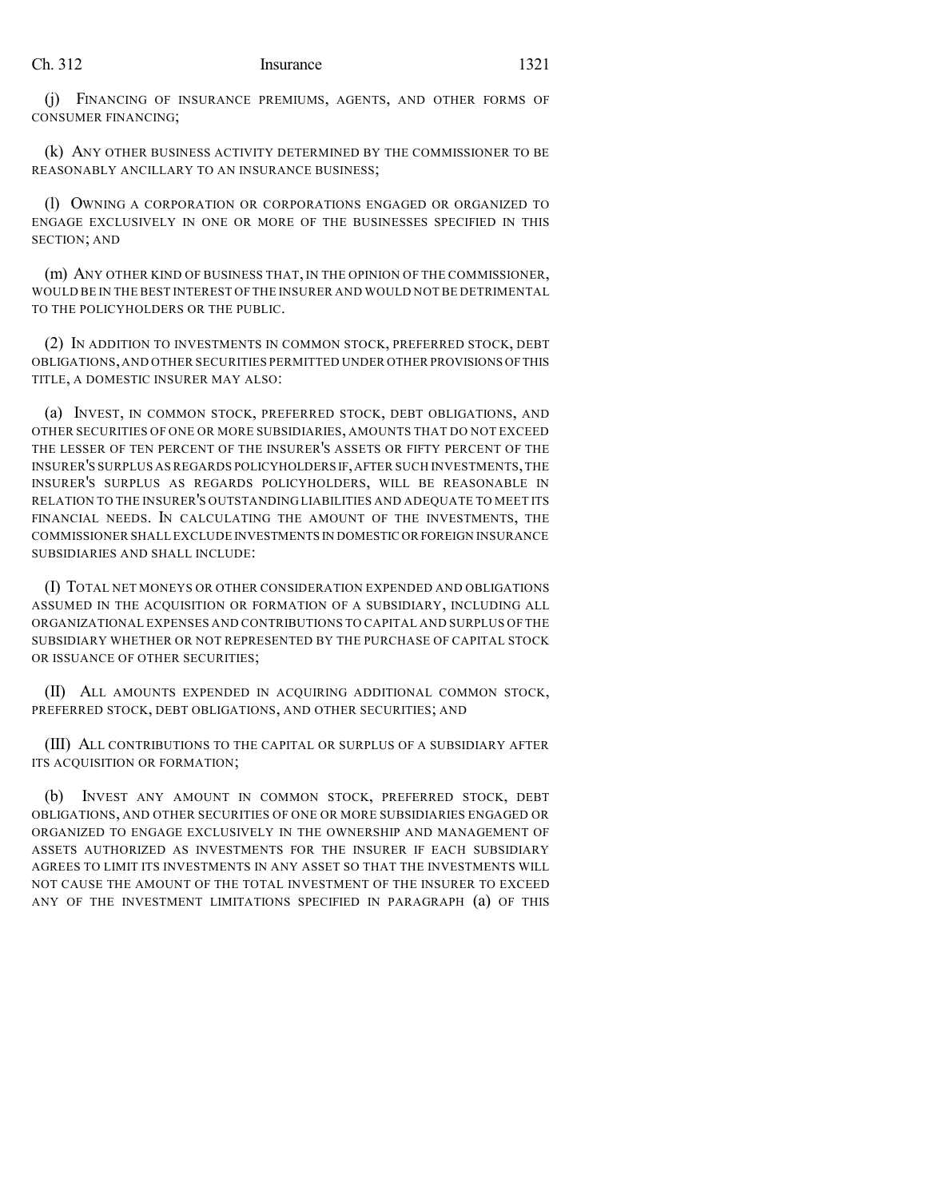(j) FINANCING OF INSURANCE PREMIUMS, AGENTS, AND OTHER FORMS OF CONSUMER FINANCING;

(k) ANY OTHER BUSINESS ACTIVITY DETERMINED BY THE COMMISSIONER TO BE REASONABLY ANCILLARY TO AN INSURANCE BUSINESS;

(l) OWNING A CORPORATION OR CORPORATIONS ENGAGED OR ORGANIZED TO ENGAGE EXCLUSIVELY IN ONE OR MORE OF THE BUSINESSES SPECIFIED IN THIS SECTION; AND

(m) ANY OTHER KIND OF BUSINESS THAT, IN THE OPINION OF THE COMMISSIONER, WOULD BE IN THE BEST INTEREST OF THE INSURER AND WOULD NOT BE DETRIMENTAL TO THE POLICYHOLDERS OR THE PUBLIC.

(2) IN ADDITION TO INVESTMENTS IN COMMON STOCK, PREFERRED STOCK, DEBT OBLIGATIONS, AND OTHER SECURITIES PERMITTED UNDER OTHER PROVISIONS OF THIS TITLE, A DOMESTIC INSURER MAY ALSO:

(a) INVEST, IN COMMON STOCK, PREFERRED STOCK, DEBT OBLIGATIONS, AND OTHER SECURITIES OF ONE OR MORE SUBSIDIARIES, AMOUNTS THAT DO NOT EXCEED THE LESSER OF TEN PERCENT OF THE INSURER'S ASSETS OR FIFTY PERCENT OF THE INSURER'S SURPLUS AS REGARDS POLICYHOLDERS IF, AFTER SUCH INVESTMENTS, THE INSURER'S SURPLUS AS REGARDS POLICYHOLDERS, WILL BE REASONABLE IN RELATION TO THE INSURER'S OUTSTANDING LIABILITIES AND ADEQUATE TO MEET ITS FINANCIAL NEEDS. IN CALCULATING THE AMOUNT OF THE INVESTMENTS, THE COMMISSIONER SHALL EXCLUDE INVESTMENTS IN DOMESTIC OR FOREIGN INSURANCE SUBSIDIARIES AND SHALL INCLUDE:

(I) TOTAL NET MONEYS OR OTHER CONSIDERATION EXPENDED AND OBLIGATIONS ASSUMED IN THE ACQUISITION OR FORMATION OF A SUBSIDIARY, INCLUDING ALL ORGANIZATIONAL EXPENSES AND CONTRIBUTIONS TO CAPITAL AND SURPLUS OF THE SUBSIDIARY WHETHER OR NOT REPRESENTED BY THE PURCHASE OF CAPITAL STOCK OR ISSUANCE OF OTHER SECURITIES;

(II) ALL AMOUNTS EXPENDED IN ACQUIRING ADDITIONAL COMMON STOCK, PREFERRED STOCK, DEBT OBLIGATIONS, AND OTHER SECURITIES; AND

(III) ALL CONTRIBUTIONS TO THE CAPITAL OR SURPLUS OF A SUBSIDIARY AFTER ITS ACQUISITION OR FORMATION;

(b) INVEST ANY AMOUNT IN COMMON STOCK, PREFERRED STOCK, DEBT OBLIGATIONS, AND OTHER SECURITIES OF ONE OR MORE SUBSIDIARIES ENGAGED OR ORGANIZED TO ENGAGE EXCLUSIVELY IN THE OWNERSHIP AND MANAGEMENT OF ASSETS AUTHORIZED AS INVESTMENTS FOR THE INSURER IF EACH SUBSIDIARY AGREES TO LIMIT ITS INVESTMENTS IN ANY ASSET SO THAT THE INVESTMENTS WILL NOT CAUSE THE AMOUNT OF THE TOTAL INVESTMENT OF THE INSURER TO EXCEED ANY OF THE INVESTMENT LIMITATIONS SPECIFIED IN PARAGRAPH (a) OF THIS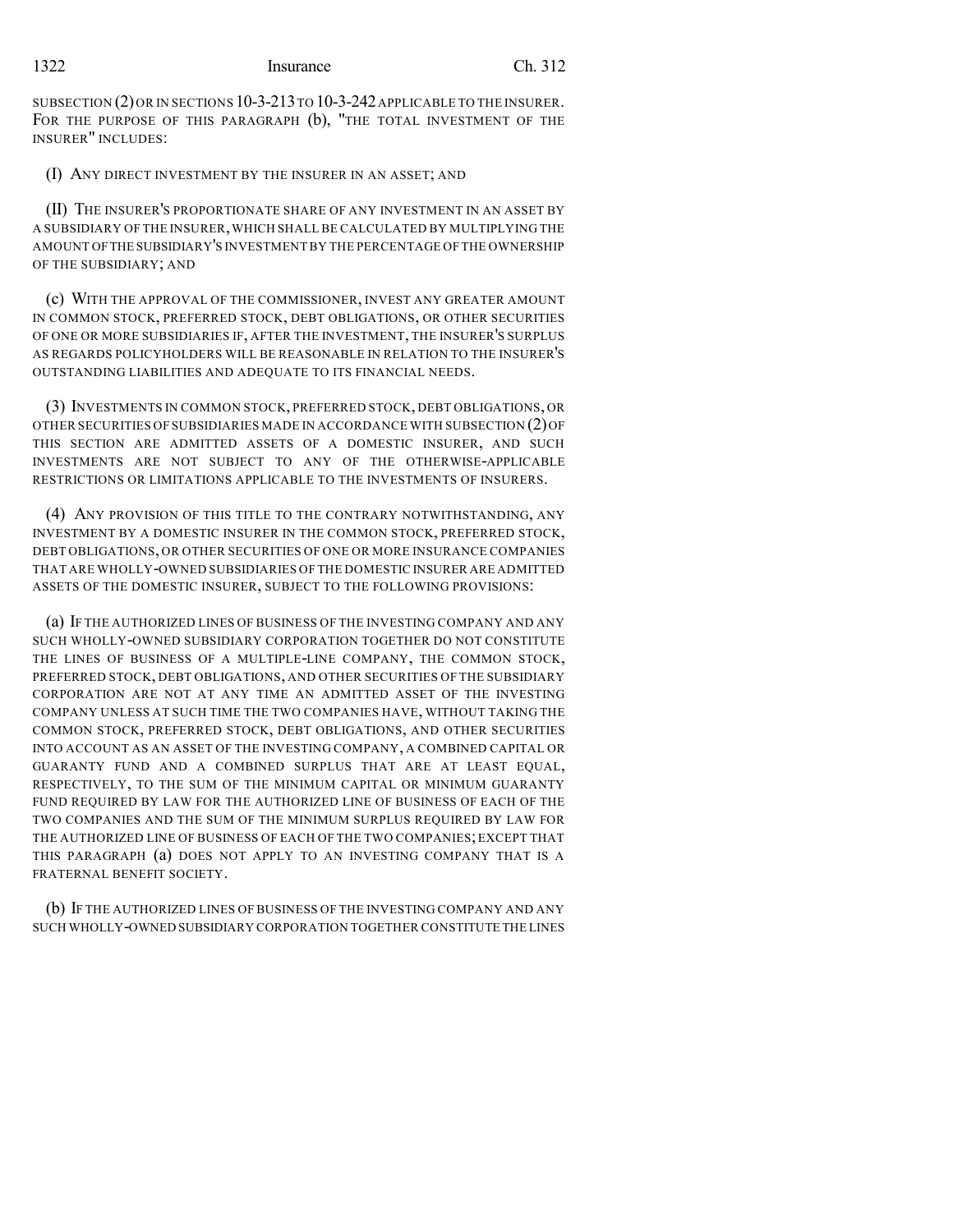SUBSECTION (2) OR IN SECTIONS 10-3-213 TO 10-3-242 APPLICABLE TO THE INSURER. FOR THE PURPOSE OF THIS PARAGRAPH (b), "THE TOTAL INVESTMENT OF THE INSURER" INCLUDES:

(I) ANY DIRECT INVESTMENT BY THE INSURER IN AN ASSET; AND

(II) THE INSURER'S PROPORTIONATE SHARE OF ANY INVESTMENT IN AN ASSET BY A SUBSIDIARY OF THE INSURER, WHICH SHALL BE CALCULATED BY MULTIPLYING THE AMOUNT OF THE SUBSIDIARY'S INVESTMENT BY THE PERCENTAGE OF THE OWNERSHIP OF THE SUBSIDIARY; AND

(c) WITH THE APPROVAL OF THE COMMISSIONER, INVEST ANY GREATER AMOUNT IN COMMON STOCK, PREFERRED STOCK, DEBT OBLIGATIONS, OR OTHER SECURITIES OF ONE OR MORE SUBSIDIARIES IF, AFTER THE INVESTMENT, THE INSURER'S SURPLUS AS REGARDS POLICYHOLDERS WILL BE REASONABLE IN RELATION TO THE INSURER'S OUTSTANDING LIABILITIES AND ADEQUATE TO ITS FINANCIAL NEEDS.

(3) INVESTMENTS IN COMMON STOCK, PREFERRED STOCK, DEBT OBLIGATIONS, OR OTHER SECURITIES OF SUBSIDIARIES MADE IN ACCORDANCE WITH SUBSECTION (2) OF THIS SECTION ARE ADMITTED ASSETS OF A DOMESTIC INSURER, AND SUCH INVESTMENTS ARE NOT SUBJECT TO ANY OF THE OTHERWISE-APPLICABLE RESTRICTIONS OR LIMITATIONS APPLICABLE TO THE INVESTMENTS OF INSURERS.

(4) ANY PROVISION OF THIS TITLE TO THE CONTRARY NOTWITHSTANDING, ANY INVESTMENT BY A DOMESTIC INSURER IN THE COMMON STOCK, PREFERRED STOCK, DEBT OBLIGATIONS, OR OTHER SECURITIES OF ONE OR MORE INSURANCE COMPANIES THAT ARE WHOLLY-OWNED SUBSIDIARIES OF THE DOMESTIC INSURER ARE ADMITTED ASSETS OF THE DOMESTIC INSURER, SUBJECT TO THE FOLLOWING PROVISIONS:

(a) IF THE AUTHORIZED LINES OF BUSINESS OF THE INVESTING COMPANY AND ANY SUCH WHOLLY-OWNED SUBSIDIARY CORPORATION TOGETHER DO NOT CONSTITUTE THE LINES OF BUSINESS OF A MULTIPLE-LINE COMPANY, THE COMMON STOCK, PREFERRED STOCK, DEBT OBLIGATIONS, AND OTHER SECURITIES OF THE SUBSIDIARY CORPORATION ARE NOT AT ANY TIME AN ADMITTED ASSET OF THE INVESTING COMPANY UNLESS AT SUCH TIME THE TWO COMPANIES HAVE, WITHOUT TAKING THE COMMON STOCK, PREFERRED STOCK, DEBT OBLIGATIONS, AND OTHER SECURITIES INTO ACCOUNT AS AN ASSET OF THE INVESTING COMPANY, A COMBINED CAPITAL OR GUARANTY FUND AND A COMBINED SURPLUS THAT ARE AT LEAST EQUAL, RESPECTIVELY, TO THE SUM OF THE MINIMUM CAPITAL OR MINIMUM GUARANTY FUND REQUIRED BY LAW FOR THE AUTHORIZED LINE OF BUSINESS OF EACH OF THE TWO COMPANIES AND THE SUM OF THE MINIMUM SURPLUS REQUIRED BY LAW FOR THE AUTHORIZED LINE OF BUSINESS OF EACH OF THE TWO COMPANIES; EXCEPT THAT THIS PARAGRAPH (a) DOES NOT APPLY TO AN INVESTING COMPANY THAT IS A FRATERNAL BENEFIT SOCIETY.

(b) IF THE AUTHORIZED LINES OF BUSINESS OF THE INVESTING COMPANY AND ANY SUCH WHOLLY-OWNED SUBSIDIARY CORPORATION TOGETHER CONSTITUTE THE LINES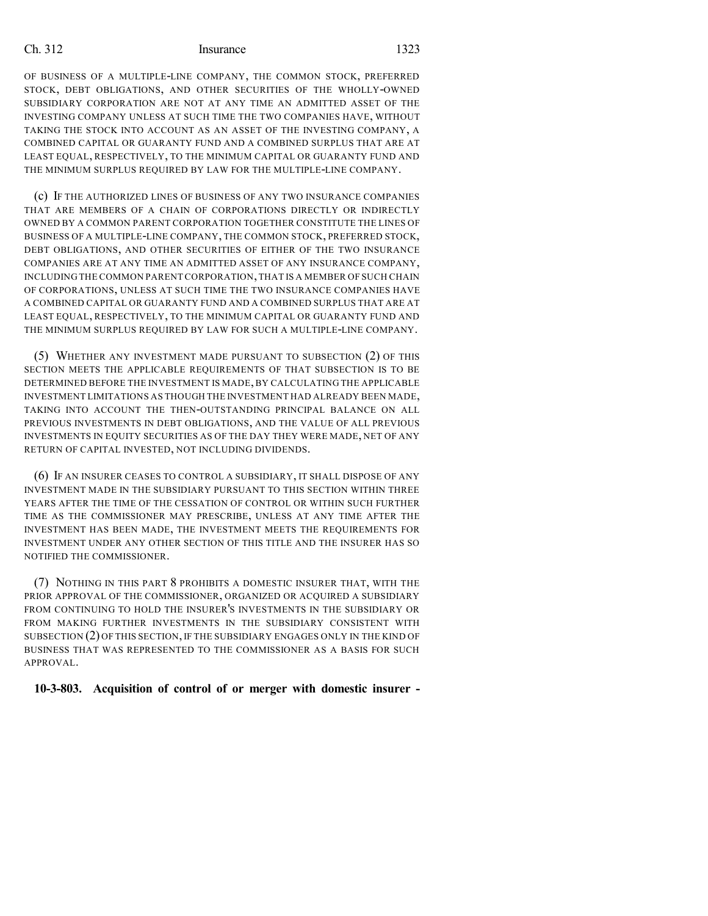OF BUSINESS OF A MULTIPLE-LINE COMPANY, THE COMMON STOCK, PREFERRED STOCK, DEBT OBLIGATIONS, AND OTHER SECURITIES OF THE WHOLLY-OWNED SUBSIDIARY CORPORATION ARE NOT AT ANY TIME AN ADMITTED ASSET OF THE INVESTING COMPANY UNLESS AT SUCH TIME THE TWO COMPANIES HAVE, WITHOUT TAKING THE STOCK INTO ACCOUNT AS AN ASSET OF THE INVESTING COMPANY, A COMBINED CAPITAL OR GUARANTY FUND AND A COMBINED SURPLUS THAT ARE AT LEAST EQUAL, RESPECTIVELY, TO THE MINIMUM CAPITAL OR GUARANTY FUND AND THE MINIMUM SURPLUS REQUIRED BY LAW FOR THE MULTIPLE-LINE COMPANY.

(c) IF THE AUTHORIZED LINES OF BUSINESS OF ANY TWO INSURANCE COMPANIES THAT ARE MEMBERS OF A CHAIN OF CORPORATIONS DIRECTLY OR INDIRECTLY OWNED BY A COMMON PARENT CORPORATION TOGETHER CONSTITUTE THE LINES OF BUSINESS OF A MULTIPLE-LINE COMPANY, THE COMMON STOCK, PREFERRED STOCK, DEBT OBLIGATIONS, AND OTHER SECURITIES OF EITHER OF THE TWO INSURANCE COMPANIES ARE AT ANY TIME AN ADMITTED ASSET OF ANY INSURANCE COMPANY, INCLUDING THE COMMON PARENT CORPORATION, THAT IS A MEMBER OF SUCH CHAIN OF CORPORATIONS, UNLESS AT SUCH TIME THE TWO INSURANCE COMPANIES HAVE A COMBINED CAPITAL OR GUARANTY FUND AND A COMBINED SURPLUS THAT ARE AT LEAST EQUAL, RESPECTIVELY, TO THE MINIMUM CAPITAL OR GUARANTY FUND AND THE MINIMUM SURPLUS REQUIRED BY LAW FOR SUCH A MULTIPLE-LINE COMPANY.

(5) WHETHER ANY INVESTMENT MADE PURSUANT TO SUBSECTION (2) OF THIS SECTION MEETS THE APPLICABLE REQUIREMENTS OF THAT SUBSECTION IS TO BE DETERMINED BEFORE THE INVESTMENT IS MADE, BY CALCULATING THE APPLICABLE INVESTMENT LIMITATIONS AS THOUGH THE INVESTMENT HAD ALREADY BEEN MADE, TAKING INTO ACCOUNT THE THEN-OUTSTANDING PRINCIPAL BALANCE ON ALL PREVIOUS INVESTMENTS IN DEBT OBLIGATIONS, AND THE VALUE OF ALL PREVIOUS INVESTMENTS IN EQUITY SECURITIES AS OF THE DAY THEY WERE MADE, NET OF ANY RETURN OF CAPITAL INVESTED, NOT INCLUDING DIVIDENDS.

(6) IF AN INSURER CEASES TO CONTROL A SUBSIDIARY, IT SHALL DISPOSE OF ANY INVESTMENT MADE IN THE SUBSIDIARY PURSUANT TO THIS SECTION WITHIN THREE YEARS AFTER THE TIME OF THE CESSATION OF CONTROL OR WITHIN SUCH FURTHER TIME AS THE COMMISSIONER MAY PRESCRIBE, UNLESS AT ANY TIME AFTER THE INVESTMENT HAS BEEN MADE, THE INVESTMENT MEETS THE REQUIREMENTS FOR INVESTMENT UNDER ANY OTHER SECTION OF THIS TITLE AND THE INSURER HAS SO NOTIFIED THE COMMISSIONER.

(7) NOTHING IN THIS PART 8 PROHIBITS A DOMESTIC INSURER THAT, WITH THE PRIOR APPROVAL OF THE COMMISSIONER, ORGANIZED OR ACQUIRED A SUBSIDIARY FROM CONTINUING TO HOLD THE INSURER'S INVESTMENTS IN THE SUBSIDIARY OR FROM MAKING FURTHER INVESTMENTS IN THE SUBSIDIARY CONSISTENT WITH SUBSECTION (2) OF THIS SECTION, IF THE SUBSIDIARY ENGAGES ONLY IN THE KIND OF BUSINESS THAT WAS REPRESENTED TO THE COMMISSIONER AS A BASIS FOR SUCH APPROVAL.

**10-3-803. Acquisition of control of or merger with domestic insurer -**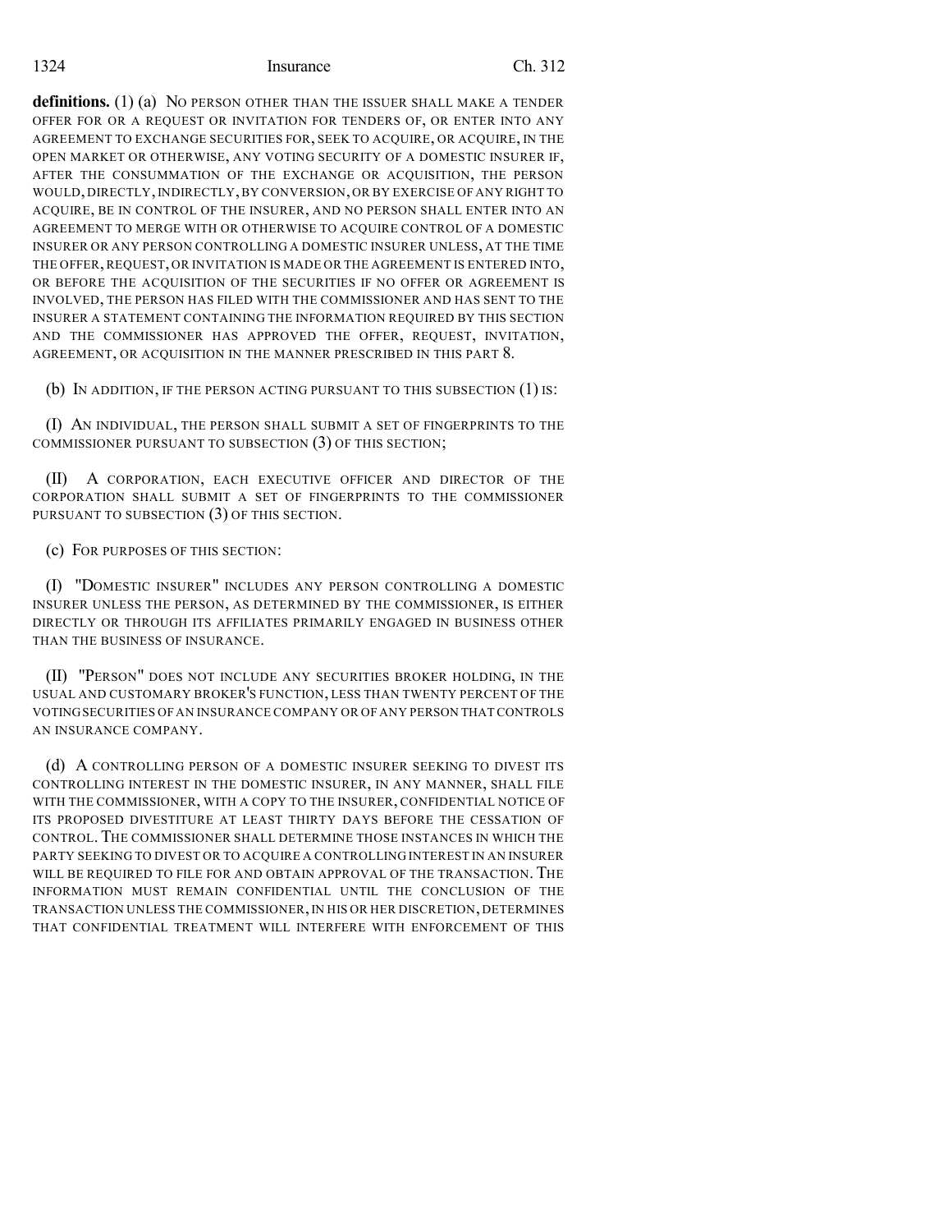**definitions.** (1) (a) NO PERSON OTHER THAN THE ISSUER SHALL MAKE A TENDER OFFER FOR OR A REQUEST OR INVITATION FOR TENDERS OF, OR ENTER INTO ANY AGREEMENT TO EXCHANGE SECURITIES FOR, SEEK TO ACQUIRE, OR ACQUIRE, IN THE OPEN MARKET OR OTHERWISE, ANY VOTING SECURITY OF A DOMESTIC INSURER IF, AFTER THE CONSUMMATION OF THE EXCHANGE OR ACQUISITION, THE PERSON WOULD, DIRECTLY, INDIRECTLY, BY CONVERSION, OR BY EXERCISE OF ANY RIGHT TO ACQUIRE, BE IN CONTROL OF THE INSURER, AND NO PERSON SHALL ENTER INTO AN AGREEMENT TO MERGE WITH OR OTHERWISE TO ACQUIRE CONTROL OF A DOMESTIC INSURER OR ANY PERSON CONTROLLING A DOMESTIC INSURER UNLESS, AT THE TIME THE OFFER, REQUEST, OR INVITATION IS MADE OR THE AGREEMENT IS ENTERED INTO, OR BEFORE THE ACQUISITION OF THE SECURITIES IF NO OFFER OR AGREEMENT IS INVOLVED, THE PERSON HAS FILED WITH THE COMMISSIONER AND HAS SENT TO THE INSURER A STATEMENT CONTAINING THE INFORMATION REQUIRED BY THIS SECTION AND THE COMMISSIONER HAS APPROVED THE OFFER, REQUEST, INVITATION, AGREEMENT, OR ACQUISITION IN THE MANNER PRESCRIBED IN THIS PART 8.

(b) IN ADDITION, IF THE PERSON ACTING PURSUANT TO THIS SUBSECTION (1) IS:

(I) AN INDIVIDUAL, THE PERSON SHALL SUBMIT A SET OF FINGERPRINTS TO THE COMMISSIONER PURSUANT TO SUBSECTION (3) OF THIS SECTION;

(II) A CORPORATION, EACH EXECUTIVE OFFICER AND DIRECTOR OF THE CORPORATION SHALL SUBMIT A SET OF FINGERPRINTS TO THE COMMISSIONER PURSUANT TO SUBSECTION (3) OF THIS SECTION.

(c) FOR PURPOSES OF THIS SECTION:

(I) "DOMESTIC INSURER" INCLUDES ANY PERSON CONTROLLING A DOMESTIC INSURER UNLESS THE PERSON, AS DETERMINED BY THE COMMISSIONER, IS EITHER DIRECTLY OR THROUGH ITS AFFILIATES PRIMARILY ENGAGED IN BUSINESS OTHER THAN THE BUSINESS OF INSURANCE.

(II) "PERSON" DOES NOT INCLUDE ANY SECURITIES BROKER HOLDING, IN THE USUAL AND CUSTOMARY BROKER'S FUNCTION, LESS THAN TWENTY PERCENT OF THE VOTING SECURITIES OF AN INSURANCE COMPANY OR OF ANY PERSON THAT CONTROLS AN INSURANCE COMPANY.

(d) A CONTROLLING PERSON OF A DOMESTIC INSURER SEEKING TO DIVEST ITS CONTROLLING INTEREST IN THE DOMESTIC INSURER, IN ANY MANNER, SHALL FILE WITH THE COMMISSIONER, WITH A COPY TO THE INSURER, CONFIDENTIAL NOTICE OF ITS PROPOSED DIVESTITURE AT LEAST THIRTY DAYS BEFORE THE CESSATION OF CONTROL. THE COMMISSIONER SHALL DETERMINE THOSE INSTANCES IN WHICH THE PARTY SEEKING TO DIVEST OR TO ACQUIRE A CONTROLLING INTEREST IN AN INSURER WILL BE REQUIRED TO FILE FOR AND OBTAIN APPROVAL OF THE TRANSACTION. THE INFORMATION MUST REMAIN CONFIDENTIAL UNTIL THE CONCLUSION OF THE TRANSACTION UNLESS THE COMMISSIONER, IN HIS OR HER DISCRETION, DETERMINES THAT CONFIDENTIAL TREATMENT WILL INTERFERE WITH ENFORCEMENT OF THIS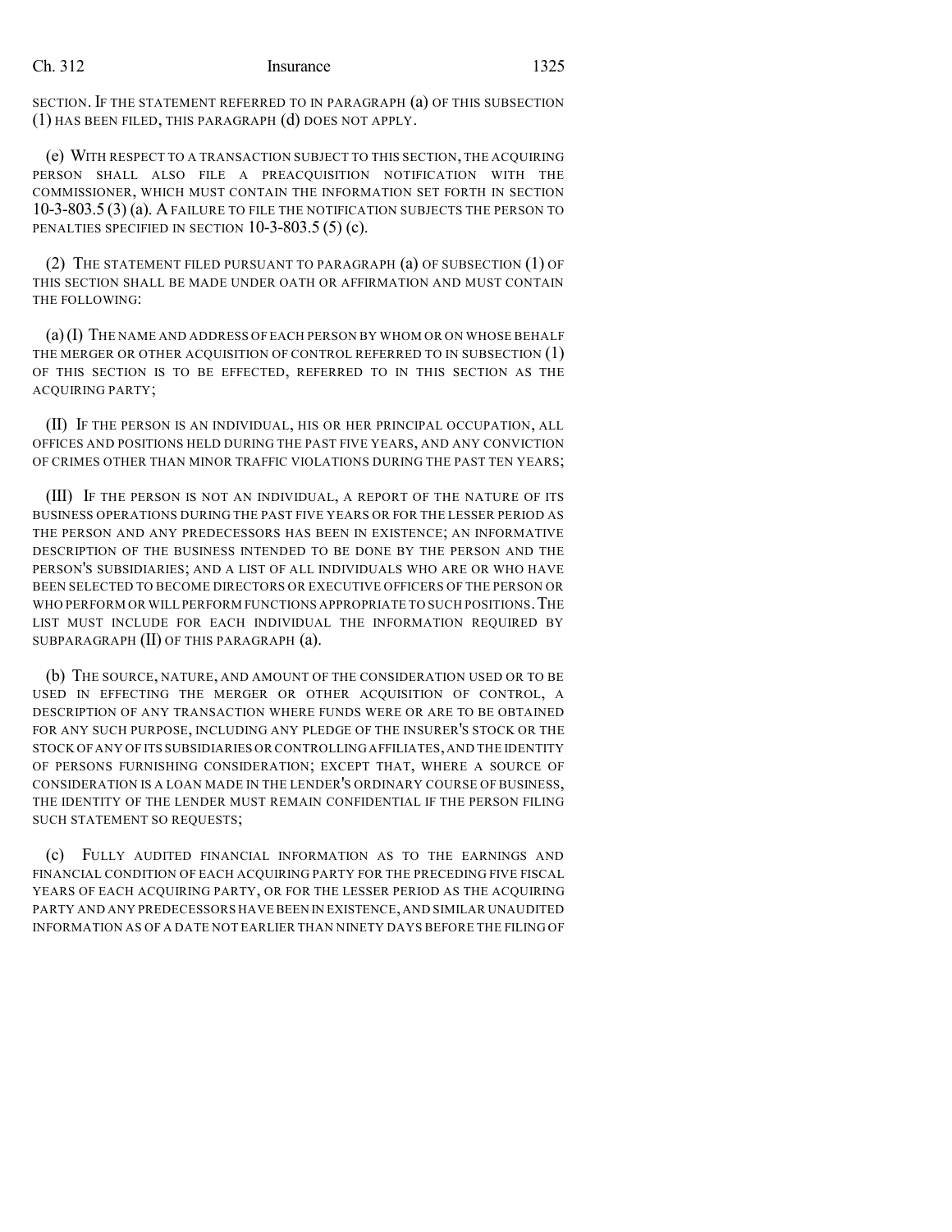SECTION. IF THE STATEMENT REFERRED TO IN PARAGRAPH (a) OF THIS SUBSECTION (1) HAS BEEN FILED, THIS PARAGRAPH (d) DOES NOT APPLY.

(e) WITH RESPECT TO A TRANSACTION SUBJECT TO THIS SECTION, THE ACQUIRING PERSON SHALL ALSO FILE A PREACQUISITION NOTIFICATION WITH THE COMMISSIONER, WHICH MUST CONTAIN THE INFORMATION SET FORTH IN SECTION 10-3-803.5 (3) (a). A FAILURE TO FILE THE NOTIFICATION SUBJECTS THE PERSON TO PENALTIES SPECIFIED IN SECTION 10-3-803.5 (5) (c).

(2) THE STATEMENT FILED PURSUANT TO PARAGRAPH (a) OF SUBSECTION (1) OF THIS SECTION SHALL BE MADE UNDER OATH OR AFFIRMATION AND MUST CONTAIN THE FOLLOWING:

(a) (I) THE NAME AND ADDRESS OF EACH PERSON BY WHOM OR ON WHOSE BEHALF THE MERGER OR OTHER ACQUISITION OF CONTROL REFERRED TO IN SUBSECTION (1) OF THIS SECTION IS TO BE EFFECTED, REFERRED TO IN THIS SECTION AS THE ACQUIRING PARTY;

(II) IF THE PERSON IS AN INDIVIDUAL, HIS OR HER PRINCIPAL OCCUPATION, ALL OFFICES AND POSITIONS HELD DURING THE PAST FIVE YEARS, AND ANY CONVICTION OF CRIMES OTHER THAN MINOR TRAFFIC VIOLATIONS DURING THE PAST TEN YEARS;

(III) IF THE PERSON IS NOT AN INDIVIDUAL, A REPORT OF THE NATURE OF ITS BUSINESS OPERATIONS DURING THE PAST FIVE YEARS OR FOR THE LESSER PERIOD AS THE PERSON AND ANY PREDECESSORS HAS BEEN IN EXISTENCE; AN INFORMATIVE DESCRIPTION OF THE BUSINESS INTENDED TO BE DONE BY THE PERSON AND THE PERSON'S SUBSIDIARIES; AND A LIST OF ALL INDIVIDUALS WHO ARE OR WHO HAVE BEEN SELECTED TO BECOME DIRECTORS OR EXECUTIVE OFFICERS OF THE PERSON OR WHO PERFORM OR WILL PERFORM FUNCTIONS APPROPRIATE TO SUCH POSITIONS. THE LIST MUST INCLUDE FOR EACH INDIVIDUAL THE INFORMATION REQUIRED BY SUBPARAGRAPH (II) OF THIS PARAGRAPH (a).

(b) THE SOURCE, NATURE, AND AMOUNT OF THE CONSIDERATION USED OR TO BE USED IN EFFECTING THE MERGER OR OTHER ACQUISITION OF CONTROL, A DESCRIPTION OF ANY TRANSACTION WHERE FUNDS WERE OR ARE TO BE OBTAINED FOR ANY SUCH PURPOSE, INCLUDING ANY PLEDGE OF THE INSURER'S STOCK OR THE STOCK OF ANY OF ITS SUBSIDIARIES OR CONTROLLING AFFILIATES, AND THE IDENTITY OF PERSONS FURNISHING CONSIDERATION; EXCEPT THAT, WHERE A SOURCE OF CONSIDERATION IS A LOAN MADE IN THE LENDER'S ORDINARY COURSE OF BUSINESS, THE IDENTITY OF THE LENDER MUST REMAIN CONFIDENTIAL IF THE PERSON FILING SUCH STATEMENT SO REQUESTS;

(c) FULLY AUDITED FINANCIAL INFORMATION AS TO THE EARNINGS AND FINANCIAL CONDITION OF EACH ACQUIRING PARTY FOR THE PRECEDING FIVE FISCAL YEARS OF EACH ACQUIRING PARTY, OR FOR THE LESSER PERIOD AS THE ACQUIRING PARTY AND ANY PREDECESSORS HAVE BEEN IN EXISTENCE, AND SIMILAR UNAUDITED INFORMATION AS OF A DATE NOT EARLIER THAN NINETY DAYS BEFORE THE FILING OF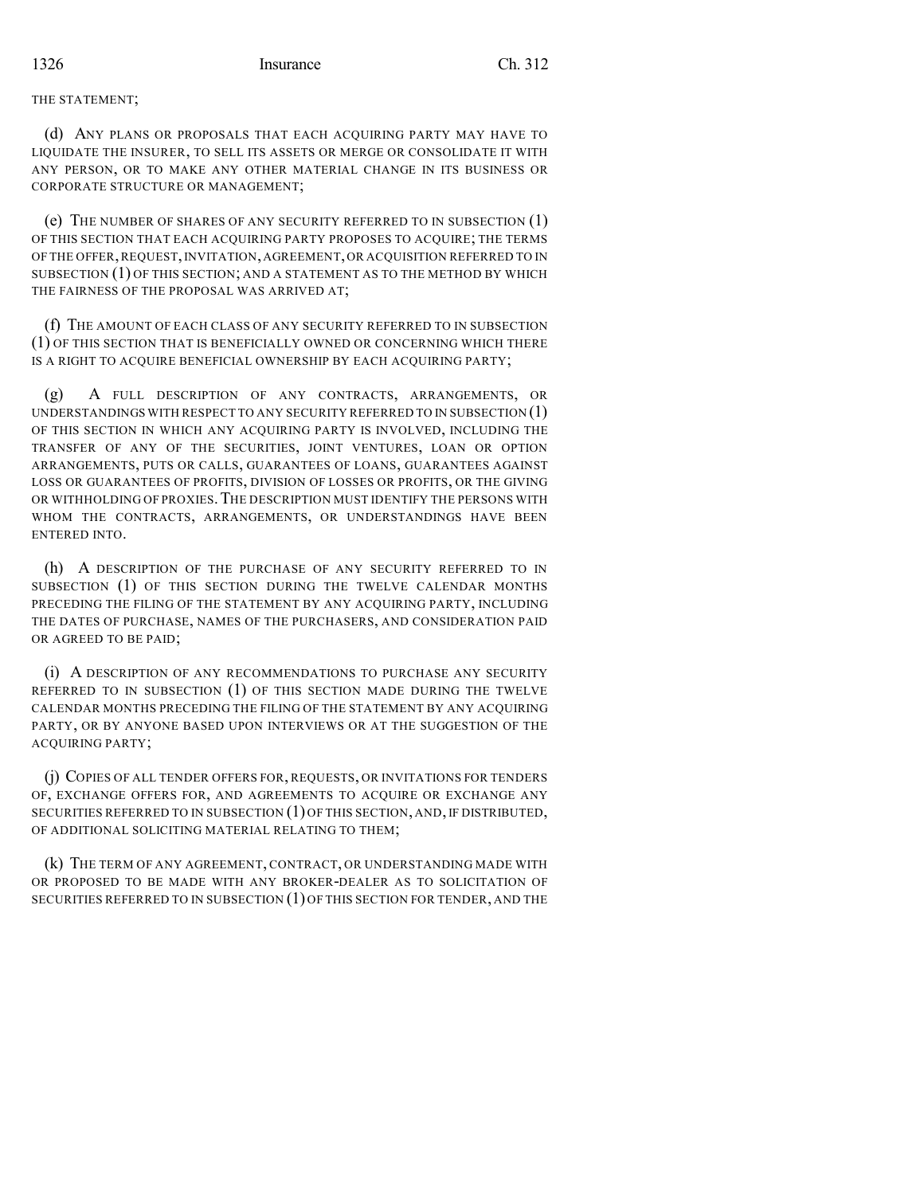THE STATEMENT;

(d) ANY PLANS OR PROPOSALS THAT EACH ACQUIRING PARTY MAY HAVE TO LIQUIDATE THE INSURER, TO SELL ITS ASSETS OR MERGE OR CONSOLIDATE IT WITH ANY PERSON, OR TO MAKE ANY OTHER MATERIAL CHANGE IN ITS BUSINESS OR CORPORATE STRUCTURE OR MANAGEMENT;

(e) THE NUMBER OF SHARES OF ANY SECURITY REFERRED TO IN SUBSECTION (1) OF THIS SECTION THAT EACH ACQUIRING PARTY PROPOSES TO ACQUIRE; THE TERMS OF THE OFFER, REQUEST, INVITATION, AGREEMENT, OR ACQUISITION REFERRED TO IN SUBSECTION (1) OF THIS SECTION; AND A STATEMENT AS TO THE METHOD BY WHICH THE FAIRNESS OF THE PROPOSAL WAS ARRIVED AT;

(f) THE AMOUNT OF EACH CLASS OF ANY SECURITY REFERRED TO IN SUBSECTION (1) OF THIS SECTION THAT IS BENEFICIALLY OWNED OR CONCERNING WHICH THERE IS A RIGHT TO ACQUIRE BENEFICIAL OWNERSHIP BY EACH ACQUIRING PARTY;

(g) A FULL DESCRIPTION OF ANY CONTRACTS, ARRANGEMENTS, OR UNDERSTANDINGS WITH RESPECT TO ANY SECURITY REFERRED TO IN SUBSECTION (1) OF THIS SECTION IN WHICH ANY ACQUIRING PARTY IS INVOLVED, INCLUDING THE TRANSFER OF ANY OF THE SECURITIES, JOINT VENTURES, LOAN OR OPTION ARRANGEMENTS, PUTS OR CALLS, GUARANTEES OF LOANS, GUARANTEES AGAINST LOSS OR GUARANTEES OF PROFITS, DIVISION OF LOSSES OR PROFITS, OR THE GIVING OR WITHHOLDING OF PROXIES. THE DESCRIPTION MUST IDENTIFY THE PERSONS WITH WHOM THE CONTRACTS, ARRANGEMENTS, OR UNDERSTANDINGS HAVE BEEN ENTERED INTO.

(h) A DESCRIPTION OF THE PURCHASE OF ANY SECURITY REFERRED TO IN SUBSECTION (1) OF THIS SECTION DURING THE TWELVE CALENDAR MONTHS PRECEDING THE FILING OF THE STATEMENT BY ANY ACQUIRING PARTY, INCLUDING THE DATES OF PURCHASE, NAMES OF THE PURCHASERS, AND CONSIDERATION PAID OR AGREED TO BE PAID;

(i) A DESCRIPTION OF ANY RECOMMENDATIONS TO PURCHASE ANY SECURITY REFERRED TO IN SUBSECTION (1) OF THIS SECTION MADE DURING THE TWELVE CALENDAR MONTHS PRECEDING THE FILING OF THE STATEMENT BY ANY ACQUIRING PARTY, OR BY ANYONE BASED UPON INTERVIEWS OR AT THE SUGGESTION OF THE ACQUIRING PARTY;

(j) COPIES OF ALL TENDER OFFERS FOR, REQUESTS, OR INVITATIONS FOR TENDERS OF, EXCHANGE OFFERS FOR, AND AGREEMENTS TO ACQUIRE OR EXCHANGE ANY SECURITIES REFERRED TO IN SUBSECTION (1) OF THIS SECTION, AND, IF DISTRIBUTED, OF ADDITIONAL SOLICITING MATERIAL RELATING TO THEM;

(k) THE TERM OF ANY AGREEMENT, CONTRACT, OR UNDERSTANDING MADE WITH OR PROPOSED TO BE MADE WITH ANY BROKER-DEALER AS TO SOLICITATION OF SECURITIES REFERRED TO IN SUBSECTION (1) OF THIS SECTION FOR TENDER, AND THE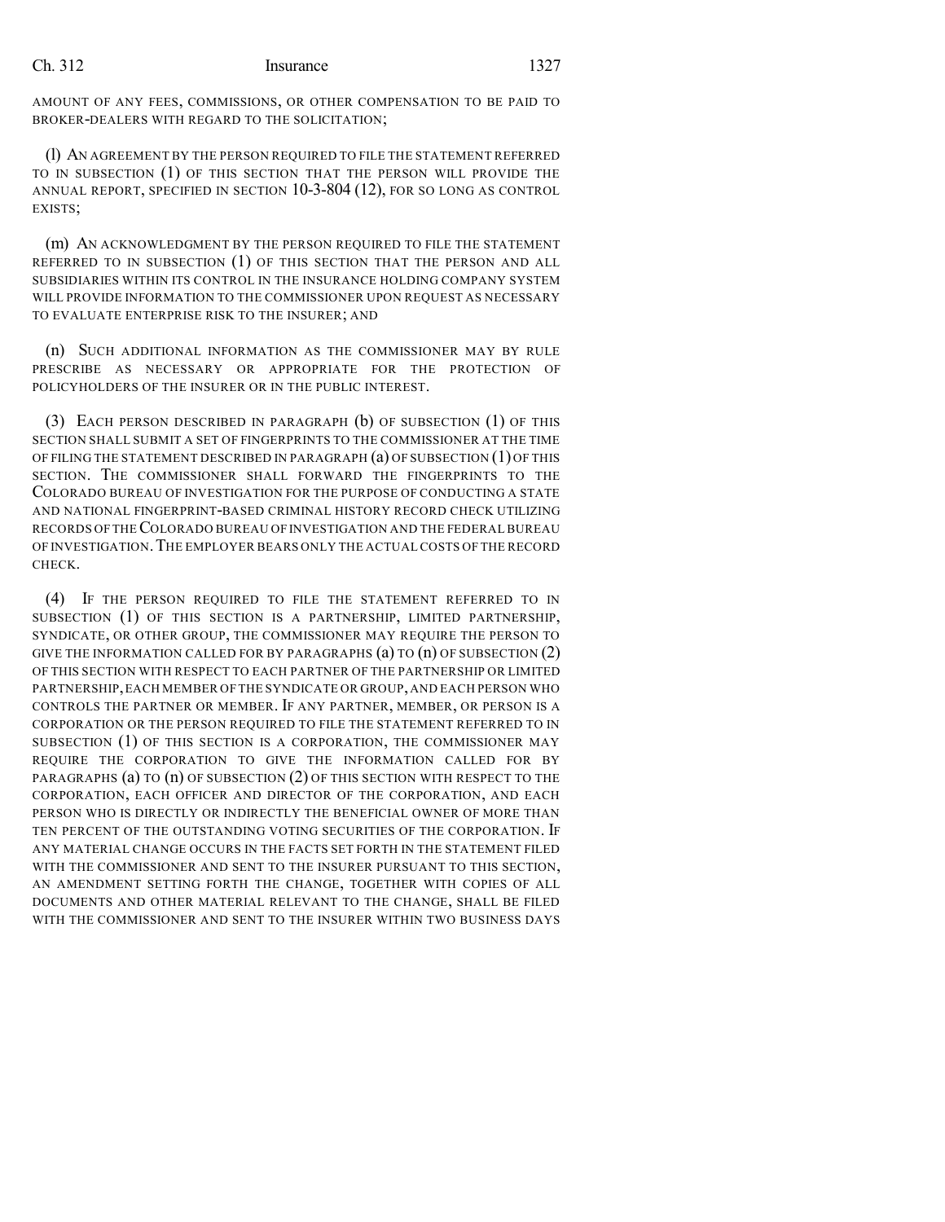AMOUNT OF ANY FEES, COMMISSIONS, OR OTHER COMPENSATION TO BE PAID TO BROKER-DEALERS WITH REGARD TO THE SOLICITATION;

(l) AN AGREEMENT BY THE PERSON REQUIRED TO FILE THE STATEMENT REFERRED TO IN SUBSECTION (1) OF THIS SECTION THAT THE PERSON WILL PROVIDE THE ANNUAL REPORT, SPECIFIED IN SECTION 10-3-804 (12), FOR SO LONG AS CONTROL EXISTS;

(m) AN ACKNOWLEDGMENT BY THE PERSON REQUIRED TO FILE THE STATEMENT REFERRED TO IN SUBSECTION (1) OF THIS SECTION THAT THE PERSON AND ALL SUBSIDIARIES WITHIN ITS CONTROL IN THE INSURANCE HOLDING COMPANY SYSTEM WILL PROVIDE INFORMATION TO THE COMMISSIONER UPON REQUEST AS NECESSARY TO EVALUATE ENTERPRISE RISK TO THE INSURER; AND

(n) SUCH ADDITIONAL INFORMATION AS THE COMMISSIONER MAY BY RULE PRESCRIBE AS NECESSARY OR APPROPRIATE FOR THE PROTECTION OF POLICYHOLDERS OF THE INSURER OR IN THE PUBLIC INTEREST.

(3) EACH PERSON DESCRIBED IN PARAGRAPH (b) OF SUBSECTION (1) OF THIS SECTION SHALL SUBMIT A SET OF FINGERPRINTS TO THE COMMISSIONER AT THE TIME OF FILING THE STATEMENT DESCRIBED IN PARAGRAPH (a) OF SUBSECTION (1) OF THIS SECTION. THE COMMISSIONER SHALL FORWARD THE FINGERPRINTS TO THE COLORADO BUREAU OF INVESTIGATION FOR THE PURPOSE OF CONDUCTING A STATE AND NATIONAL FINGERPRINT-BASED CRIMINAL HISTORY RECORD CHECK UTILIZING RECORDS OF THE COLORADO BUREAU OF INVESTIGATION AND THE FEDERAL BUREAU OF INVESTIGATION. THE EMPLOYER BEARS ONLY THE ACTUAL COSTS OF THE RECORD CHECK.

(4) IF THE PERSON REQUIRED TO FILE THE STATEMENT REFERRED TO IN SUBSECTION (1) OF THIS SECTION IS A PARTNERSHIP, LIMITED PARTNERSHIP, SYNDICATE, OR OTHER GROUP, THE COMMISSIONER MAY REQUIRE THE PERSON TO GIVE THE INFORMATION CALLED FOR BY PARAGRAPHS (a) TO (n) OF SUBSECTION (2) OF THIS SECTION WITH RESPECT TO EACH PARTNER OF THE PARTNERSHIP OR LIMITED PARTNERSHIP, EACH MEMBER OF THE SYNDICATE OR GROUP, AND EACH PERSON WHO CONTROLS THE PARTNER OR MEMBER. IF ANY PARTNER, MEMBER, OR PERSON IS A CORPORATION OR THE PERSON REQUIRED TO FILE THE STATEMENT REFERRED TO IN SUBSECTION (1) OF THIS SECTION IS A CORPORATION, THE COMMISSIONER MAY REQUIRE THE CORPORATION TO GIVE THE INFORMATION CALLED FOR BY PARAGRAPHS (a) TO (n) OF SUBSECTION (2) OF THIS SECTION WITH RESPECT TO THE CORPORATION, EACH OFFICER AND DIRECTOR OF THE CORPORATION, AND EACH PERSON WHO IS DIRECTLY OR INDIRECTLY THE BENEFICIAL OWNER OF MORE THAN TEN PERCENT OF THE OUTSTANDING VOTING SECURITIES OF THE CORPORATION. IF ANY MATERIAL CHANGE OCCURS IN THE FACTS SET FORTH IN THE STATEMENT FILED WITH THE COMMISSIONER AND SENT TO THE INSURER PURSUANT TO THIS SECTION, AN AMENDMENT SETTING FORTH THE CHANGE, TOGETHER WITH COPIES OF ALL DOCUMENTS AND OTHER MATERIAL RELEVANT TO THE CHANGE, SHALL BE FILED WITH THE COMMISSIONER AND SENT TO THE INSURER WITHIN TWO BUSINESS DAYS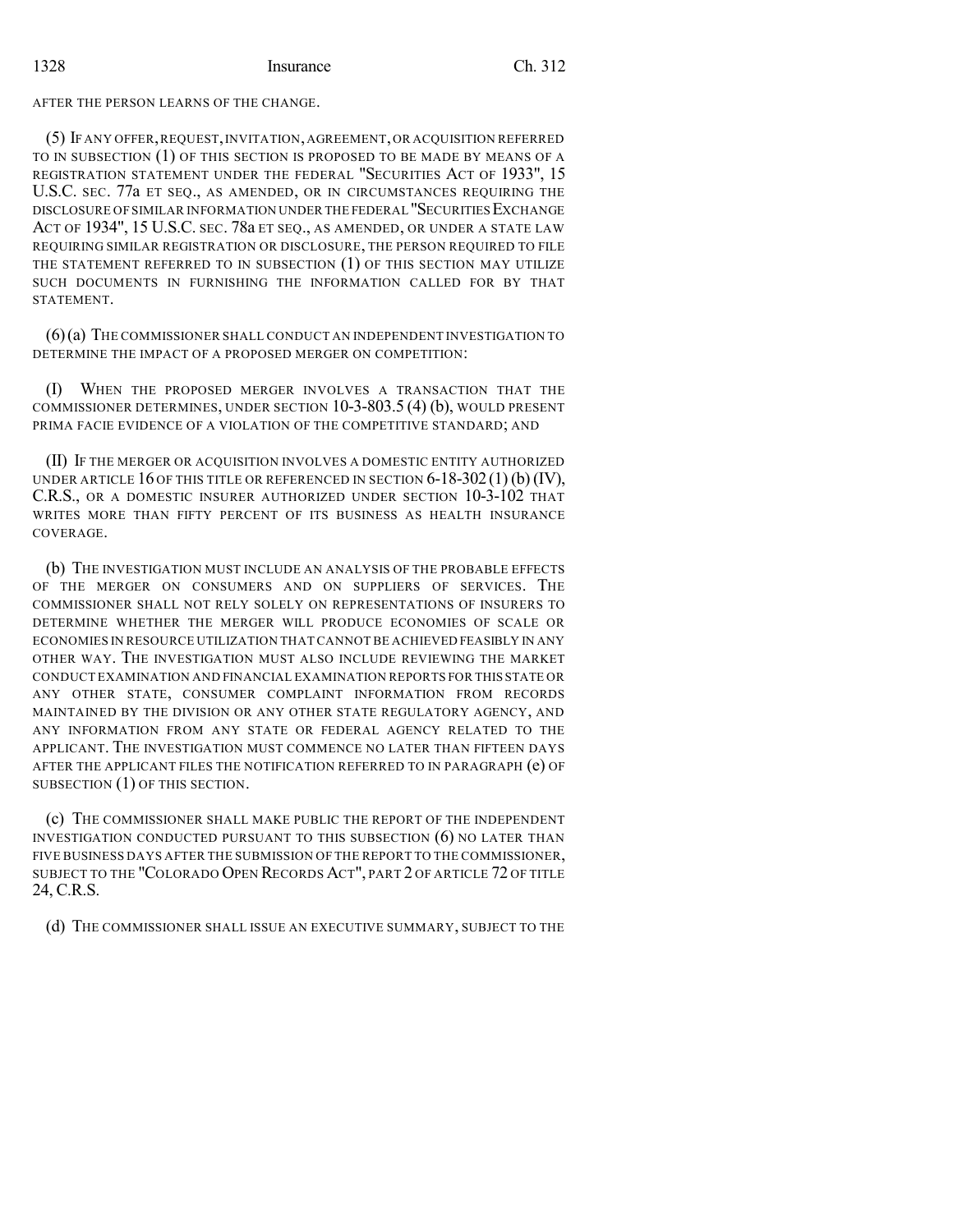AFTER THE PERSON LEARNS OF THE CHANGE.

(5) IF ANY OFFER, REQUEST, INVITATION, AGREEMENT, OR ACQUISITION REFERRED TO IN SUBSECTION (1) OF THIS SECTION IS PROPOSED TO BE MADE BY MEANS OF A REGISTRATION STATEMENT UNDER THE FEDERAL "SECURITIES ACT OF 1933", 15 U.S.C. SEC. 77a ET SEQ., AS AMENDED, OR IN CIRCUMSTANCES REQUIRING THE DISCLOSURE OF SIMILAR INFORMATION UNDER THE FEDERAL "SECURITIES EXCHANGE ACT OF 1934", 15 U.S.C. SEC. 78a ET SEQ., AS AMENDED, OR UNDER A STATE LAW REQUIRING SIMILAR REGISTRATION OR DISCLOSURE, THE PERSON REQUIRED TO FILE THE STATEMENT REFERRED TO IN SUBSECTION (1) OF THIS SECTION MAY UTILIZE SUCH DOCUMENTS IN FURNISHING THE INFORMATION CALLED FOR BY THAT STATEMENT.

(6) (a) THE COMMISSIONER SHALL CONDUCT AN INDEPENDENT INVESTIGATION TO DETERMINE THE IMPACT OF A PROPOSED MERGER ON COMPETITION:

(I) WHEN THE PROPOSED MERGER INVOLVES A TRANSACTION THAT THE COMMISSIONER DETERMINES, UNDER SECTION 10-3-803.5 (4) (b), WOULD PRESENT PRIMA FACIE EVIDENCE OF A VIOLATION OF THE COMPETITIVE STANDARD; AND

(II) IF THE MERGER OR ACQUISITION INVOLVES A DOMESTIC ENTITY AUTHORIZED UNDER ARTICLE 16 OF THIS TITLE OR REFERENCED IN SECTION 6-18-302 (1) (b) (IV), C.R.S., OR A DOMESTIC INSURER AUTHORIZED UNDER SECTION 10-3-102 THAT WRITES MORE THAN FIFTY PERCENT OF ITS BUSINESS AS HEALTH INSURANCE COVERAGE.

(b) THE INVESTIGATION MUST INCLUDE AN ANALYSIS OF THE PROBABLE EFFECTS OF THE MERGER ON CONSUMERS AND ON SUPPLIERS OF SERVICES. THE COMMISSIONER SHALL NOT RELY SOLELY ON REPRESENTATIONS OF INSURERS TO DETERMINE WHETHER THE MERGER WILL PRODUCE ECONOMIES OF SCALE OR ECONOMIES IN RESOURCE UTILIZATION THAT CANNOT BE ACHIEVED FEASIBLY IN ANY OTHER WAY. THE INVESTIGATION MUST ALSO INCLUDE REVIEWING THE MARKET CONDUCT EXAMINATION AND FINANCIAL EXAMINATION REPORTS FOR THIS STATE OR ANY OTHER STATE, CONSUMER COMPLAINT INFORMATION FROM RECORDS MAINTAINED BY THE DIVISION OR ANY OTHER STATE REGULATORY AGENCY, AND ANY INFORMATION FROM ANY STATE OR FEDERAL AGENCY RELATED TO THE APPLICANT. THE INVESTIGATION MUST COMMENCE NO LATER THAN FIFTEEN DAYS AFTER THE APPLICANT FILES THE NOTIFICATION REFERRED TO IN PARAGRAPH (e) OF SUBSECTION (1) OF THIS SECTION.

(c) THE COMMISSIONER SHALL MAKE PUBLIC THE REPORT OF THE INDEPENDENT INVESTIGATION CONDUCTED PURSUANT TO THIS SUBSECTION (6) NO LATER THAN FIVE BUSINESS DAYS AFTER THE SUBMISSION OF THE REPORT TO THE COMMISSIONER, SUBJECT TO THE "COLORADO OPEN RECORDS ACT", PART 2 OF ARTICLE 72 OF TITLE 24, C.R.S.

(d) THE COMMISSIONER SHALL ISSUE AN EXECUTIVE SUMMARY, SUBJECT TO THE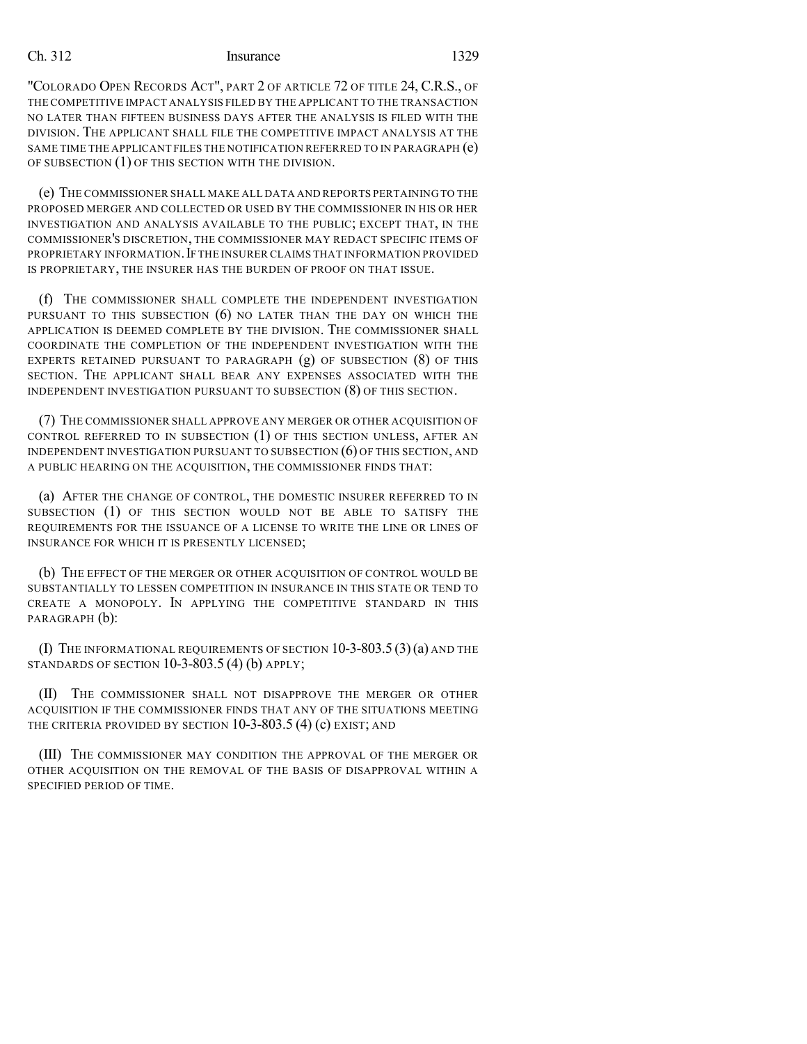"COLORADO OPEN RECORDS ACT", PART 2 OF ARTICLE 72 OF TITLE 24, C.R.S., OF THE COMPETITIVE IMPACT ANALYSIS FILED BY THE APPLICANT TO THE TRANSACTION NO LATER THAN FIFTEEN BUSINESS DAYS AFTER THE ANALYSIS IS FILED WITH THE DIVISION. THE APPLICANT SHALL FILE THE COMPETITIVE IMPACT ANALYSIS AT THE SAME TIME THE APPLICANT FILES THE NOTIFICATION REFERRED TO IN PARAGRAPH (e) OF SUBSECTION (1) OF THIS SECTION WITH THE DIVISION.

(e) THE COMMISSIONER SHALL MAKE ALL DATA AND REPORTS PERTAINING TO THE PROPOSED MERGER AND COLLECTED OR USED BY THE COMMISSIONER IN HIS OR HER INVESTIGATION AND ANALYSIS AVAILABLE TO THE PUBLIC; EXCEPT THAT, IN THE COMMISSIONER'S DISCRETION, THE COMMISSIONER MAY REDACT SPECIFIC ITEMS OF PROPRIETARY INFORMATION. IF THE INSURER CLAIMS THAT INFORMATION PROVIDED IS PROPRIETARY, THE INSURER HAS THE BURDEN OF PROOF ON THAT ISSUE.

(f) THE COMMISSIONER SHALL COMPLETE THE INDEPENDENT INVESTIGATION PURSUANT TO THIS SUBSECTION (6) NO LATER THAN THE DAY ON WHICH THE APPLICATION IS DEEMED COMPLETE BY THE DIVISION. THE COMMISSIONER SHALL COORDINATE THE COMPLETION OF THE INDEPENDENT INVESTIGATION WITH THE EXPERTS RETAINED PURSUANT TO PARAGRAPH (g) OF SUBSECTION (8) OF THIS SECTION. THE APPLICANT SHALL BEAR ANY EXPENSES ASSOCIATED WITH THE INDEPENDENT INVESTIGATION PURSUANT TO SUBSECTION (8) OF THIS SECTION.

(7) THE COMMISSIONER SHALL APPROVE ANY MERGER OR OTHER ACQUISITION OF CONTROL REFERRED TO IN SUBSECTION (1) OF THIS SECTION UNLESS, AFTER AN INDEPENDENT INVESTIGATION PURSUANT TO SUBSECTION (6) OF THIS SECTION, AND A PUBLIC HEARING ON THE ACQUISITION, THE COMMISSIONER FINDS THAT:

(a) AFTER THE CHANGE OF CONTROL, THE DOMESTIC INSURER REFERRED TO IN SUBSECTION (1) OF THIS SECTION WOULD NOT BE ABLE TO SATISFY THE REQUIREMENTS FOR THE ISSUANCE OF A LICENSE TO WRITE THE LINE OR LINES OF INSURANCE FOR WHICH IT IS PRESENTLY LICENSED;

(b) THE EFFECT OF THE MERGER OR OTHER ACQUISITION OF CONTROL WOULD BE SUBSTANTIALLY TO LESSEN COMPETITION IN INSURANCE IN THIS STATE OR TEND TO CREATE A MONOPOLY. IN APPLYING THE COMPETITIVE STANDARD IN THIS PARAGRAPH (b):

(I) THE INFORMATIONAL REQUIREMENTS OF SECTION 10-3-803.5 (3) (a) AND THE STANDARDS OF SECTION 10-3-803.5 (4) (b) APPLY;

(II) THE COMMISSIONER SHALL NOT DISAPPROVE THE MERGER OR OTHER ACQUISITION IF THE COMMISSIONER FINDS THAT ANY OF THE SITUATIONS MEETING THE CRITERIA PROVIDED BY SECTION 10-3-803.5 (4) (c) EXIST; AND

(III) THE COMMISSIONER MAY CONDITION THE APPROVAL OF THE MERGER OR OTHER ACQUISITION ON THE REMOVAL OF THE BASIS OF DISAPPROVAL WITHIN A SPECIFIED PERIOD OF TIME.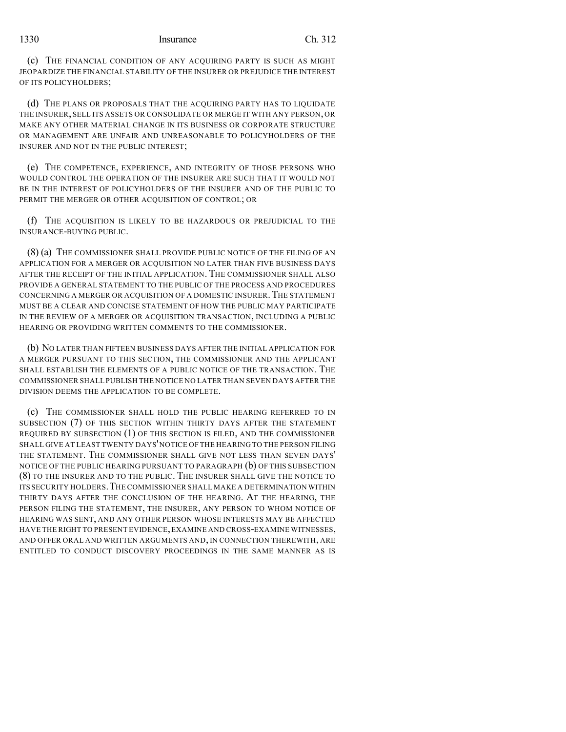(c) THE FINANCIAL CONDITION OF ANY ACQUIRING PARTY IS SUCH AS MIGHT JEOPARDIZE THE FINANCIAL STABILITY OF THE INSURER OR PREJUDICE THE INTEREST OF ITS POLICYHOLDERS;

(d) THE PLANS OR PROPOSALS THAT THE ACQUIRING PARTY HAS TO LIQUIDATE THE INSURER, SELL ITS ASSETS OR CONSOLIDATE OR MERGE IT WITH ANY PERSON, OR MAKE ANY OTHER MATERIAL CHANGE IN ITS BUSINESS OR CORPORATE STRUCTURE OR MANAGEMENT ARE UNFAIR AND UNREASONABLE TO POLICYHOLDERS OF THE INSURER AND NOT IN THE PUBLIC INTEREST;

(e) THE COMPETENCE, EXPERIENCE, AND INTEGRITY OF THOSE PERSONS WHO WOULD CONTROL THE OPERATION OF THE INSURER ARE SUCH THAT IT WOULD NOT BE IN THE INTEREST OF POLICYHOLDERS OF THE INSURER AND OF THE PUBLIC TO PERMIT THE MERGER OR OTHER ACQUISITION OF CONTROL; OR

(f) THE ACQUISITION IS LIKELY TO BE HAZARDOUS OR PREJUDICIAL TO THE INSURANCE-BUYING PUBLIC.

(8) (a) THE COMMISSIONER SHALL PROVIDE PUBLIC NOTICE OF THE FILING OF AN APPLICATION FOR A MERGER OR ACQUISITION NO LATER THAN FIVE BUSINESS DAYS AFTER THE RECEIPT OF THE INITIAL APPLICATION. THE COMMISSIONER SHALL ALSO PROVIDE A GENERAL STATEMENT TO THE PUBLIC OF THE PROCESS AND PROCEDURES CONCERNING A MERGER OR ACQUISITION OF A DOMESTIC INSURER. THE STATEMENT MUST BE A CLEAR AND CONCISE STATEMENT OF HOW THE PUBLIC MAY PARTICIPATE IN THE REVIEW OF A MERGER OR ACQUISITION TRANSACTION, INCLUDING A PUBLIC HEARING OR PROVIDING WRITTEN COMMENTS TO THE COMMISSIONER.

(b) NO LATER THAN FIFTEEN BUSINESS DAYS AFTER THE INITIAL APPLICATION FOR A MERGER PURSUANT TO THIS SECTION, THE COMMISSIONER AND THE APPLICANT SHALL ESTABLISH THE ELEMENTS OF A PUBLIC NOTICE OF THE TRANSACTION. THE COMMISSIONER SHALL PUBLISH THE NOTICE NO LATER THAN SEVEN DAYS AFTER THE DIVISION DEEMS THE APPLICATION TO BE COMPLETE.

(c) THE COMMISSIONER SHALL HOLD THE PUBLIC HEARING REFERRED TO IN SUBSECTION (7) OF THIS SECTION WITHIN THIRTY DAYS AFTER THE STATEMENT REQUIRED BY SUBSECTION (1) OF THIS SECTION IS FILED, AND THE COMMISSIONER SHALL GIVE AT LEAST TWENTY DAYS' NOTICE OF THE HEARING TO THE PERSON FILING THE STATEMENT. THE COMMISSIONER SHALL GIVE NOT LESS THAN SEVEN DAYS' NOTICE OF THE PUBLIC HEARING PURSUANT TO PARAGRAPH (b) OF THIS SUBSECTION (8) TO THE INSURER AND TO THE PUBLIC. THE INSURER SHALL GIVE THE NOTICE TO ITS SECURITY HOLDERS. THE COMMISSIONER SHALL MAKE A DETERMINATION WITHIN THIRTY DAYS AFTER THE CONCLUSION OF THE HEARING. AT THE HEARING, THE PERSON FILING THE STATEMENT, THE INSURER, ANY PERSON TO WHOM NOTICE OF HEARING WAS SENT, AND ANY OTHER PERSON WHOSE INTERESTS MAY BE AFFECTED HAVE THE RIGHT TO PRESENT EVIDENCE, EXAMINE AND CROSS-EXAMINE WITNESSES, AND OFFER ORAL AND WRITTEN ARGUMENTS AND, IN CONNECTION THEREWITH, ARE ENTITLED TO CONDUCT DISCOVERY PROCEEDINGS IN THE SAME MANNER AS IS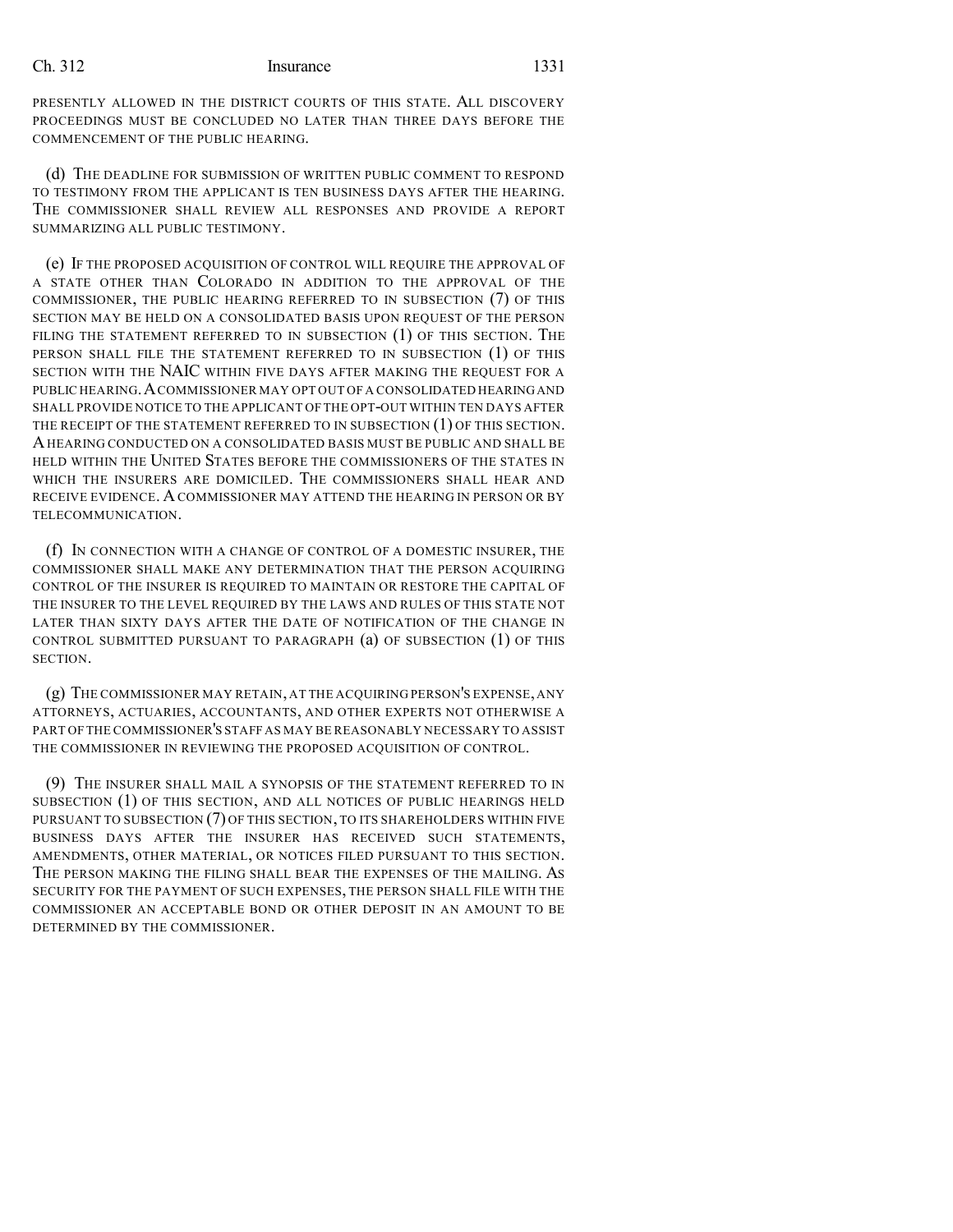PRESENTLY ALLOWED IN THE DISTRICT COURTS OF THIS STATE. ALL DISCOVERY PROCEEDINGS MUST BE CONCLUDED NO LATER THAN THREE DAYS BEFORE THE COMMENCEMENT OF THE PUBLIC HEARING.

(d) THE DEADLINE FOR SUBMISSION OF WRITTEN PUBLIC COMMENT TO RESPOND TO TESTIMONY FROM THE APPLICANT IS TEN BUSINESS DAYS AFTER THE HEARING. THE COMMISSIONER SHALL REVIEW ALL RESPONSES AND PROVIDE A REPORT SUMMARIZING ALL PUBLIC TESTIMONY.

(e) IF THE PROPOSED ACQUISITION OF CONTROL WILL REQUIRE THE APPROVAL OF A STATE OTHER THAN COLORADO IN ADDITION TO THE APPROVAL OF THE COMMISSIONER, THE PUBLIC HEARING REFERRED TO IN SUBSECTION (7) OF THIS SECTION MAY BE HELD ON A CONSOLIDATED BASIS UPON REQUEST OF THE PERSON FILING THE STATEMENT REFERRED TO IN SUBSECTION (1) OF THIS SECTION. THE PERSON SHALL FILE THE STATEMENT REFERRED TO IN SUBSECTION (1) OF THIS SECTION WITH THE NAIC WITHIN FIVE DAYS AFTER MAKING THE REQUEST FOR A PUBLIC HEARING. A COMMISSIONER MAY OPT OUT OF A CONSOLIDATED HEARING AND SHALL PROVIDE NOTICE TO THE APPLICANT OF THE OPT-OUT WITHIN TEN DAYS AFTER THE RECEIPT OF THE STATEMENT REFERRED TO IN SUBSECTION (1) OF THIS SECTION. A HEARING CONDUCTED ON A CONSOLIDATED BASIS MUST BE PUBLIC AND SHALL BE HELD WITHIN THE UNITED STATES BEFORE THE COMMISSIONERS OF THE STATES IN WHICH THE INSURERS ARE DOMICILED. THE COMMISSIONERS SHALL HEAR AND RECEIVE EVIDENCE. A COMMISSIONER MAY ATTEND THE HEARING IN PERSON OR BY TELECOMMUNICATION.

(f) IN CONNECTION WITH A CHANGE OF CONTROL OF A DOMESTIC INSURER, THE COMMISSIONER SHALL MAKE ANY DETERMINATION THAT THE PERSON ACQUIRING CONTROL OF THE INSURER IS REQUIRED TO MAINTAIN OR RESTORE THE CAPITAL OF THE INSURER TO THE LEVEL REQUIRED BY THE LAWS AND RULES OF THIS STATE NOT LATER THAN SIXTY DAYS AFTER THE DATE OF NOTIFICATION OF THE CHANGE IN CONTROL SUBMITTED PURSUANT TO PARAGRAPH (a) OF SUBSECTION (1) OF THIS SECTION.

(g) THE COMMISSIONER MAY RETAIN, AT THE ACQUIRING PERSON'S EXPENSE, ANY ATTORNEYS, ACTUARIES, ACCOUNTANTS, AND OTHER EXPERTS NOT OTHERWISE A PART OF THE COMMISSIONER'S STAFF AS MAY BE REASONABLY NECESSARY TO ASSIST THE COMMISSIONER IN REVIEWING THE PROPOSED ACQUISITION OF CONTROL.

(9) THE INSURER SHALL MAIL A SYNOPSIS OF THE STATEMENT REFERRED TO IN SUBSECTION (1) OF THIS SECTION, AND ALL NOTICES OF PUBLIC HEARINGS HELD PURSUANT TO SUBSECTION (7) OF THIS SECTION, TO ITS SHAREHOLDERS WITHIN FIVE BUSINESS DAYS AFTER THE INSURER HAS RECEIVED SUCH STATEMENTS, AMENDMENTS, OTHER MATERIAL, OR NOTICES FILED PURSUANT TO THIS SECTION. THE PERSON MAKING THE FILING SHALL BEAR THE EXPENSES OF THE MAILING. AS SECURITY FOR THE PAYMENT OF SUCH EXPENSES, THE PERSON SHALL FILE WITH THE COMMISSIONER AN ACCEPTABLE BOND OR OTHER DEPOSIT IN AN AMOUNT TO BE DETERMINED BY THE COMMISSIONER.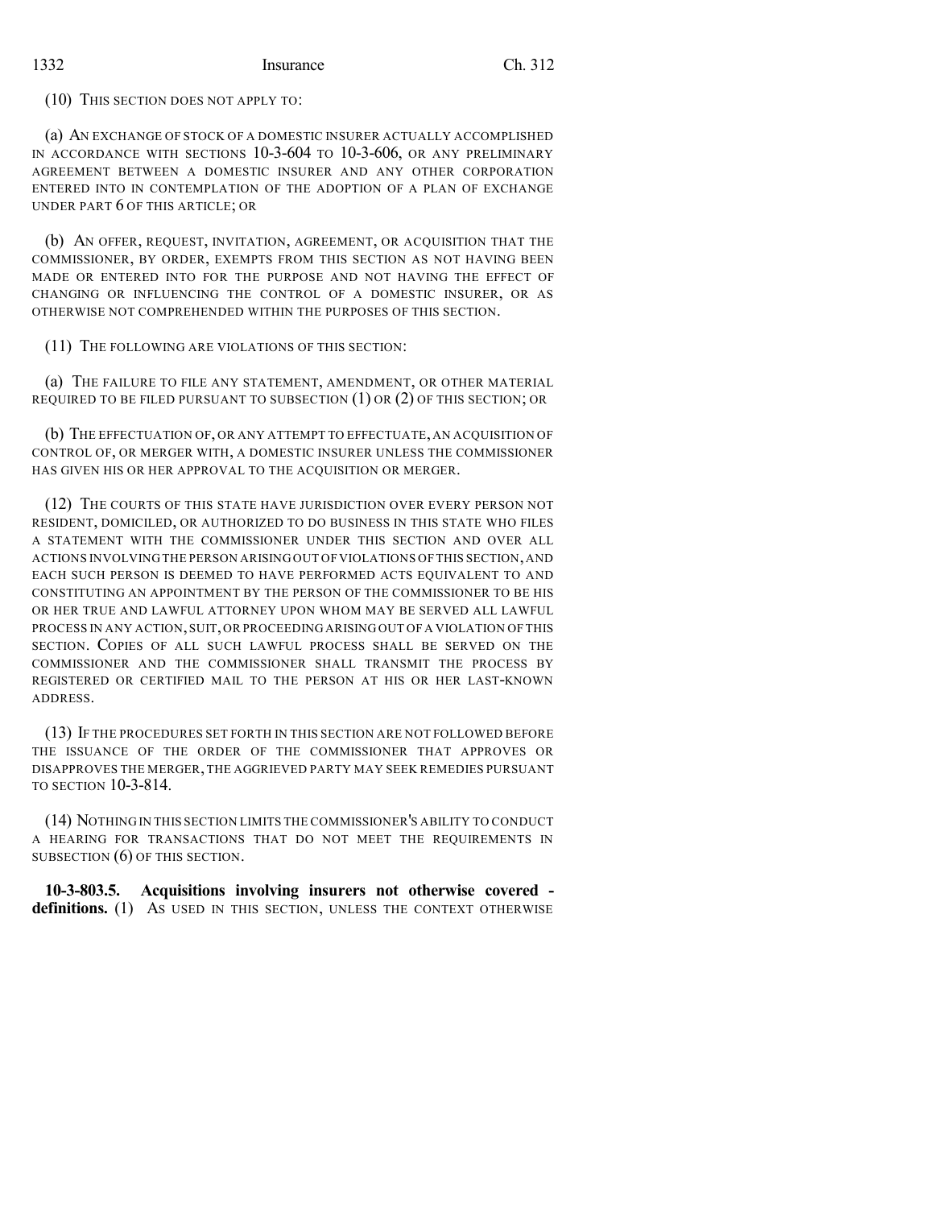(10) THIS SECTION DOES NOT APPLY TO:

(a) AN EXCHANGE OF STOCK OF A DOMESTIC INSURER ACTUALLY ACCOMPLISHED IN ACCORDANCE WITH SECTIONS 10-3-604 TO 10-3-606, OR ANY PRELIMINARY AGREEMENT BETWEEN A DOMESTIC INSURER AND ANY OTHER CORPORATION ENTERED INTO IN CONTEMPLATION OF THE ADOPTION OF A PLAN OF EXCHANGE UNDER PART 6 OF THIS ARTICLE; OR

(b) AN OFFER, REQUEST, INVITATION, AGREEMENT, OR ACQUISITION THAT THE COMMISSIONER, BY ORDER, EXEMPTS FROM THIS SECTION AS NOT HAVING BEEN MADE OR ENTERED INTO FOR THE PURPOSE AND NOT HAVING THE EFFECT OF CHANGING OR INFLUENCING THE CONTROL OF A DOMESTIC INSURER, OR AS OTHERWISE NOT COMPREHENDED WITHIN THE PURPOSES OF THIS SECTION.

(11) THE FOLLOWING ARE VIOLATIONS OF THIS SECTION:

(a) THE FAILURE TO FILE ANY STATEMENT, AMENDMENT, OR OTHER MATERIAL REQUIRED TO BE FILED PURSUANT TO SUBSECTION (1) OR (2) OF THIS SECTION; OR

(b) THE EFFECTUATION OF, OR ANY ATTEMPT TO EFFECTUATE, AN ACQUISITION OF CONTROL OF, OR MERGER WITH, A DOMESTIC INSURER UNLESS THE COMMISSIONER HAS GIVEN HIS OR HER APPROVAL TO THE ACQUISITION OR MERGER.

(12) THE COURTS OF THIS STATE HAVE JURISDICTION OVER EVERY PERSON NOT RESIDENT, DOMICILED, OR AUTHORIZED TO DO BUSINESS IN THIS STATE WHO FILES A STATEMENT WITH THE COMMISSIONER UNDER THIS SECTION AND OVER ALL ACTIONS INVOLVING THE PERSON ARISING OUT OF VIOLATIONS OF THIS SECTION, AND EACH SUCH PERSON IS DEEMED TO HAVE PERFORMED ACTS EQUIVALENT TO AND CONSTITUTING AN APPOINTMENT BY THE PERSON OF THE COMMISSIONER TO BE HIS OR HER TRUE AND LAWFUL ATTORNEY UPON WHOM MAY BE SERVED ALL LAWFUL PROCESS IN ANY ACTION, SUIT, OR PROCEEDING ARISING OUT OF A VIOLATION OF THIS SECTION. COPIES OF ALL SUCH LAWFUL PROCESS SHALL BE SERVED ON THE COMMISSIONER AND THE COMMISSIONER SHALL TRANSMIT THE PROCESS BY REGISTERED OR CERTIFIED MAIL TO THE PERSON AT HIS OR HER LAST-KNOWN ADDRESS.

(13) IF THE PROCEDURES SET FORTH IN THIS SECTION ARE NOT FOLLOWED BEFORE THE ISSUANCE OF THE ORDER OF THE COMMISSIONER THAT APPROVES OR DISAPPROVES THE MERGER, THE AGGRIEVED PARTY MAY SEEK REMEDIES PURSUANT TO SECTION 10-3-814.

(14) NOTHING IN THIS SECTION LIMITS THE COMMISSIONER'S ABILITY TO CONDUCT A HEARING FOR TRANSACTIONS THAT DO NOT MEET THE REQUIREMENTS IN SUBSECTION (6) OF THIS SECTION.

**10-3-803.5. Acquisitions involving insurers not otherwise covered - definitions.** (1) AS USED IN THIS SECTION, UNLESS THE CONTEXT OTHERWISE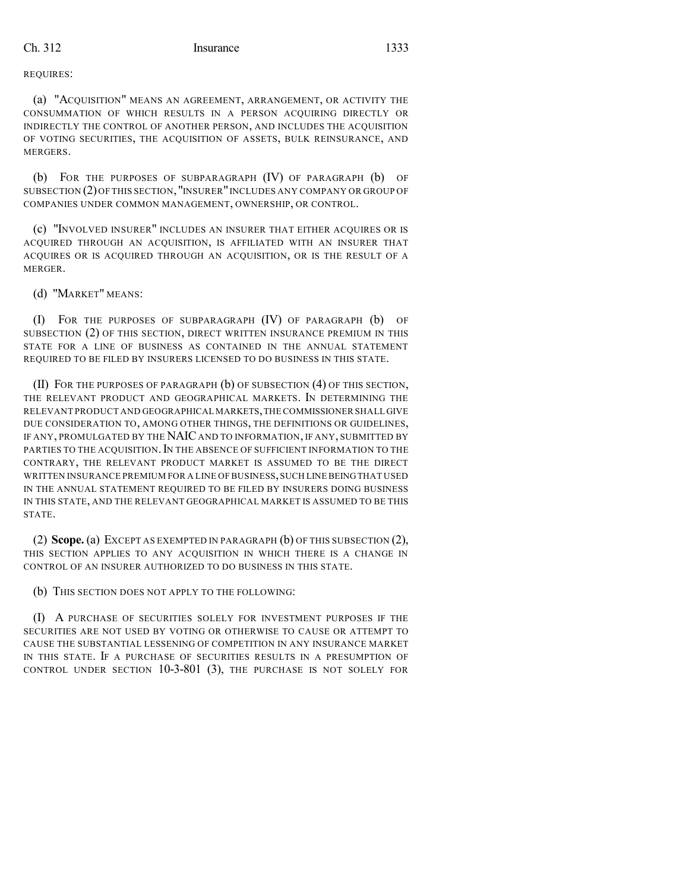REQUIRES:

(a) "ACQUISITION" MEANS AN AGREEMENT, ARRANGEMENT, OR ACTIVITY THE CONSUMMATION OF WHICH RESULTS IN A PERSON ACQUIRING DIRECTLY OR INDIRECTLY THE CONTROL OF ANOTHER PERSON, AND INCLUDES THE ACQUISITION OF VOTING SECURITIES, THE ACQUISITION OF ASSETS, BULK REINSURANCE, AND MERGERS.

(b) FOR THE PURPOSES OF SUBPARAGRAPH (IV) OF PARAGRAPH (b) OF SUBSECTION (2) OF THIS SECTION, "INSURER" INCLUDES ANY COMPANY OR GROUP OF COMPANIES UNDER COMMON MANAGEMENT, OWNERSHIP, OR CONTROL.

(c) "INVOLVED INSURER" INCLUDES AN INSURER THAT EITHER ACQUIRES OR IS ACQUIRED THROUGH AN ACQUISITION, IS AFFILIATED WITH AN INSURER THAT ACQUIRES OR IS ACQUIRED THROUGH AN ACQUISITION, OR IS THE RESULT OF A MERGER.

(d) "MARKET" MEANS:

(I) FOR THE PURPOSES OF SUBPARAGRAPH (IV) OF PARAGRAPH (b) OF SUBSECTION (2) OF THIS SECTION, DIRECT WRITTEN INSURANCE PREMIUM IN THIS STATE FOR A LINE OF BUSINESS AS CONTAINED IN THE ANNUAL STATEMENT REQUIRED TO BE FILED BY INSURERS LICENSED TO DO BUSINESS IN THIS STATE.

(II) FOR THE PURPOSES OF PARAGRAPH (b) OF SUBSECTION (4) OF THIS SECTION, THE RELEVANT PRODUCT AND GEOGRAPHICAL MARKETS. IN DETERMINING THE RELEVANT PRODUCT AND GEOGRAPHICAL MARKETS, THE COMMISSIONER SHALL GIVE DUE CONSIDERATION TO, AMONG OTHER THINGS, THE DEFINITIONS OR GUIDELINES, IF ANY, PROMULGATED BY THE NAIC AND TO INFORMATION, IF ANY, SUBMITTED BY PARTIES TO THE ACQUISITION. IN THE ABSENCE OF SUFFICIENT INFORMATION TO THE CONTRARY, THE RELEVANT PRODUCT MARKET IS ASSUMED TO BE THE DIRECT WRITTEN INSURANCE PREMIUM FOR A LINE OF BUSINESS, SUCH LINE BEING THAT USED IN THE ANNUAL STATEMENT REQUIRED TO BE FILED BY INSURERS DOING BUSINESS IN THIS STATE, AND THE RELEVANT GEOGRAPHICAL MARKET IS ASSUMED TO BE THIS STATE.

(2) **Scope.** (a) EXCEPT AS EXEMPTED IN PARAGRAPH (b) OF THIS SUBSECTION (2), THIS SECTION APPLIES TO ANY ACQUISITION IN WHICH THERE IS A CHANGE IN CONTROL OF AN INSURER AUTHORIZED TO DO BUSINESS IN THIS STATE.

(b) THIS SECTION DOES NOT APPLY TO THE FOLLOWING:

(I) A PURCHASE OF SECURITIES SOLELY FOR INVESTMENT PURPOSES IF THE SECURITIES ARE NOT USED BY VOTING OR OTHERWISE TO CAUSE OR ATTEMPT TO CAUSE THE SUBSTANTIAL LESSENING OF COMPETITION IN ANY INSURANCE MARKET IN THIS STATE. IF A PURCHASE OF SECURITIES RESULTS IN A PRESUMPTION OF CONTROL UNDER SECTION 10-3-801 (3), THE PURCHASE IS NOT SOLELY FOR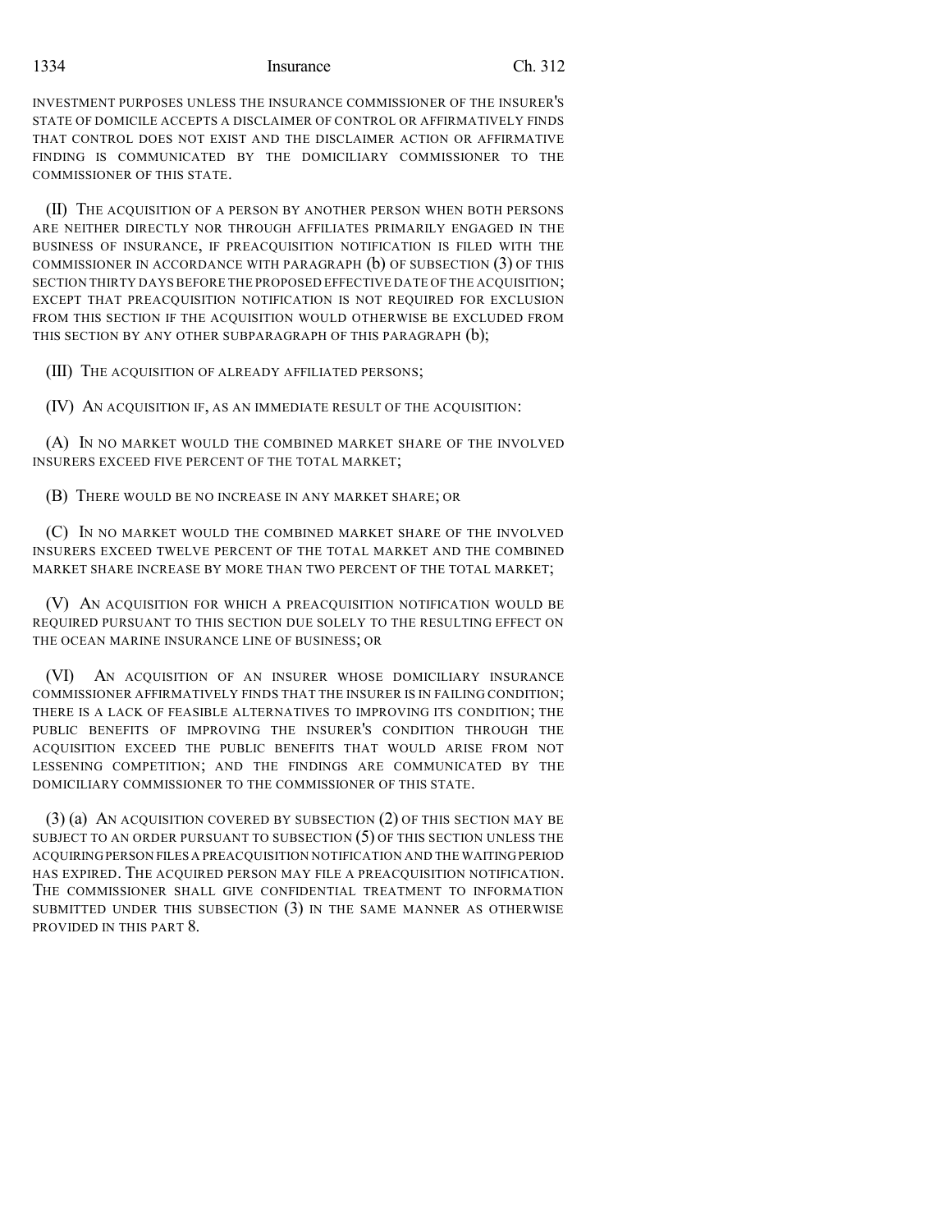INVESTMENT PURPOSES UNLESS THE INSURANCE COMMISSIONER OF THE INSURER'S STATE OF DOMICILE ACCEPTS A DISCLAIMER OF CONTROL OR AFFIRMATIVELY FINDS THAT CONTROL DOES NOT EXIST AND THE DISCLAIMER ACTION OR AFFIRMATIVE FINDING IS COMMUNICATED BY THE DOMICILIARY COMMISSIONER TO THE COMMISSIONER OF THIS STATE.

(II) THE ACQUISITION OF A PERSON BY ANOTHER PERSON WHEN BOTH PERSONS ARE NEITHER DIRECTLY NOR THROUGH AFFILIATES PRIMARILY ENGAGED IN THE BUSINESS OF INSURANCE, IF PREACQUISITION NOTIFICATION IS FILED WITH THE COMMISSIONER IN ACCORDANCE WITH PARAGRAPH (b) OF SUBSECTION (3) OF THIS SECTION THIRTY DAYS BEFORE THE PROPOSED EFFECTIVE DATE OF THE ACQUISITION; EXCEPT THAT PREACQUISITION NOTIFICATION IS NOT REQUIRED FOR EXCLUSION FROM THIS SECTION IF THE ACQUISITION WOULD OTHERWISE BE EXCLUDED FROM THIS SECTION BY ANY OTHER SUBPARAGRAPH OF THIS PARAGRAPH (b);

(III) THE ACQUISITION OF ALREADY AFFILIATED PERSONS;

(IV) AN ACQUISITION IF, AS AN IMMEDIATE RESULT OF THE ACQUISITION:

(A) IN NO MARKET WOULD THE COMBINED MARKET SHARE OF THE INVOLVED INSURERS EXCEED FIVE PERCENT OF THE TOTAL MARKET;

(B) THERE WOULD BE NO INCREASE IN ANY MARKET SHARE; OR

(C) IN NO MARKET WOULD THE COMBINED MARKET SHARE OF THE INVOLVED INSURERS EXCEED TWELVE PERCENT OF THE TOTAL MARKET AND THE COMBINED MARKET SHARE INCREASE BY MORE THAN TWO PERCENT OF THE TOTAL MARKET;

(V) AN ACQUISITION FOR WHICH A PREACQUISITION NOTIFICATION WOULD BE REQUIRED PURSUANT TO THIS SECTION DUE SOLELY TO THE RESULTING EFFECT ON THE OCEAN MARINE INSURANCE LINE OF BUSINESS; OR

(VI) AN ACQUISITION OF AN INSURER WHOSE DOMICILIARY INSURANCE COMMISSIONER AFFIRMATIVELY FINDS THAT THE INSURER IS IN FAILING CONDITION; THERE IS A LACK OF FEASIBLE ALTERNATIVES TO IMPROVING ITS CONDITION; THE PUBLIC BENEFITS OF IMPROVING THE INSURER'S CONDITION THROUGH THE ACQUISITION EXCEED THE PUBLIC BENEFITS THAT WOULD ARISE FROM NOT LESSENING COMPETITION; AND THE FINDINGS ARE COMMUNICATED BY THE DOMICILIARY COMMISSIONER TO THE COMMISSIONER OF THIS STATE.

(3) (a) AN ACQUISITION COVERED BY SUBSECTION (2) OF THIS SECTION MAY BE SUBJECT TO AN ORDER PURSUANT TO SUBSECTION (5) OF THIS SECTION UNLESS THE ACQUIRING PERSON FILES A PREACQUISITION NOTIFICATION AND THE WAITING PERIOD HAS EXPIRED. THE ACQUIRED PERSON MAY FILE A PREACQUISITION NOTIFICATION. THE COMMISSIONER SHALL GIVE CONFIDENTIAL TREATMENT TO INFORMATION SUBMITTED UNDER THIS SUBSECTION (3) IN THE SAME MANNER AS OTHERWISE PROVIDED IN THIS PART 8.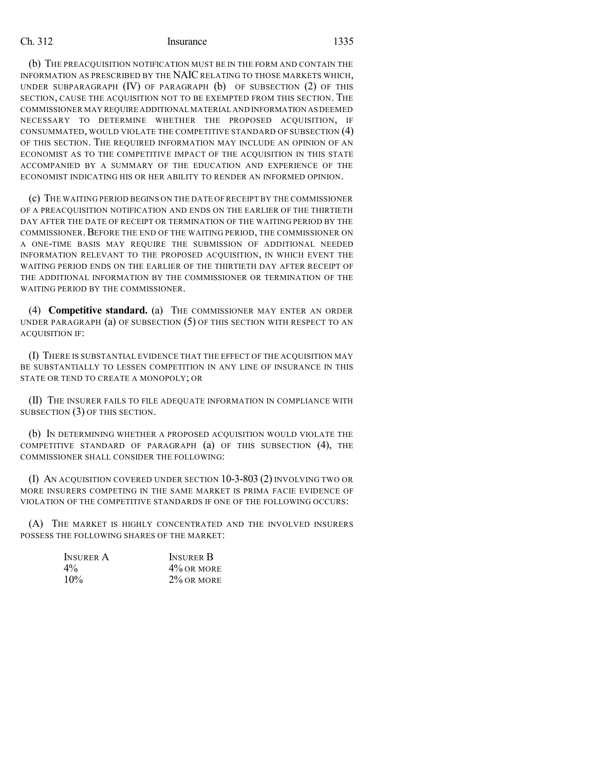(b) THE PREACQUISITION NOTIFICATION MUST BE IN THE FORM AND CONTAIN THE INFORMATION AS PRESCRIBED BY THE NAIC RELATING TO THOSE MARKETS WHICH, UNDER SUBPARAGRAPH (IV) OF PARAGRAPH (b) OF SUBSECTION (2) OF THIS SECTION, CAUSE THE ACQUISITION NOT TO BE EXEMPTED FROM THIS SECTION. THE COMMISSIONER MAY REQUIRE ADDITIONAL MATERIAL AND INFORMATION AS DEEMED NECESSARY TO DETERMINE WHETHER THE PROPOSED ACQUISITION, IF CONSUMMATED, WOULD VIOLATE THE COMPETITIVE STANDARD OF SUBSECTION (4) OF THIS SECTION. THE REQUIRED INFORMATION MAY INCLUDE AN OPINION OF AN ECONOMIST AS TO THE COMPETITIVE IMPACT OF THE ACQUISITION IN THIS STATE ACCOMPANIED BY A SUMMARY OF THE EDUCATION AND EXPERIENCE OF THE ECONOMIST INDICATING HIS OR HER ABILITY TO RENDER AN INFORMED OPINION.

(c) THE WAITING PERIOD BEGINS ON THE DATE OF RECEIPT BY THE COMMISSIONER OF A PREACQUISITION NOTIFICATION AND ENDS ON THE EARLIER OF THE THIRTIETH DAY AFTER THE DATE OF RECEIPT OR TERMINATION OF THE WAITING PERIOD BY THE COMMISSIONER. BEFORE THE END OF THE WAITING PERIOD, THE COMMISSIONER ON A ONE-TIME BASIS MAY REQUIRE THE SUBMISSION OF ADDITIONAL NEEDED INFORMATION RELEVANT TO THE PROPOSED ACQUISITION, IN WHICH EVENT THE WAITING PERIOD ENDS ON THE EARLIER OF THE THIRTIETH DAY AFTER RECEIPT OF THE ADDITIONAL INFORMATION BY THE COMMISSIONER OR TERMINATION OF THE WAITING PERIOD BY THE COMMISSIONER.

(4) **Competitive standard.** (a) THE COMMISSIONER MAY ENTER AN ORDER UNDER PARAGRAPH (a) OF SUBSECTION (5) OF THIS SECTION WITH RESPECT TO AN ACQUISITION IF:

(I) THERE IS SUBSTANTIAL EVIDENCE THAT THE EFFECT OF THE ACQUISITION MAY BE SUBSTANTIALLY TO LESSEN COMPETITION IN ANY LINE OF INSURANCE IN THIS STATE OR TEND TO CREATE A MONOPOLY; OR

(II) THE INSURER FAILS TO FILE ADEQUATE INFORMATION IN COMPLIANCE WITH SUBSECTION (3) OF THIS SECTION.

(b) IN DETERMINING WHETHER A PROPOSED ACQUISITION WOULD VIOLATE THE COMPETITIVE STANDARD OF PARAGRAPH (a) OF THIS SUBSECTION (4), THE COMMISSIONER SHALL CONSIDER THE FOLLOWING:

(I) AN ACQUISITION COVERED UNDER SECTION 10-3-803 (2) INVOLVING TWO OR MORE INSURERS COMPETING IN THE SAME MARKET IS PRIMA FACIE EVIDENCE OF VIOLATION OF THE COMPETITIVE STANDARDS IF ONE OF THE FOLLOWING OCCURS:

(A) THE MARKET IS HIGHLY CONCENTRATED AND THE INVOLVED INSURERS POSSESS THE FOLLOWING SHARES OF THE MARKET:

| INSURER A | INSURER B |
|---|---|
| 4% | 4% OR MORE |
| 10% | 2% OR MORE |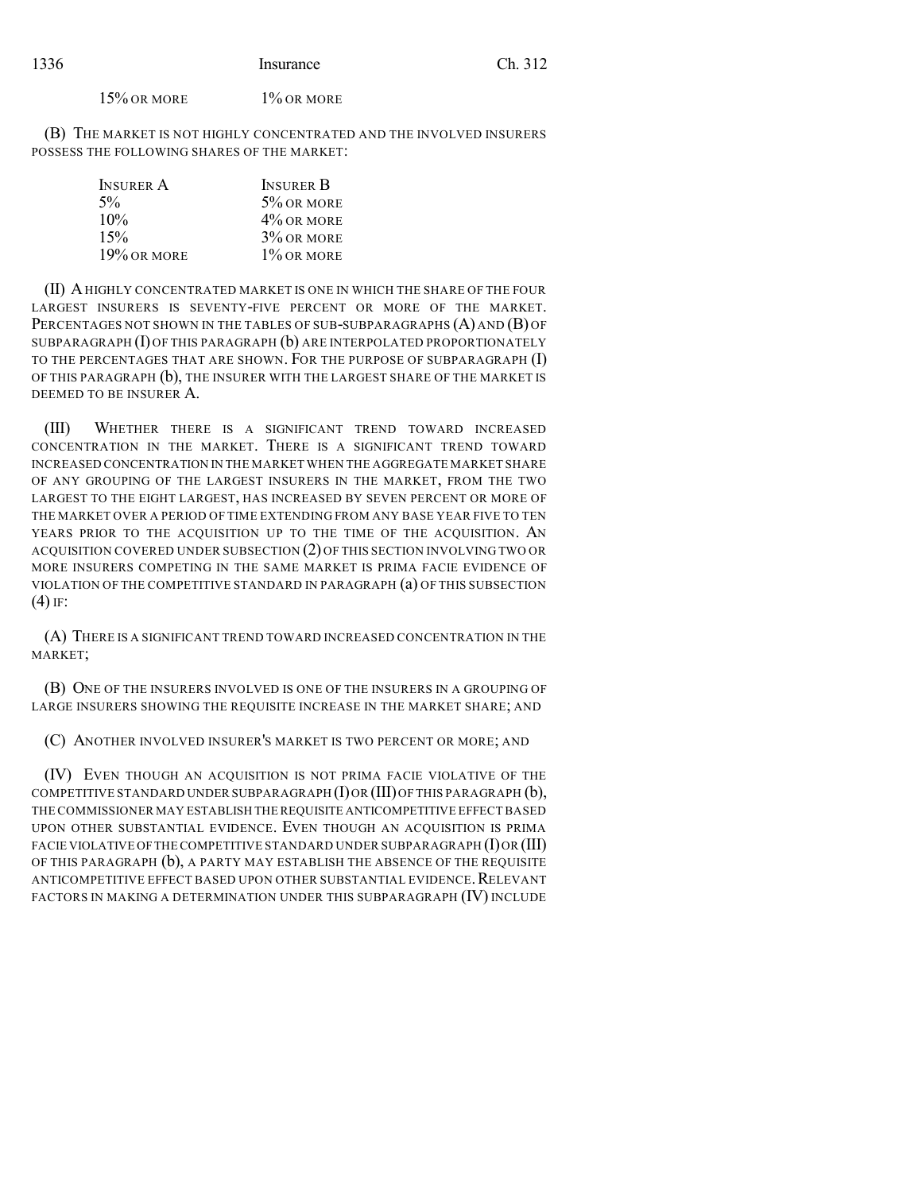| | |
|---|---|
| 15% OR MORE | 1% OR MORE |

(B) THE MARKET IS NOT HIGHLY CONCENTRATED AND THE INVOLVED INSURERS POSSESS THE FOLLOWING SHARES OF THE MARKET:

| INSURER A | INSURER B |
|---|---|
| 5% | 5% OR MORE |
| 10% | 4% OR MORE |
| 15% | 3% OR MORE |
| 19% OR MORE | 1% OR MORE |

(II) A HIGHLY CONCENTRATED MARKET IS ONE IN WHICH THE SHARE OF THE FOUR LARGEST INSURERS IS SEVENTY-FIVE PERCENT OR MORE OF THE MARKET. PERCENTAGES NOT SHOWN IN THE TABLES OF SUB-SUBPARAGRAPHS (A) AND (B) OF SUBPARAGRAPH (I) OF THIS PARAGRAPH (b) ARE INTERPOLATED PROPORTIONATELY TO THE PERCENTAGES THAT ARE SHOWN. FOR THE PURPOSE OF SUBPARAGRAPH (I) OF THIS PARAGRAPH (b), THE INSURER WITH THE LARGEST SHARE OF THE MARKET IS DEEMED TO BE INSURER A.

(III) WHETHER THERE IS A SIGNIFICANT TREND TOWARD INCREASED CONCENTRATION IN THE MARKET. THERE IS A SIGNIFICANT TREND TOWARD INCREASED CONCENTRATION IN THE MARKET WHEN THE AGGREGATE MARKET SHARE OF ANY GROUPING OF THE LARGEST INSURERS IN THE MARKET, FROM THE TWO LARGEST TO THE EIGHT LARGEST, HAS INCREASED BY SEVEN PERCENT OR MORE OF THE MARKET OVER A PERIOD OF TIME EXTENDING FROM ANY BASE YEAR FIVE TO TEN YEARS PRIOR TO THE ACQUISITION UP TO THE TIME OF THE ACQUISITION. AN ACQUISITION COVERED UNDER SUBSECTION (2) OF THIS SECTION INVOLVING TWO OR MORE INSURERS COMPETING IN THE SAME MARKET IS PRIMA FACIE EVIDENCE OF VIOLATION OF THE COMPETITIVE STANDARD IN PARAGRAPH (a) OF THIS SUBSECTION (4) IF:

(A) THERE IS A SIGNIFICANT TREND TOWARD INCREASED CONCENTRATION IN THE MARKET;

(B) ONE OF THE INSURERS INVOLVED IS ONE OF THE INSURERS IN A GROUPING OF LARGE INSURERS SHOWING THE REQUISITE INCREASE IN THE MARKET SHARE; AND

(C) ANOTHER INVOLVED INSURER'S MARKET IS TWO PERCENT OR MORE; AND

(IV) EVEN THOUGH AN ACQUISITION IS NOT PRIMA FACIE VIOLATIVE OF THE COMPETITIVE STANDARD UNDER SUBPARAGRAPH (I) OR (III) OF THIS PARAGRAPH (b), THE COMMISSIONER MAY ESTABLISH THE REQUISITE ANTICOMPETITIVE EFFECT BASED UPON OTHER SUBSTANTIAL EVIDENCE. EVEN THOUGH AN ACQUISITION IS PRIMA FACIE VIOLATIVE OF THE COMPETITIVE STANDARD UNDER SUBPARAGRAPH (I) OR (III) OF THIS PARAGRAPH (b), A PARTY MAY ESTABLISH THE ABSENCE OF THE REQUISITE ANTICOMPETITIVE EFFECT BASED UPON OTHER SUBSTANTIAL EVIDENCE. RELEVANT FACTORS IN MAKING A DETERMINATION UNDER THIS SUBPARAGRAPH (IV) INCLUDE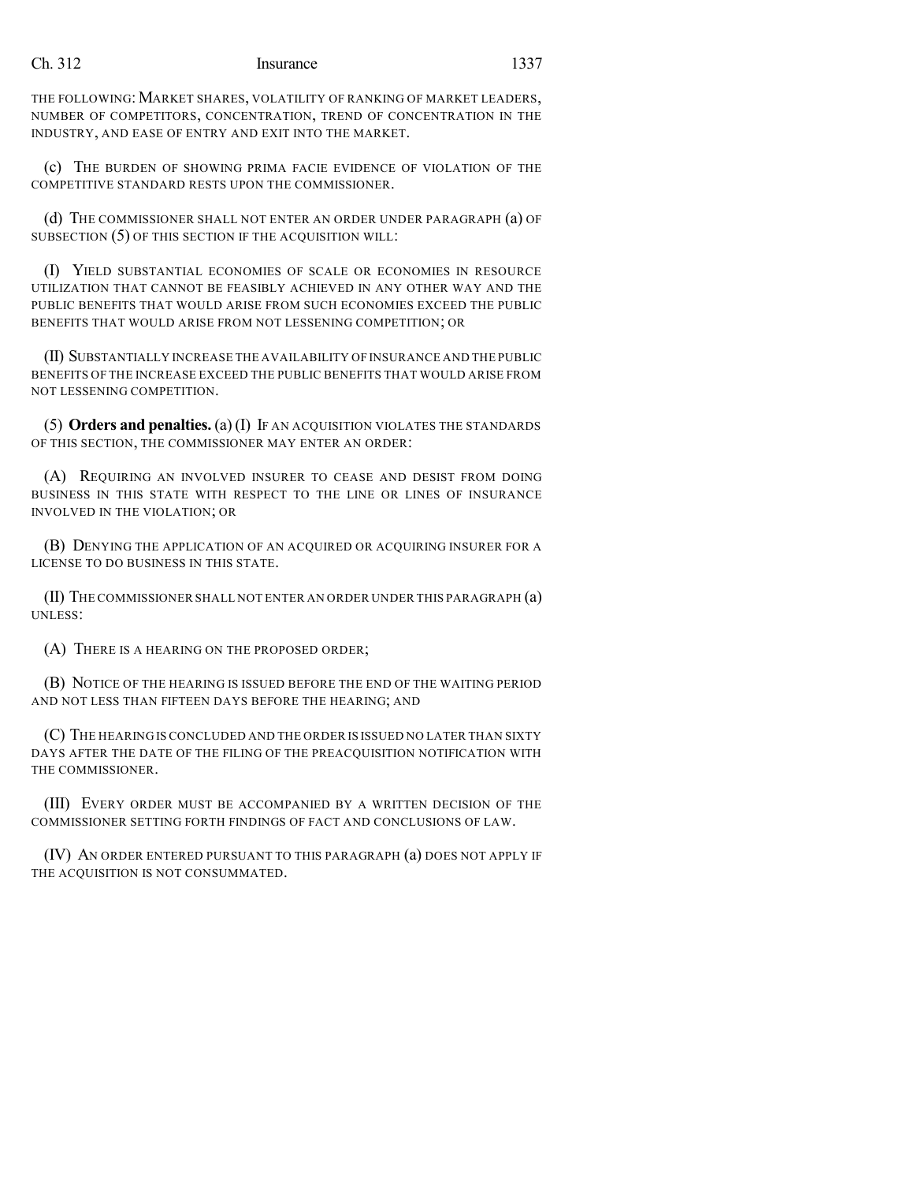THE FOLLOWING: MARKET SHARES, VOLATILITY OF RANKING OF MARKET LEADERS, NUMBER OF COMPETITORS, CONCENTRATION, TREND OF CONCENTRATION IN THE INDUSTRY, AND EASE OF ENTRY AND EXIT INTO THE MARKET.

(c) THE BURDEN OF SHOWING PRIMA FACIE EVIDENCE OF VIOLATION OF THE COMPETITIVE STANDARD RESTS UPON THE COMMISSIONER.

(d) THE COMMISSIONER SHALL NOT ENTER AN ORDER UNDER PARAGRAPH (a) OF SUBSECTION (5) OF THIS SECTION IF THE ACQUISITION WILL:

(I) YIELD SUBSTANTIAL ECONOMIES OF SCALE OR ECONOMIES IN RESOURCE UTILIZATION THAT CANNOT BE FEASIBLY ACHIEVED IN ANY OTHER WAY AND THE PUBLIC BENEFITS THAT WOULD ARISE FROM SUCH ECONOMIES EXCEED THE PUBLIC BENEFITS THAT WOULD ARISE FROM NOT LESSENING COMPETITION; OR

(II) SUBSTANTIALLY INCREASE THE AVAILABILITY OF INSURANCE AND THE PUBLIC BENEFITS OF THE INCREASE EXCEED THE PUBLIC BENEFITS THAT WOULD ARISE FROM NOT LESSENING COMPETITION.

(5) **Orders and penalties.** (a) (I) IF AN ACQUISITION VIOLATES THE STANDARDS OF THIS SECTION, THE COMMISSIONER MAY ENTER AN ORDER:

(A) REQUIRING AN INVOLVED INSURER TO CEASE AND DESIST FROM DOING BUSINESS IN THIS STATE WITH RESPECT TO THE LINE OR LINES OF INSURANCE INVOLVED IN THE VIOLATION; OR

(B) DENYING THE APPLICATION OF AN ACQUIRED OR ACQUIRING INSURER FOR A LICENSE TO DO BUSINESS IN THIS STATE.

(II) THE COMMISSIONER SHALL NOT ENTER AN ORDER UNDER THIS PARAGRAPH (a) UNLESS:

(A) THERE IS A HEARING ON THE PROPOSED ORDER;

(B) NOTICE OF THE HEARING IS ISSUED BEFORE THE END OF THE WAITING PERIOD AND NOT LESS THAN FIFTEEN DAYS BEFORE THE HEARING; AND

(C) THE HEARING IS CONCLUDED AND THE ORDER IS ISSUED NO LATER THAN SIXTY DAYS AFTER THE DATE OF THE FILING OF THE PREACQUISITION NOTIFICATION WITH THE COMMISSIONER.

(III) EVERY ORDER MUST BE ACCOMPANIED BY A WRITTEN DECISION OF THE COMMISSIONER SETTING FORTH FINDINGS OF FACT AND CONCLUSIONS OF LAW.

(IV) AN ORDER ENTERED PURSUANT TO THIS PARAGRAPH (a) DOES NOT APPLY IF THE ACQUISITION IS NOT CONSUMMATED.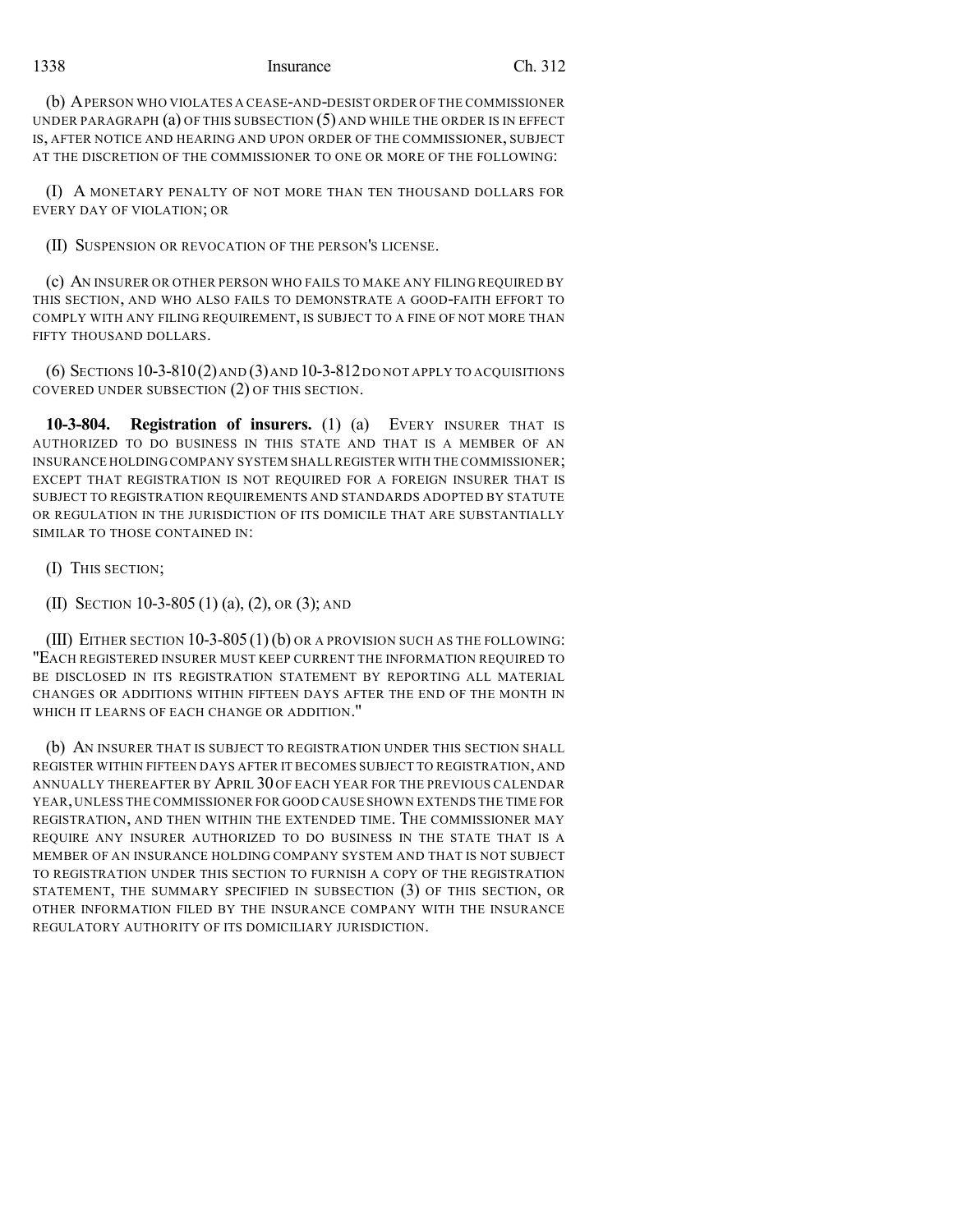(b) A PERSON WHO VIOLATES A CEASE-AND-DESIST ORDER OF THE COMMISSIONER UNDER PARAGRAPH (a) OF THIS SUBSECTION (5) AND WHILE THE ORDER IS IN EFFECT IS, AFTER NOTICE AND HEARING AND UPON ORDER OF THE COMMISSIONER, SUBJECT AT THE DISCRETION OF THE COMMISSIONER TO ONE OR MORE OF THE FOLLOWING:

(I) A MONETARY PENALTY OF NOT MORE THAN TEN THOUSAND DOLLARS FOR EVERY DAY OF VIOLATION; OR

(II) SUSPENSION OR REVOCATION OF THE PERSON'S LICENSE.

(c) AN INSURER OR OTHER PERSON WHO FAILS TO MAKE ANY FILING REQUIRED BY THIS SECTION, AND WHO ALSO FAILS TO DEMONSTRATE A GOOD-FAITH EFFORT TO COMPLY WITH ANY FILING REQUIREMENT, IS SUBJECT TO A FINE OF NOT MORE THAN FIFTY THOUSAND DOLLARS.

(6) SECTIONS 10-3-810 (2) AND (3) AND 10-3-812 DO NOT APPLY TO ACQUISITIONS COVERED UNDER SUBSECTION (2) OF THIS SECTION.

**10-3-804. Registration of insurers.** (1) (a) EVERY INSURER THAT IS AUTHORIZED TO DO BUSINESS IN THIS STATE AND THAT IS A MEMBER OF AN INSURANCE HOLDING COMPANY SYSTEM SHALL REGISTER WITH THE COMMISSIONER; EXCEPT THAT REGISTRATION IS NOT REQUIRED FOR A FOREIGN INSURER THAT IS SUBJECT TO REGISTRATION REQUIREMENTS AND STANDARDS ADOPTED BY STATUTE OR REGULATION IN THE JURISDICTION OF ITS DOMICILE THAT ARE SUBSTANTIALLY SIMILAR TO THOSE CONTAINED IN:

(I) THIS SECTION;

(II) SECTION 10-3-805 (1) (a), (2), OR (3); AND

(III) EITHER SECTION 10-3-805 (1) (b) OR A PROVISION SUCH AS THE FOLLOWING: "EACH REGISTERED INSURER MUST KEEP CURRENT THE INFORMATION REQUIRED TO BE DISCLOSED IN ITS REGISTRATION STATEMENT BY REPORTING ALL MATERIAL CHANGES OR ADDITIONS WITHIN FIFTEEN DAYS AFTER THE END OF THE MONTH IN WHICH IT LEARNS OF EACH CHANGE OR ADDITION."

(b) AN INSURER THAT IS SUBJECT TO REGISTRATION UNDER THIS SECTION SHALL REGISTER WITHIN FIFTEEN DAYS AFTER IT BECOMES SUBJECT TO REGISTRATION, AND ANNUALLY THEREAFTER BY APRIL 30 OF EACH YEAR FOR THE PREVIOUS CALENDAR YEAR, UNLESS THE COMMISSIONER FOR GOOD CAUSE SHOWN EXTENDS THE TIME FOR REGISTRATION, AND THEN WITHIN THE EXTENDED TIME. THE COMMISSIONER MAY REQUIRE ANY INSURER AUTHORIZED TO DO BUSINESS IN THE STATE THAT IS A MEMBER OF AN INSURANCE HOLDING COMPANY SYSTEM AND THAT IS NOT SUBJECT TO REGISTRATION UNDER THIS SECTION TO FURNISH A COPY OF THE REGISTRATION STATEMENT, THE SUMMARY SPECIFIED IN SUBSECTION (3) OF THIS SECTION, OR OTHER INFORMATION FILED BY THE INSURANCE COMPANY WITH THE INSURANCE REGULATORY AUTHORITY OF ITS DOMICILIARY JURISDICTION.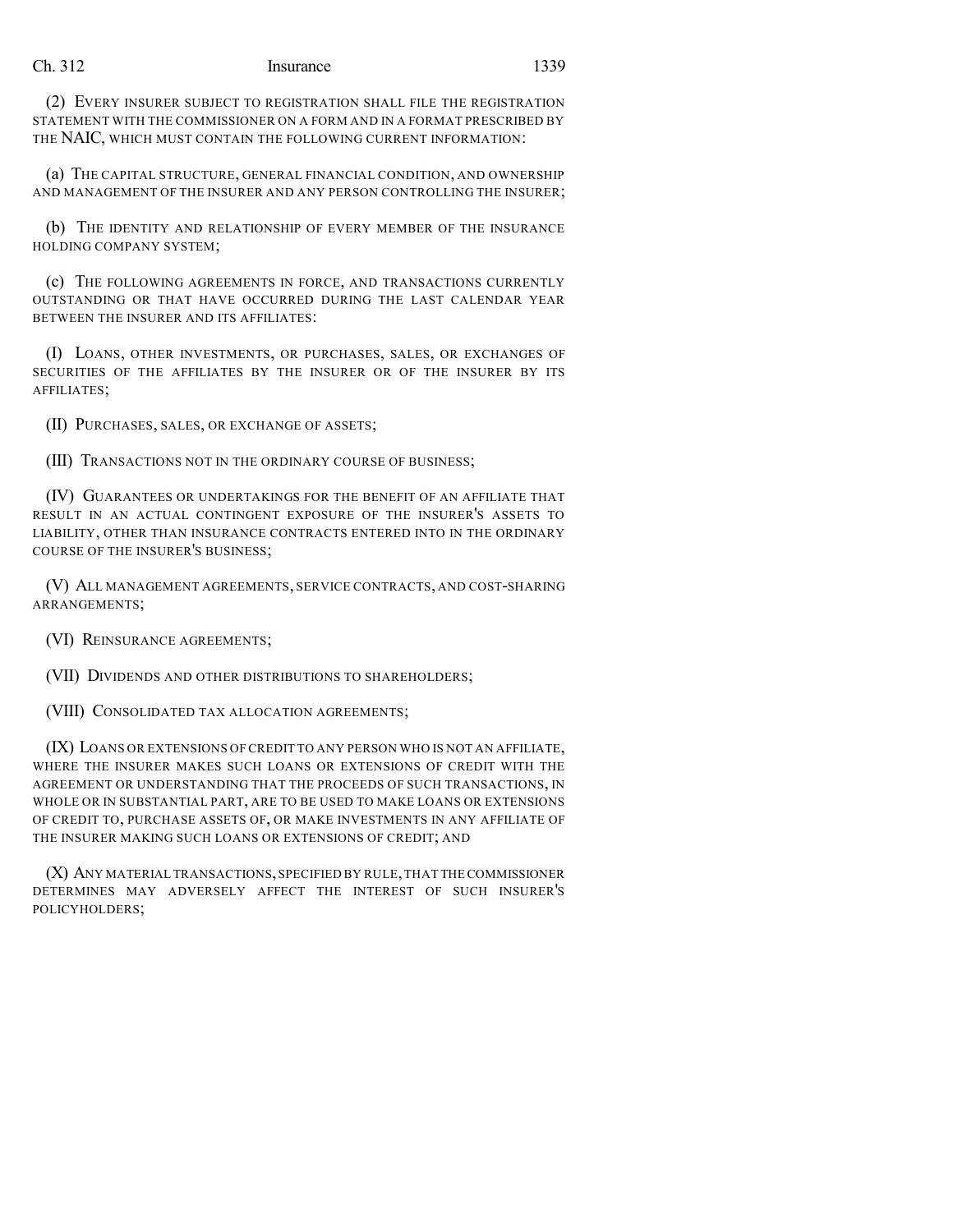(2) EVERY INSURER SUBJECT TO REGISTRATION SHALL FILE THE REGISTRATION STATEMENT WITH THE COMMISSIONER ON A FORM AND IN A FORMAT PRESCRIBED BY THE NAIC, WHICH MUST CONTAIN THE FOLLOWING CURRENT INFORMATION:

(a) THE CAPITAL STRUCTURE, GENERAL FINANCIAL CONDITION, AND OWNERSHIP AND MANAGEMENT OF THE INSURER AND ANY PERSON CONTROLLING THE INSURER;

(b) THE IDENTITY AND RELATIONSHIP OF EVERY MEMBER OF THE INSURANCE HOLDING COMPANY SYSTEM;

(c) THE FOLLOWING AGREEMENTS IN FORCE, AND TRANSACTIONS CURRENTLY OUTSTANDING OR THAT HAVE OCCURRED DURING THE LAST CALENDAR YEAR BETWEEN THE INSURER AND ITS AFFILIATES:

(I) LOANS, OTHER INVESTMENTS, OR PURCHASES, SALES, OR EXCHANGES OF SECURITIES OF THE AFFILIATES BY THE INSURER OR OF THE INSURER BY ITS AFFILIATES;

(II) PURCHASES, SALES, OR EXCHANGE OF ASSETS;

(III) TRANSACTIONS NOT IN THE ORDINARY COURSE OF BUSINESS;

(IV) GUARANTEES OR UNDERTAKINGS FOR THE BENEFIT OF AN AFFILIATE THAT RESULT IN AN ACTUAL CONTINGENT EXPOSURE OF THE INSURER'S ASSETS TO LIABILITY, OTHER THAN INSURANCE CONTRACTS ENTERED INTO IN THE ORDINARY COURSE OF THE INSURER'S BUSINESS;

(V) ALL MANAGEMENT AGREEMENTS, SERVICE CONTRACTS, AND COST-SHARING ARRANGEMENTS;

(VI) REINSURANCE AGREEMENTS;

(VII) DIVIDENDS AND OTHER DISTRIBUTIONS TO SHAREHOLDERS;

(VIII) CONSOLIDATED TAX ALLOCATION AGREEMENTS;

(IX) LOANS OR EXTENSIONS OF CREDIT TO ANY PERSON WHO IS NOT AN AFFILIATE, WHERE THE INSURER MAKES SUCH LOANS OR EXTENSIONS OF CREDIT WITH THE AGREEMENT OR UNDERSTANDING THAT THE PROCEEDS OF SUCH TRANSACTIONS, IN WHOLE OR IN SUBSTANTIAL PART, ARE TO BE USED TO MAKE LOANS OR EXTENSIONS OF CREDIT TO, PURCHASE ASSETS OF, OR MAKE INVESTMENTS IN ANY AFFILIATE OF THE INSURER MAKING SUCH LOANS OR EXTENSIONS OF CREDIT; AND

(X) ANY MATERIAL TRANSACTIONS, SPECIFIED BY RULE, THAT THE COMMISSIONER DETERMINES MAY ADVERSELY AFFECT THE INTEREST OF SUCH INSURER'S POLICYHOLDERS;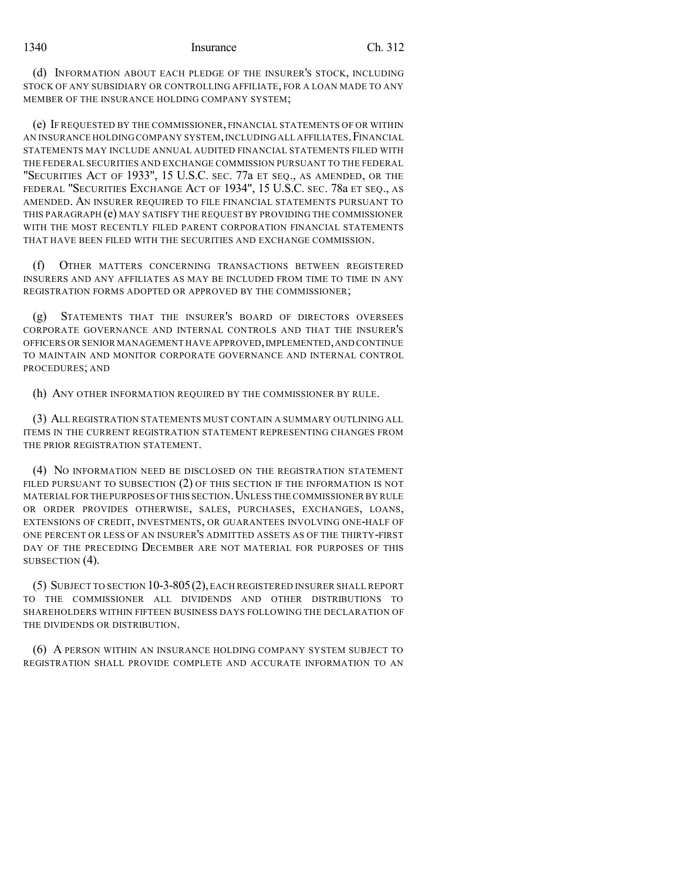(d) INFORMATION ABOUT EACH PLEDGE OF THE INSURER'S STOCK, INCLUDING STOCK OF ANY SUBSIDIARY OR CONTROLLING AFFILIATE, FOR A LOAN MADE TO ANY MEMBER OF THE INSURANCE HOLDING COMPANY SYSTEM;

(e) IF REQUESTED BY THE COMMISSIONER, FINANCIAL STATEMENTS OF OR WITHIN AN INSURANCE HOLDING COMPANY SYSTEM, INCLUDING ALL AFFILIATES. FINANCIAL STATEMENTS MAY INCLUDE ANNUAL AUDITED FINANCIAL STATEMENTS FILED WITH THE FEDERAL SECURITIES AND EXCHANGE COMMISSION PURSUANT TO THE FEDERAL "SECURITIES ACT OF 1933", 15 U.S.C. SEC. 77a ET SEQ., AS AMENDED, OR THE FEDERAL "SECURITIES EXCHANGE ACT OF 1934", 15 U.S.C. SEC. 78a ET SEQ., AS AMENDED. AN INSURER REQUIRED TO FILE FINANCIAL STATEMENTS PURSUANT TO THIS PARAGRAPH (e) MAY SATISFY THE REQUEST BY PROVIDING THE COMMISSIONER WITH THE MOST RECENTLY FILED PARENT CORPORATION FINANCIAL STATEMENTS THAT HAVE BEEN FILED WITH THE SECURITIES AND EXCHANGE COMMISSION.

(f) OTHER MATTERS CONCERNING TRANSACTIONS BETWEEN REGISTERED INSURERS AND ANY AFFILIATES AS MAY BE INCLUDED FROM TIME TO TIME IN ANY REGISTRATION FORMS ADOPTED OR APPROVED BY THE COMMISSIONER;

(g) STATEMENTS THAT THE INSURER'S BOARD OF DIRECTORS OVERSEES CORPORATE GOVERNANCE AND INTERNAL CONTROLS AND THAT THE INSURER'S OFFICERS OR SENIOR MANAGEMENT HAVE APPROVED, IMPLEMENTED, AND CONTINUE TO MAINTAIN AND MONITOR CORPORATE GOVERNANCE AND INTERNAL CONTROL PROCEDURES; AND

(h) ANY OTHER INFORMATION REQUIRED BY THE COMMISSIONER BY RULE.

(3) ALL REGISTRATION STATEMENTS MUST CONTAIN A SUMMARY OUTLINING ALL ITEMS IN THE CURRENT REGISTRATION STATEMENT REPRESENTING CHANGES FROM THE PRIOR REGISTRATION STATEMENT.

(4) NO INFORMATION NEED BE DISCLOSED ON THE REGISTRATION STATEMENT FILED PURSUANT TO SUBSECTION (2) OF THIS SECTION IF THE INFORMATION IS NOT MATERIAL FOR THE PURPOSES OF THIS SECTION. UNLESS THE COMMISSIONER BY RULE OR ORDER PROVIDES OTHERWISE, SALES, PURCHASES, EXCHANGES, LOANS, EXTENSIONS OF CREDIT, INVESTMENTS, OR GUARANTEES INVOLVING ONE-HALF OF ONE PERCENT OR LESS OF AN INSURER'S ADMITTED ASSETS AS OF THE THIRTY-FIRST DAY OF THE PRECEDING DECEMBER ARE NOT MATERIAL FOR PURPOSES OF THIS SUBSECTION (4).

(5) SUBJECT TO SECTION 10-3-805 (2), EACH REGISTERED INSURER SHALL REPORT TO THE COMMISSIONER ALL DIVIDENDS AND OTHER DISTRIBUTIONS TO SHAREHOLDERS WITHIN FIFTEEN BUSINESS DAYS FOLLOWING THE DECLARATION OF THE DIVIDENDS OR DISTRIBUTION.

(6) A PERSON WITHIN AN INSURANCE HOLDING COMPANY SYSTEM SUBJECT TO REGISTRATION SHALL PROVIDE COMPLETE AND ACCURATE INFORMATION TO AN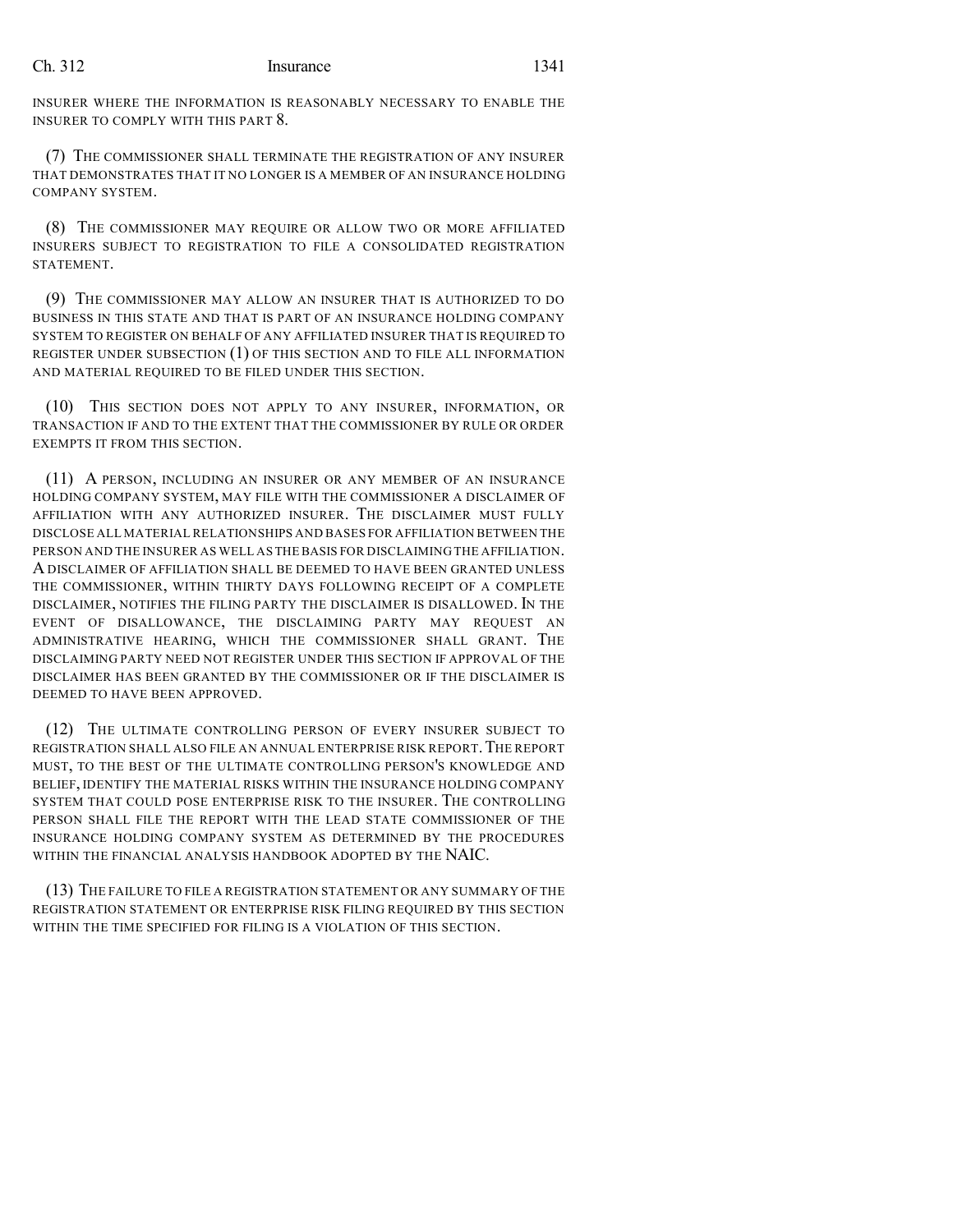INSURER WHERE THE INFORMATION IS REASONABLY NECESSARY TO ENABLE THE INSURER TO COMPLY WITH THIS PART 8.

(7) THE COMMISSIONER SHALL TERMINATE THE REGISTRATION OF ANY INSURER THAT DEMONSTRATES THAT IT NO LONGER IS A MEMBER OF AN INSURANCE HOLDING COMPANY SYSTEM.

(8) THE COMMISSIONER MAY REQUIRE OR ALLOW TWO OR MORE AFFILIATED INSURERS SUBJECT TO REGISTRATION TO FILE A CONSOLIDATED REGISTRATION STATEMENT.

(9) THE COMMISSIONER MAY ALLOW AN INSURER THAT IS AUTHORIZED TO DO BUSINESS IN THIS STATE AND THAT IS PART OF AN INSURANCE HOLDING COMPANY SYSTEM TO REGISTER ON BEHALF OF ANY AFFILIATED INSURER THAT IS REQUIRED TO REGISTER UNDER SUBSECTION (1) OF THIS SECTION AND TO FILE ALL INFORMATION AND MATERIAL REQUIRED TO BE FILED UNDER THIS SECTION.

(10) THIS SECTION DOES NOT APPLY TO ANY INSURER, INFORMATION, OR TRANSACTION IF AND TO THE EXTENT THAT THE COMMISSIONER BY RULE OR ORDER EXEMPTS IT FROM THIS SECTION.

(11) A PERSON, INCLUDING AN INSURER OR ANY MEMBER OF AN INSURANCE HOLDING COMPANY SYSTEM, MAY FILE WITH THE COMMISSIONER A DISCLAIMER OF AFFILIATION WITH ANY AUTHORIZED INSURER. THE DISCLAIMER MUST FULLY DISCLOSE ALL MATERIAL RELATIONSHIPS AND BASES FOR AFFILIATION BETWEEN THE PERSON AND THE INSURER AS WELL AS THE BASIS FOR DISCLAIMING THE AFFILIATION. A DISCLAIMER OF AFFILIATION SHALL BE DEEMED TO HAVE BEEN GRANTED UNLESS THE COMMISSIONER, WITHIN THIRTY DAYS FOLLOWING RECEIPT OF A COMPLETE DISCLAIMER, NOTIFIES THE FILING PARTY THE DISCLAIMER IS DISALLOWED. IN THE EVENT OF DISALLOWANCE, THE DISCLAIMING PARTY MAY REQUEST AN ADMINISTRATIVE HEARING, WHICH THE COMMISSIONER SHALL GRANT. THE DISCLAIMING PARTY NEED NOT REGISTER UNDER THIS SECTION IF APPROVAL OF THE DISCLAIMER HAS BEEN GRANTED BY THE COMMISSIONER OR IF THE DISCLAIMER IS DEEMED TO HAVE BEEN APPROVED.

(12) THE ULTIMATE CONTROLLING PERSON OF EVERY INSURER SUBJECT TO REGISTRATION SHALL ALSO FILE AN ANNUAL ENTERPRISE RISK REPORT. THE REPORT MUST, TO THE BEST OF THE ULTIMATE CONTROLLING PERSON'S KNOWLEDGE AND BELIEF, IDENTIFY THE MATERIAL RISKS WITHIN THE INSURANCE HOLDING COMPANY SYSTEM THAT COULD POSE ENTERPRISE RISK TO THE INSURER. THE CONTROLLING PERSON SHALL FILE THE REPORT WITH THE LEAD STATE COMMISSIONER OF THE INSURANCE HOLDING COMPANY SYSTEM AS DETERMINED BY THE PROCEDURES WITHIN THE FINANCIAL ANALYSIS HANDBOOK ADOPTED BY THE NAIC.

(13) THE FAILURE TO FILE A REGISTRATION STATEMENT OR ANY SUMMARY OF THE REGISTRATION STATEMENT OR ENTERPRISE RISK FILING REQUIRED BY THIS SECTION WITHIN THE TIME SPECIFIED FOR FILING IS A VIOLATION OF THIS SECTION.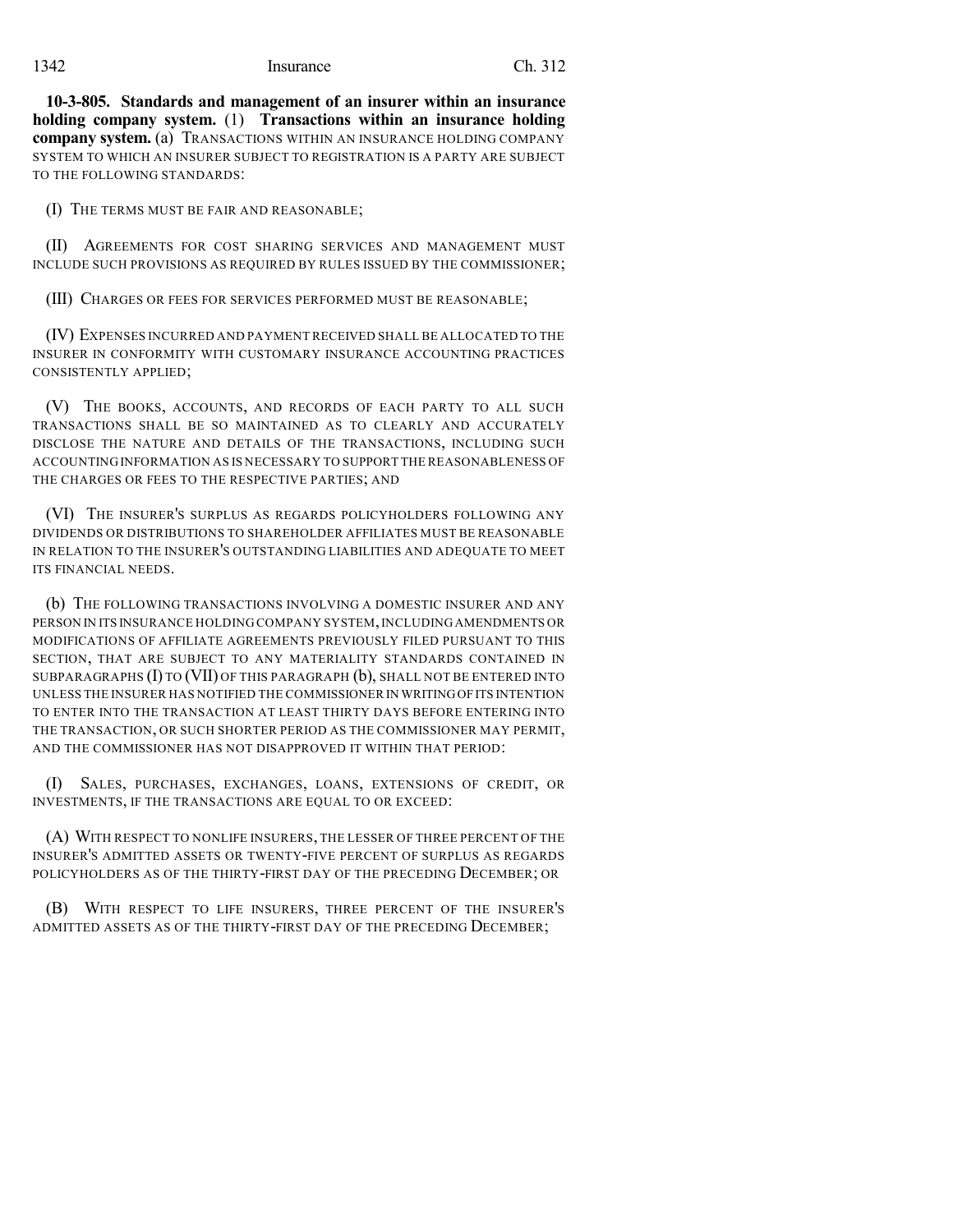**10-3-805. Standards and management of an insurer within an insurance holding company system.** (1) **Transactions within an insurance holding company system.** (a) TRANSACTIONS WITHIN AN INSURANCE HOLDING COMPANY SYSTEM TO WHICH AN INSURER SUBJECT TO REGISTRATION IS A PARTY ARE SUBJECT TO THE FOLLOWING STANDARDS:

(I) THE TERMS MUST BE FAIR AND REASONABLE;

(II) AGREEMENTS FOR COST SHARING SERVICES AND MANAGEMENT MUST INCLUDE SUCH PROVISIONS AS REQUIRED BY RULES ISSUED BY THE COMMISSIONER;

(III) CHARGES OR FEES FOR SERVICES PERFORMED MUST BE REASONABLE;

(IV) EXPENSES INCURRED AND PAYMENT RECEIVED SHALL BE ALLOCATED TO THE INSURER IN CONFORMITY WITH CUSTOMARY INSURANCE ACCOUNTING PRACTICES CONSISTENTLY APPLIED;

(V) THE BOOKS, ACCOUNTS, AND RECORDS OF EACH PARTY TO ALL SUCH TRANSACTIONS SHALL BE SO MAINTAINED AS TO CLEARLY AND ACCURATELY DISCLOSE THE NATURE AND DETAILS OF THE TRANSACTIONS, INCLUDING SUCH ACCOUNTING INFORMATION AS IS NECESSARY TO SUPPORT THE REASONABLENESS OF THE CHARGES OR FEES TO THE RESPECTIVE PARTIES; AND

(VI) THE INSURER'S SURPLUS AS REGARDS POLICYHOLDERS FOLLOWING ANY DIVIDENDS OR DISTRIBUTIONS TO SHAREHOLDER AFFILIATES MUST BE REASONABLE IN RELATION TO THE INSURER'S OUTSTANDING LIABILITIES AND ADEQUATE TO MEET ITS FINANCIAL NEEDS.

(b) THE FOLLOWING TRANSACTIONS INVOLVING A DOMESTIC INSURER AND ANY PERSON IN ITS INSURANCE HOLDING COMPANY SYSTEM, INCLUDING AMENDMENTS OR MODIFICATIONS OF AFFILIATE AGREEMENTS PREVIOUSLY FILED PURSUANT TO THIS SECTION, THAT ARE SUBJECT TO ANY MATERIALITY STANDARDS CONTAINED IN SUBPARAGRAPHS (I) TO (VII) OF THIS PARAGRAPH (b), SHALL NOT BE ENTERED INTO UNLESS THE INSURER HAS NOTIFIED THE COMMISSIONER IN WRITING OF ITS INTENTION TO ENTER INTO THE TRANSACTION AT LEAST THIRTY DAYS BEFORE ENTERING INTO THE TRANSACTION, OR SUCH SHORTER PERIOD AS THE COMMISSIONER MAY PERMIT, AND THE COMMISSIONER HAS NOT DISAPPROVED IT WITHIN THAT PERIOD:

(I) SALES, PURCHASES, EXCHANGES, LOANS, EXTENSIONS OF CREDIT, OR INVESTMENTS, IF THE TRANSACTIONS ARE EQUAL TO OR EXCEED:

(A) WITH RESPECT TO NONLIFE INSURERS, THE LESSER OF THREE PERCENT OF THE INSURER'S ADMITTED ASSETS OR TWENTY-FIVE PERCENT OF SURPLUS AS REGARDS POLICYHOLDERS AS OF THE THIRTY-FIRST DAY OF THE PRECEDING DECEMBER; OR

(B) WITH RESPECT TO LIFE INSURERS, THREE PERCENT OF THE INSURER'S ADMITTED ASSETS AS OF THE THIRTY-FIRST DAY OF THE PRECEDING DECEMBER;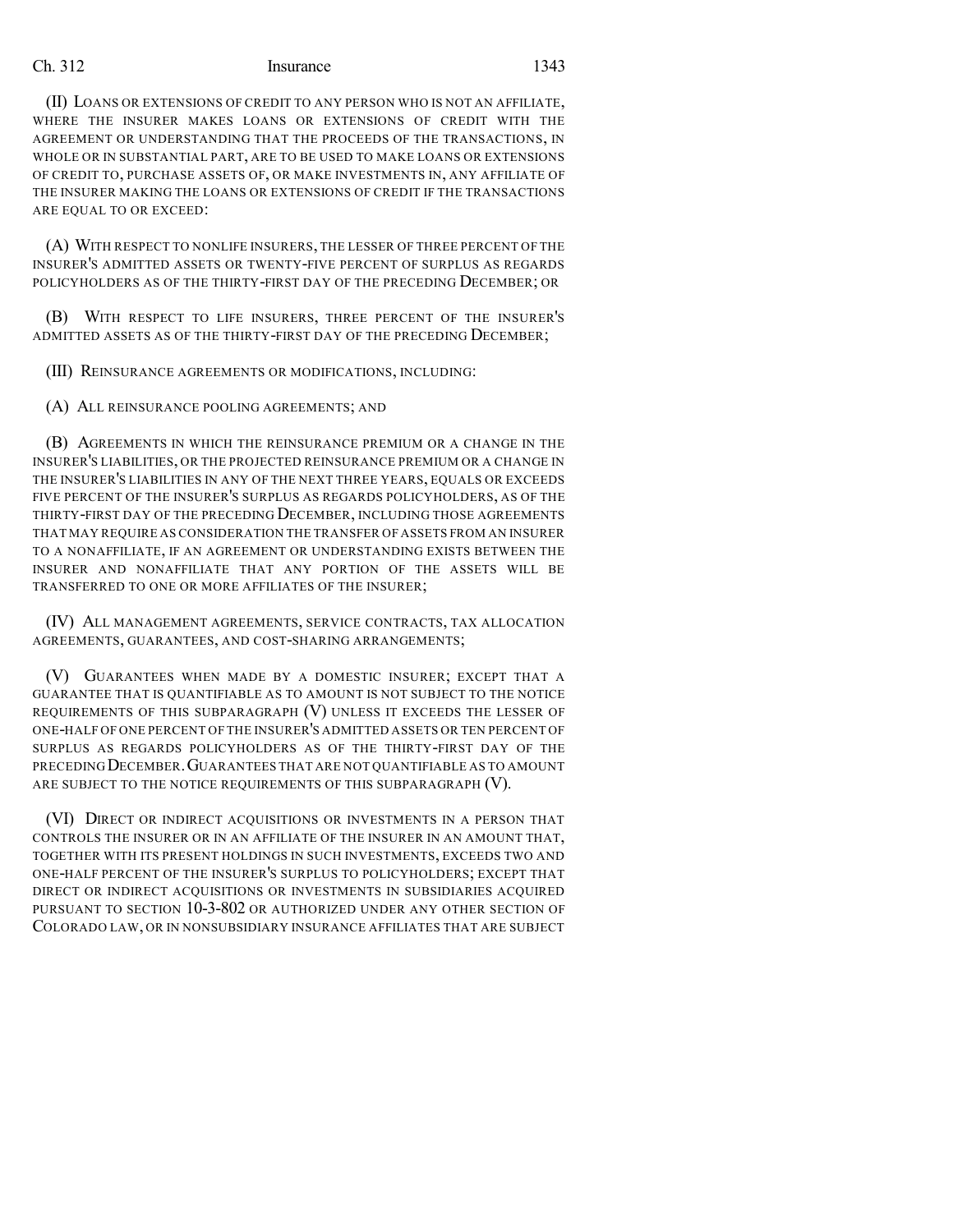(II) LOANS OR EXTENSIONS OF CREDIT TO ANY PERSON WHO IS NOT AN AFFILIATE, WHERE THE INSURER MAKES LOANS OR EXTENSIONS OF CREDIT WITH THE AGREEMENT OR UNDERSTANDING THAT THE PROCEEDS OF THE TRANSACTIONS, IN WHOLE OR IN SUBSTANTIAL PART, ARE TO BE USED TO MAKE LOANS OR EXTENSIONS OF CREDIT TO, PURCHASE ASSETS OF, OR MAKE INVESTMENTS IN, ANY AFFILIATE OF THE INSURER MAKING THE LOANS OR EXTENSIONS OF CREDIT IF THE TRANSACTIONS ARE EQUAL TO OR EXCEED:

(A) WITH RESPECT TO NONLIFE INSURERS, THE LESSER OF THREE PERCENT OF THE INSURER'S ADMITTED ASSETS OR TWENTY-FIVE PERCENT OF SURPLUS AS REGARDS POLICYHOLDERS AS OF THE THIRTY-FIRST DAY OF THE PRECEDING DECEMBER; OR

(B) WITH RESPECT TO LIFE INSURERS, THREE PERCENT OF THE INSURER'S ADMITTED ASSETS AS OF THE THIRTY-FIRST DAY OF THE PRECEDING DECEMBER;

(III) REINSURANCE AGREEMENTS OR MODIFICATIONS, INCLUDING:

(A) ALL REINSURANCE POOLING AGREEMENTS; AND

(B) AGREEMENTS IN WHICH THE REINSURANCE PREMIUM OR A CHANGE IN THE INSURER'S LIABILITIES, OR THE PROJECTED REINSURANCE PREMIUM OR A CHANGE IN THE INSURER'S LIABILITIES IN ANY OF THE NEXT THREE YEARS, EQUALS OR EXCEEDS FIVE PERCENT OF THE INSURER'S SURPLUS AS REGARDS POLICYHOLDERS, AS OF THE THIRTY-FIRST DAY OF THE PRECEDING DECEMBER, INCLUDING THOSE AGREEMENTS THAT MAY REQUIRE AS CONSIDERATION THE TRANSFER OF ASSETS FROM AN INSURER TO A NONAFFILIATE, IF AN AGREEMENT OR UNDERSTANDING EXISTS BETWEEN THE INSURER AND NONAFFILIATE THAT ANY PORTION OF THE ASSETS WILL BE TRANSFERRED TO ONE OR MORE AFFILIATES OF THE INSURER;

(IV) ALL MANAGEMENT AGREEMENTS, SERVICE CONTRACTS, TAX ALLOCATION AGREEMENTS, GUARANTEES, AND COST-SHARING ARRANGEMENTS;

(V) GUARANTEES WHEN MADE BY A DOMESTIC INSURER; EXCEPT THAT A GUARANTEE THAT IS QUANTIFIABLE AS TO AMOUNT IS NOT SUBJECT TO THE NOTICE REQUIREMENTS OF THIS SUBPARAGRAPH (V) UNLESS IT EXCEEDS THE LESSER OF ONE-HALF OF ONE PERCENT OF THE INSURER'S ADMITTED ASSETS OR TEN PERCENT OF SURPLUS AS REGARDS POLICYHOLDERS AS OF THE THIRTY-FIRST DAY OF THE PRECEDING DECEMBER. GUARANTEES THAT ARE NOT QUANTIFIABLE AS TO AMOUNT ARE SUBJECT TO THE NOTICE REQUIREMENTS OF THIS SUBPARAGRAPH (V).

(VI) DIRECT OR INDIRECT ACQUISITIONS OR INVESTMENTS IN A PERSON THAT CONTROLS THE INSURER OR IN AN AFFILIATE OF THE INSURER IN AN AMOUNT THAT, TOGETHER WITH ITS PRESENT HOLDINGS IN SUCH INVESTMENTS, EXCEEDS TWO AND ONE-HALF PERCENT OF THE INSURER'S SURPLUS TO POLICYHOLDERS; EXCEPT THAT DIRECT OR INDIRECT ACQUISITIONS OR INVESTMENTS IN SUBSIDIARIES ACQUIRED PURSUANT TO SECTION 10-3-802 OR AUTHORIZED UNDER ANY OTHER SECTION OF COLORADO LAW, OR IN NONSUBSIDIARY INSURANCE AFFILIATES THAT ARE SUBJECT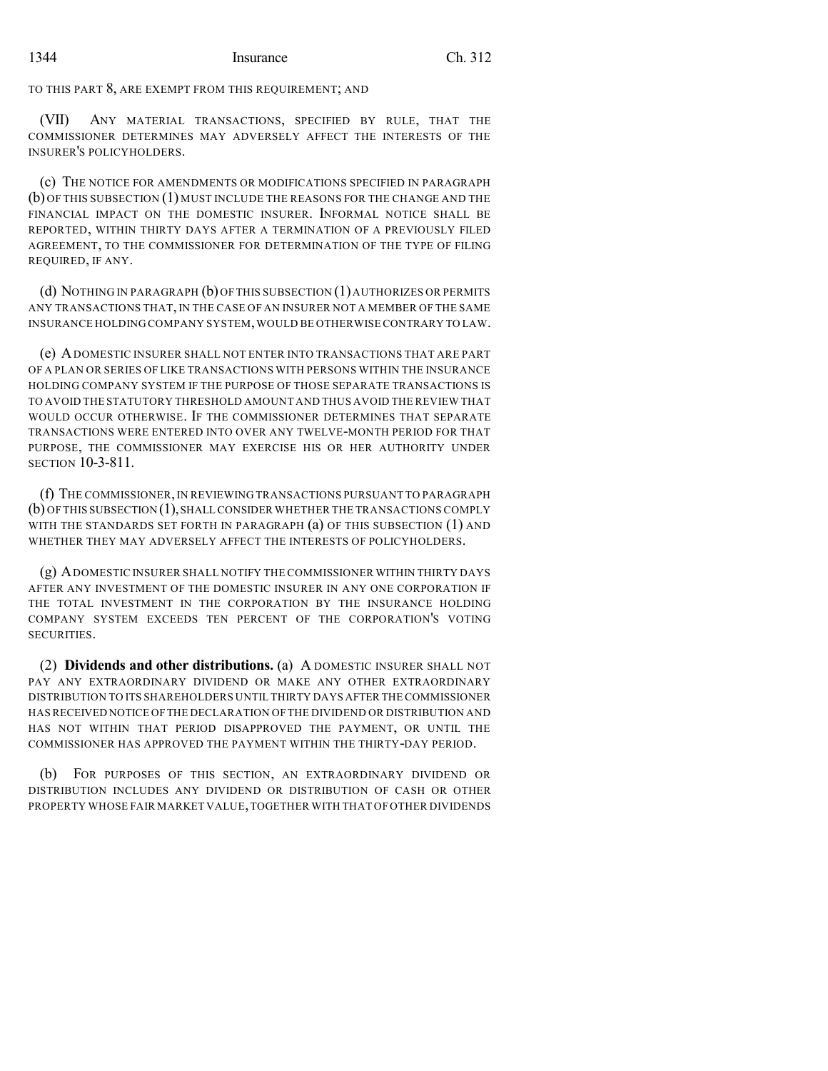TO THIS PART 8, ARE EXEMPT FROM THIS REQUIREMENT; AND

(VII) ANY MATERIAL TRANSACTIONS, SPECIFIED BY RULE, THAT THE COMMISSIONER DETERMINES MAY ADVERSELY AFFECT THE INTERESTS OF THE INSURER'S POLICYHOLDERS.

(c) THE NOTICE FOR AMENDMENTS OR MODIFICATIONS SPECIFIED IN PARAGRAPH (b) OF THIS SUBSECTION (1) MUST INCLUDE THE REASONS FOR THE CHANGE AND THE FINANCIAL IMPACT ON THE DOMESTIC INSURER. INFORMAL NOTICE SHALL BE REPORTED, WITHIN THIRTY DAYS AFTER A TERMINATION OF A PREVIOUSLY FILED AGREEMENT, TO THE COMMISSIONER FOR DETERMINATION OF THE TYPE OF FILING REQUIRED, IF ANY.

(d) NOTHING IN PARAGRAPH (b) OF THIS SUBSECTION (1) AUTHORIZES OR PERMITS ANY TRANSACTIONS THAT, IN THE CASE OF AN INSURER NOT A MEMBER OF THE SAME INSURANCE HOLDING COMPANY SYSTEM, WOULD BE OTHERWISE CONTRARY TO LAW.

(e) A DOMESTIC INSURER SHALL NOT ENTER INTO TRANSACTIONS THAT ARE PART OF A PLAN OR SERIES OF LIKE TRANSACTIONS WITH PERSONS WITHIN THE INSURANCE HOLDING COMPANY SYSTEM IF THE PURPOSE OF THOSE SEPARATE TRANSACTIONS IS TO AVOID THE STATUTORY THRESHOLD AMOUNT AND THUS AVOID THE REVIEW THAT WOULD OCCUR OTHERWISE. IF THE COMMISSIONER DETERMINES THAT SEPARATE TRANSACTIONS WERE ENTERED INTO OVER ANY TWELVE-MONTH PERIOD FOR THAT PURPOSE, THE COMMISSIONER MAY EXERCISE HIS OR HER AUTHORITY UNDER SECTION 10-3-811.

(f) THE COMMISSIONER, IN REVIEWING TRANSACTIONS PURSUANT TO PARAGRAPH (b) OF THIS SUBSECTION (1), SHALL CONSIDER WHETHER THE TRANSACTIONS COMPLY WITH THE STANDARDS SET FORTH IN PARAGRAPH (a) OF THIS SUBSECTION (1) AND WHETHER THEY MAY ADVERSELY AFFECT THE INTERESTS OF POLICYHOLDERS.

(g) A DOMESTIC INSURER SHALL NOTIFY THE COMMISSIONER WITHIN THIRTY DAYS AFTER ANY INVESTMENT OF THE DOMESTIC INSURER IN ANY ONE CORPORATION IF THE TOTAL INVESTMENT IN THE CORPORATION BY THE INSURANCE HOLDING COMPANY SYSTEM EXCEEDS TEN PERCENT OF THE CORPORATION'S VOTING SECURITIES.

(2) **Dividends and other distributions.** (a) A DOMESTIC INSURER SHALL NOT PAY ANY EXTRAORDINARY DIVIDEND OR MAKE ANY OTHER EXTRAORDINARY DISTRIBUTION TO ITS SHAREHOLDERS UNTIL THIRTY DAYS AFTER THE COMMISSIONER HAS RECEIVED NOTICE OF THE DECLARATION OF THE DIVIDEND OR DISTRIBUTION AND HAS NOT WITHIN THAT PERIOD DISAPPROVED THE PAYMENT, OR UNTIL THE COMMISSIONER HAS APPROVED THE PAYMENT WITHIN THE THIRTY-DAY PERIOD.

(b) FOR PURPOSES OF THIS SECTION, AN EXTRAORDINARY DIVIDEND OR DISTRIBUTION INCLUDES ANY DIVIDEND OR DISTRIBUTION OF CASH OR OTHER PROPERTY WHOSE FAIR MARKET VALUE, TOGETHER WITH THAT OF OTHER DIVIDENDS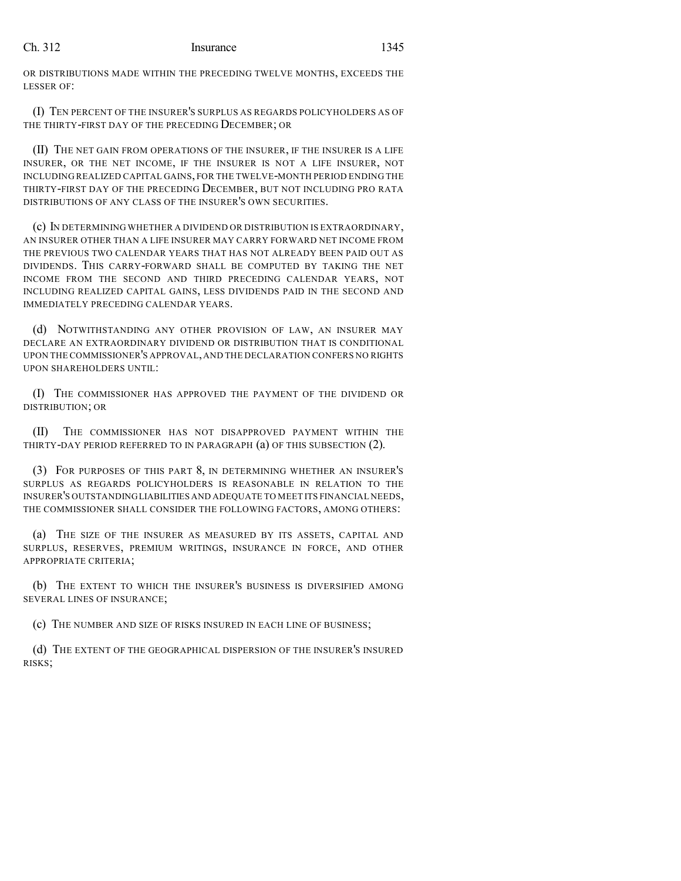OR DISTRIBUTIONS MADE WITHIN THE PRECEDING TWELVE MONTHS, EXCEEDS THE LESSER OF:

(I) TEN PERCENT OF THE INSURER'S SURPLUS AS REGARDS POLICYHOLDERS AS OF THE THIRTY-FIRST DAY OF THE PRECEDING DECEMBER; OR

(II) THE NET GAIN FROM OPERATIONS OF THE INSURER, IF THE INSURER IS A LIFE INSURER, OR THE NET INCOME, IF THE INSURER IS NOT A LIFE INSURER, NOT INCLUDING REALIZED CAPITAL GAINS, FOR THE TWELVE-MONTH PERIOD ENDING THE THIRTY-FIRST DAY OF THE PRECEDING DECEMBER, BUT NOT INCLUDING PRO RATA DISTRIBUTIONS OF ANY CLASS OF THE INSURER'S OWN SECURITIES.

(c) IN DETERMINING WHETHER A DIVIDEND OR DISTRIBUTION IS EXTRAORDINARY, AN INSURER OTHER THAN A LIFE INSURER MAY CARRY FORWARD NET INCOME FROM THE PREVIOUS TWO CALENDAR YEARS THAT HAS NOT ALREADY BEEN PAID OUT AS DIVIDENDS. THIS CARRY-FORWARD SHALL BE COMPUTED BY TAKING THE NET INCOME FROM THE SECOND AND THIRD PRECEDING CALENDAR YEARS, NOT INCLUDING REALIZED CAPITAL GAINS, LESS DIVIDENDS PAID IN THE SECOND AND IMMEDIATELY PRECEDING CALENDAR YEARS.

(d) NOTWITHSTANDING ANY OTHER PROVISION OF LAW, AN INSURER MAY DECLARE AN EXTRAORDINARY DIVIDEND OR DISTRIBUTION THAT IS CONDITIONAL UPON THE COMMISSIONER'S APPROVAL, AND THE DECLARATION CONFERS NO RIGHTS UPON SHAREHOLDERS UNTIL:

(I) THE COMMISSIONER HAS APPROVED THE PAYMENT OF THE DIVIDEND OR DISTRIBUTION; OR

(II) THE COMMISSIONER HAS NOT DISAPPROVED PAYMENT WITHIN THE THIRTY-DAY PERIOD REFERRED TO IN PARAGRAPH (a) OF THIS SUBSECTION (2).

(3) FOR PURPOSES OF THIS PART 8, IN DETERMINING WHETHER AN INSURER'S SURPLUS AS REGARDS POLICYHOLDERS IS REASONABLE IN RELATION TO THE INSURER'S OUTSTANDING LIABILITIES AND ADEQUATE TO MEET ITS FINANCIAL NEEDS, THE COMMISSIONER SHALL CONSIDER THE FOLLOWING FACTORS, AMONG OTHERS:

(a) THE SIZE OF THE INSURER AS MEASURED BY ITS ASSETS, CAPITAL AND SURPLUS, RESERVES, PREMIUM WRITINGS, INSURANCE IN FORCE, AND OTHER APPROPRIATE CRITERIA;

(b) THE EXTENT TO WHICH THE INSURER'S BUSINESS IS DIVERSIFIED AMONG SEVERAL LINES OF INSURANCE;

(c) THE NUMBER AND SIZE OF RISKS INSURED IN EACH LINE OF BUSINESS;

(d) THE EXTENT OF THE GEOGRAPHICAL DISPERSION OF THE INSURER'S INSURED RISKS;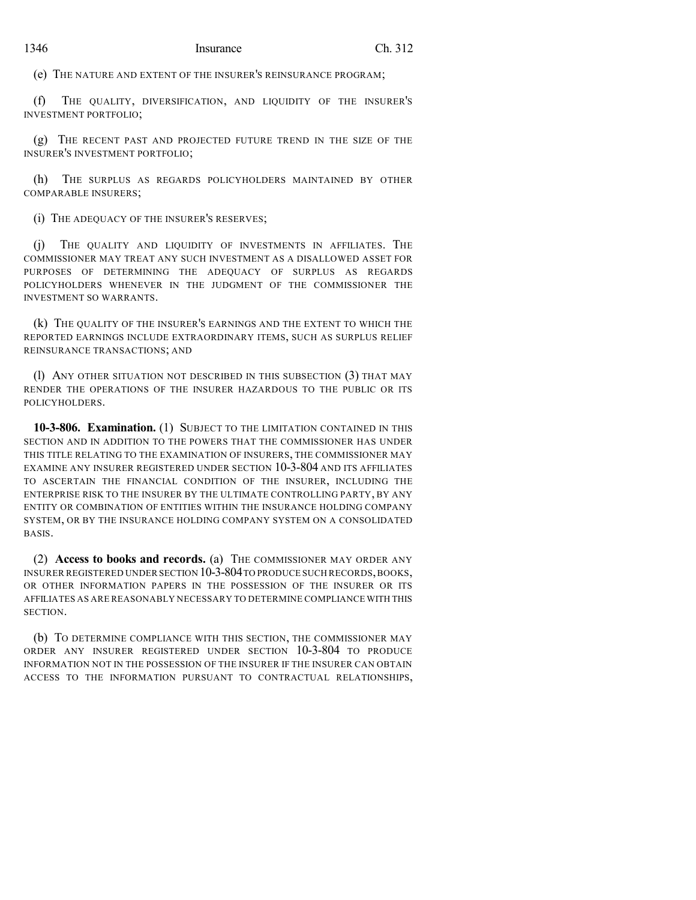(e) THE NATURE AND EXTENT OF THE INSURER'S REINSURANCE PROGRAM;

(f) THE QUALITY, DIVERSIFICATION, AND LIQUIDITY OF THE INSURER'S INVESTMENT PORTFOLIO;

(g) THE RECENT PAST AND PROJECTED FUTURE TREND IN THE SIZE OF THE INSURER'S INVESTMENT PORTFOLIO;

(h) THE SURPLUS AS REGARDS POLICYHOLDERS MAINTAINED BY OTHER COMPARABLE INSURERS;

(i) THE ADEQUACY OF THE INSURER'S RESERVES;

(j) THE QUALITY AND LIQUIDITY OF INVESTMENTS IN AFFILIATES. THE COMMISSIONER MAY TREAT ANY SUCH INVESTMENT AS A DISALLOWED ASSET FOR PURPOSES OF DETERMINING THE ADEQUACY OF SURPLUS AS REGARDS POLICYHOLDERS WHENEVER IN THE JUDGMENT OF THE COMMISSIONER THE INVESTMENT SO WARRANTS.

(k) THE QUALITY OF THE INSURER'S EARNINGS AND THE EXTENT TO WHICH THE REPORTED EARNINGS INCLUDE EXTRAORDINARY ITEMS, SUCH AS SURPLUS RELIEF REINSURANCE TRANSACTIONS; AND

(l) ANY OTHER SITUATION NOT DESCRIBED IN THIS SUBSECTION (3) THAT MAY RENDER THE OPERATIONS OF THE INSURER HAZARDOUS TO THE PUBLIC OR ITS POLICYHOLDERS.

**10-3-806. Examination.** (1) SUBJECT TO THE LIMITATION CONTAINED IN THIS SECTION AND IN ADDITION TO THE POWERS THAT THE COMMISSIONER HAS UNDER THIS TITLE RELATING TO THE EXAMINATION OF INSURERS, THE COMMISSIONER MAY EXAMINE ANY INSURER REGISTERED UNDER SECTION 10-3-804 AND ITS AFFILIATES TO ASCERTAIN THE FINANCIAL CONDITION OF THE INSURER, INCLUDING THE ENTERPRISE RISK TO THE INSURER BY THE ULTIMATE CONTROLLING PARTY, BY ANY ENTITY OR COMBINATION OF ENTITIES WITHIN THE INSURANCE HOLDING COMPANY SYSTEM, OR BY THE INSURANCE HOLDING COMPANY SYSTEM ON A CONSOLIDATED BASIS.

(2) **Access to books and records.** (a) THE COMMISSIONER MAY ORDER ANY INSURER REGISTERED UNDER SECTION 10-3-804 TO PRODUCE SUCH RECORDS, BOOKS, OR OTHER INFORMATION PAPERS IN THE POSSESSION OF THE INSURER OR ITS AFFILIATES AS ARE REASONABLY NECESSARY TO DETERMINE COMPLIANCE WITH THIS SECTION.

(b) TO DETERMINE COMPLIANCE WITH THIS SECTION, THE COMMISSIONER MAY ORDER ANY INSURER REGISTERED UNDER SECTION 10-3-804 TO PRODUCE INFORMATION NOT IN THE POSSESSION OF THE INSURER IF THE INSURER CAN OBTAIN ACCESS TO THE INFORMATION PURSUANT TO CONTRACTUAL RELATIONSHIPS,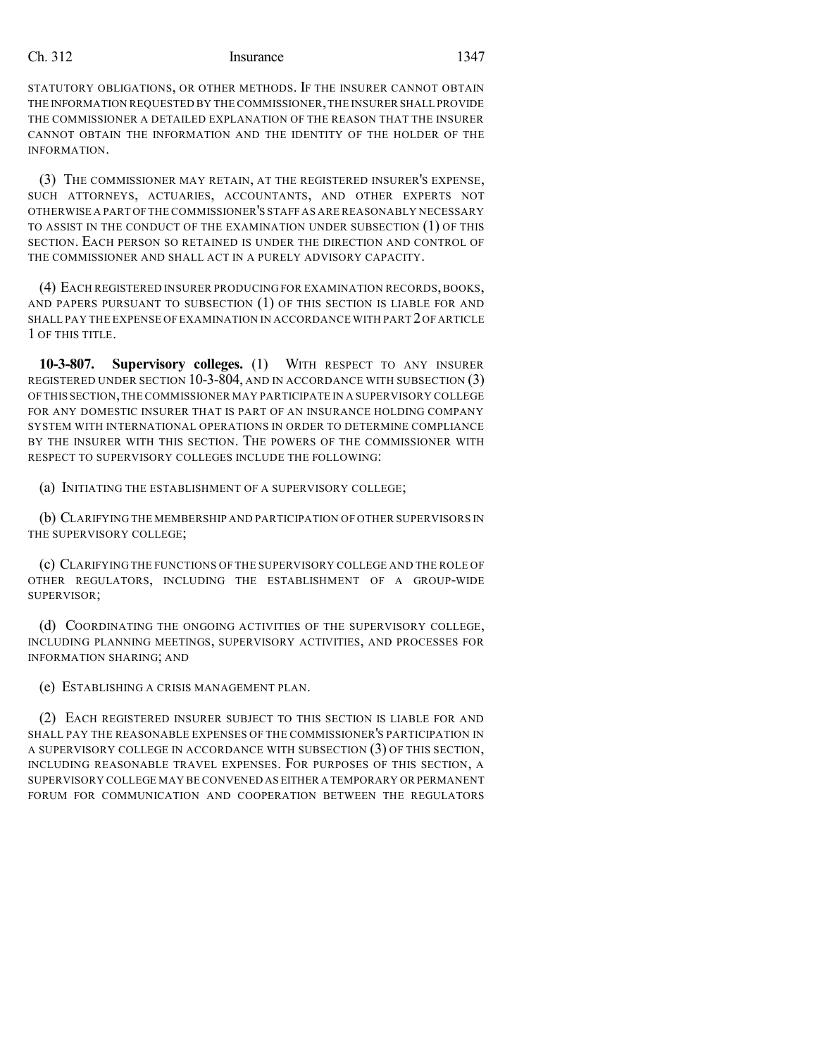STATUTORY OBLIGATIONS, OR OTHER METHODS. IF THE INSURER CANNOT OBTAIN THE INFORMATION REQUESTED BY THE COMMISSIONER, THE INSURER SHALL PROVIDE THE COMMISSIONER A DETAILED EXPLANATION OF THE REASON THAT THE INSURER CANNOT OBTAIN THE INFORMATION AND THE IDENTITY OF THE HOLDER OF THE INFORMATION.

(3) THE COMMISSIONER MAY RETAIN, AT THE REGISTERED INSURER'S EXPENSE, SUCH ATTORNEYS, ACTUARIES, ACCOUNTANTS, AND OTHER EXPERTS NOT OTHERWISE A PART OF THE COMMISSIONER'S STAFF AS ARE REASONABLY NECESSARY TO ASSIST IN THE CONDUCT OF THE EXAMINATION UNDER SUBSECTION (1) OF THIS SECTION. EACH PERSON SO RETAINED IS UNDER THE DIRECTION AND CONTROL OF THE COMMISSIONER AND SHALL ACT IN A PURELY ADVISORY CAPACITY.

(4) EACH REGISTERED INSURER PRODUCING FOR EXAMINATION RECORDS, BOOKS, AND PAPERS PURSUANT TO SUBSECTION (1) OF THIS SECTION IS LIABLE FOR AND SHALL PAY THE EXPENSE OF EXAMINATION IN ACCORDANCE WITH PART 2 OF ARTICLE 1 OF THIS TITLE.

**10-3-807. Supervisory colleges.** (1) WITH RESPECT TO ANY INSURER REGISTERED UNDER SECTION 10-3-804, AND IN ACCORDANCE WITH SUBSECTION (3) OF THIS SECTION, THE COMMISSIONER MAY PARTICIPATE IN A SUPERVISORY COLLEGE FOR ANY DOMESTIC INSURER THAT IS PART OF AN INSURANCE HOLDING COMPANY SYSTEM WITH INTERNATIONAL OPERATIONS IN ORDER TO DETERMINE COMPLIANCE BY THE INSURER WITH THIS SECTION. THE POWERS OF THE COMMISSIONER WITH RESPECT TO SUPERVISORY COLLEGES INCLUDE THE FOLLOWING:

(a) INITIATING THE ESTABLISHMENT OF A SUPERVISORY COLLEGE;

(b) CLARIFYING THE MEMBERSHIP AND PARTICIPATION OF OTHER SUPERVISORS IN THE SUPERVISORY COLLEGE;

(c) CLARIFYING THE FUNCTIONS OF THE SUPERVISORY COLLEGE AND THE ROLE OF OTHER REGULATORS, INCLUDING THE ESTABLISHMENT OF A GROUP-WIDE SUPERVISOR;

(d) COORDINATING THE ONGOING ACTIVITIES OF THE SUPERVISORY COLLEGE, INCLUDING PLANNING MEETINGS, SUPERVISORY ACTIVITIES, AND PROCESSES FOR INFORMATION SHARING; AND

(e) ESTABLISHING A CRISIS MANAGEMENT PLAN.

(2) EACH REGISTERED INSURER SUBJECT TO THIS SECTION IS LIABLE FOR AND SHALL PAY THE REASONABLE EXPENSES OF THE COMMISSIONER'S PARTICIPATION IN A SUPERVISORY COLLEGE IN ACCORDANCE WITH SUBSECTION (3) OF THIS SECTION, INCLUDING REASONABLE TRAVEL EXPENSES. FOR PURPOSES OF THIS SECTION, A SUPERVISORY COLLEGE MAY BE CONVENED AS EITHER A TEMPORARY OR PERMANENT FORUM FOR COMMUNICATION AND COOPERATION BETWEEN THE REGULATORS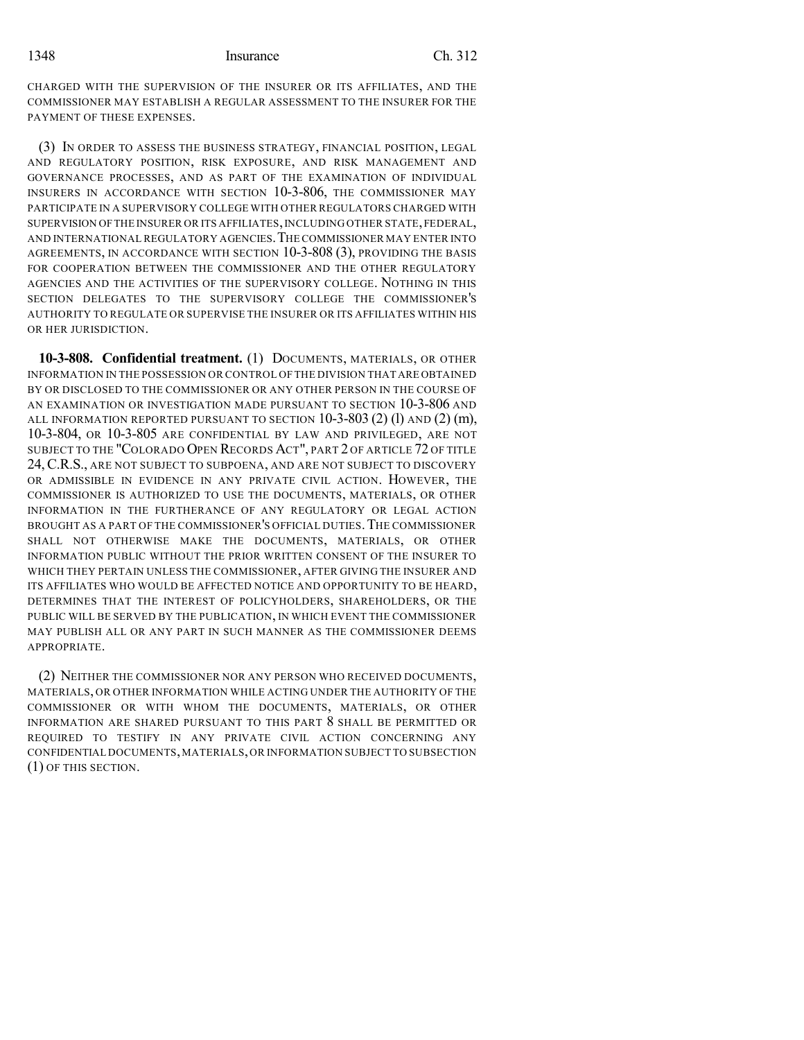CHARGED WITH THE SUPERVISION OF THE INSURER OR ITS AFFILIATES, AND THE COMMISSIONER MAY ESTABLISH A REGULAR ASSESSMENT TO THE INSURER FOR THE PAYMENT OF THESE EXPENSES.

(3) IN ORDER TO ASSESS THE BUSINESS STRATEGY, FINANCIAL POSITION, LEGAL AND REGULATORY POSITION, RISK EXPOSURE, AND RISK MANAGEMENT AND GOVERNANCE PROCESSES, AND AS PART OF THE EXAMINATION OF INDIVIDUAL INSURERS IN ACCORDANCE WITH SECTION 10-3-806, THE COMMISSIONER MAY PARTICIPATE IN A SUPERVISORY COLLEGE WITH OTHER REGULATORS CHARGED WITH SUPERVISION OF THE INSURER OR ITS AFFILIATES, INCLUDING OTHER STATE, FEDERAL, AND INTERNATIONAL REGULATORY AGENCIES. THE COMMISSIONER MAY ENTER INTO AGREEMENTS, IN ACCORDANCE WITH SECTION 10-3-808 (3), PROVIDING THE BASIS FOR COOPERATION BETWEEN THE COMMISSIONER AND THE OTHER REGULATORY AGENCIES AND THE ACTIVITIES OF THE SUPERVISORY COLLEGE. NOTHING IN THIS SECTION DELEGATES TO THE SUPERVISORY COLLEGE THE COMMISSIONER'S AUTHORITY TO REGULATE OR SUPERVISE THE INSURER OR ITS AFFILIATES WITHIN HIS OR HER JURISDICTION.

**10-3-808. Confidential treatment.** (1) DOCUMENTS, MATERIALS, OR OTHER INFORMATION IN THE POSSESSION OR CONTROL OF THE DIVISION THAT ARE OBTAINED BY OR DISCLOSED TO THE COMMISSIONER OR ANY OTHER PERSON IN THE COURSE OF AN EXAMINATION OR INVESTIGATION MADE PURSUANT TO SECTION 10-3-806 AND ALL INFORMATION REPORTED PURSUANT TO SECTION 10-3-803 (2) (l) AND (2) (m), 10-3-804, OR 10-3-805 ARE CONFIDENTIAL BY LAW AND PRIVILEGED, ARE NOT SUBJECT TO THE "COLORADO OPEN RECORDS ACT", PART 2 OF ARTICLE 72 OF TITLE 24, C.R.S., ARE NOT SUBJECT TO SUBPOENA, AND ARE NOT SUBJECT TO DISCOVERY OR ADMISSIBLE IN EVIDENCE IN ANY PRIVATE CIVIL ACTION. HOWEVER, THE COMMISSIONER IS AUTHORIZED TO USE THE DOCUMENTS, MATERIALS, OR OTHER INFORMATION IN THE FURTHERANCE OF ANY REGULATORY OR LEGAL ACTION BROUGHT AS A PART OF THE COMMISSIONER'S OFFICIAL DUTIES. THE COMMISSIONER SHALL NOT OTHERWISE MAKE THE DOCUMENTS, MATERIALS, OR OTHER INFORMATION PUBLIC WITHOUT THE PRIOR WRITTEN CONSENT OF THE INSURER TO WHICH THEY PERTAIN UNLESS THE COMMISSIONER, AFTER GIVING THE INSURER AND ITS AFFILIATES WHO WOULD BE AFFECTED NOTICE AND OPPORTUNITY TO BE HEARD, DETERMINES THAT THE INTEREST OF POLICYHOLDERS, SHAREHOLDERS, OR THE PUBLIC WILL BE SERVED BY THE PUBLICATION, IN WHICH EVENT THE COMMISSIONER MAY PUBLISH ALL OR ANY PART IN SUCH MANNER AS THE COMMISSIONER DEEMS APPROPRIATE.

(2) NEITHER THE COMMISSIONER NOR ANY PERSON WHO RECEIVED DOCUMENTS, MATERIALS, OR OTHER INFORMATION WHILE ACTING UNDER THE AUTHORITY OF THE COMMISSIONER OR WITH WHOM THE DOCUMENTS, MATERIALS, OR OTHER INFORMATION ARE SHARED PURSUANT TO THIS PART 8 SHALL BE PERMITTED OR REQUIRED TO TESTIFY IN ANY PRIVATE CIVIL ACTION CONCERNING ANY CONFIDENTIAL DOCUMENTS, MATERIALS, OR INFORMATION SUBJECT TO SUBSECTION (1) OF THIS SECTION.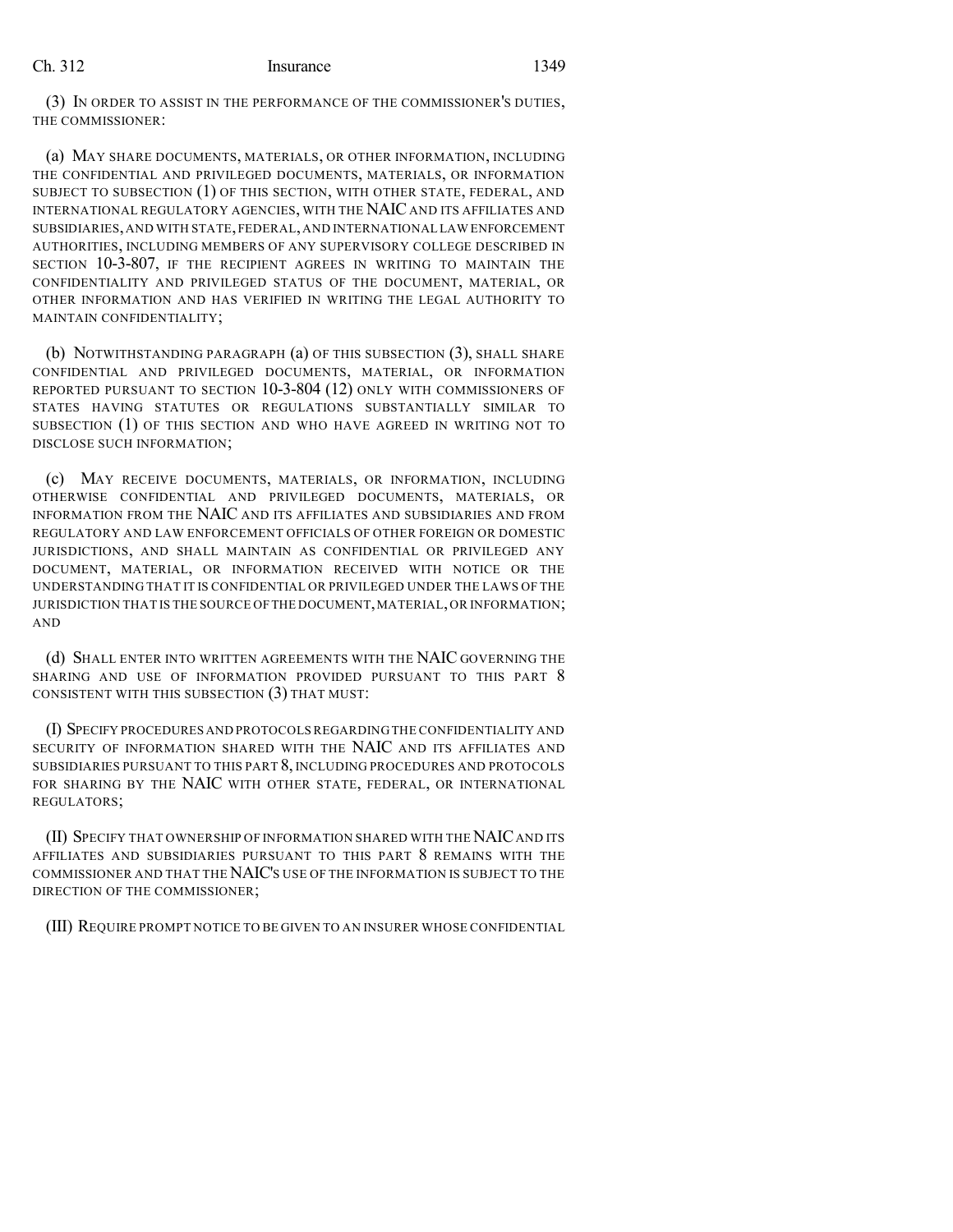(3) IN ORDER TO ASSIST IN THE PERFORMANCE OF THE COMMISSIONER'S DUTIES, THE COMMISSIONER:

(a) MAY SHARE DOCUMENTS, MATERIALS, OR OTHER INFORMATION, INCLUDING THE CONFIDENTIAL AND PRIVILEGED DOCUMENTS, MATERIALS, OR INFORMATION SUBJECT TO SUBSECTION (1) OF THIS SECTION, WITH OTHER STATE, FEDERAL, AND INTERNATIONAL REGULATORY AGENCIES, WITH THE NAIC AND ITS AFFILIATES AND SUBSIDIARIES, AND WITH STATE, FEDERAL, AND INTERNATIONAL LAW ENFORCEMENT AUTHORITIES, INCLUDING MEMBERS OF ANY SUPERVISORY COLLEGE DESCRIBED IN SECTION 10-3-807, IF THE RECIPIENT AGREES IN WRITING TO MAINTAIN THE CONFIDENTIALITY AND PRIVILEGED STATUS OF THE DOCUMENT, MATERIAL, OR OTHER INFORMATION AND HAS VERIFIED IN WRITING THE LEGAL AUTHORITY TO MAINTAIN CONFIDENTIALITY;

(b) NOTWITHSTANDING PARAGRAPH (a) OF THIS SUBSECTION (3), SHALL SHARE CONFIDENTIAL AND PRIVILEGED DOCUMENTS, MATERIAL, OR INFORMATION REPORTED PURSUANT TO SECTION 10-3-804 (12) ONLY WITH COMMISSIONERS OF STATES HAVING STATUTES OR REGULATIONS SUBSTANTIALLY SIMILAR TO SUBSECTION (1) OF THIS SECTION AND WHO HAVE AGREED IN WRITING NOT TO DISCLOSE SUCH INFORMATION;

(c) MAY RECEIVE DOCUMENTS, MATERIALS, OR INFORMATION, INCLUDING OTHERWISE CONFIDENTIAL AND PRIVILEGED DOCUMENTS, MATERIALS, OR INFORMATION FROM THE NAIC AND ITS AFFILIATES AND SUBSIDIARIES AND FROM REGULATORY AND LAW ENFORCEMENT OFFICIALS OF OTHER FOREIGN OR DOMESTIC JURISDICTIONS, AND SHALL MAINTAIN AS CONFIDENTIAL OR PRIVILEGED ANY DOCUMENT, MATERIAL, OR INFORMATION RECEIVED WITH NOTICE OR THE UNDERSTANDING THAT IT IS CONFIDENTIAL OR PRIVILEGED UNDER THE LAWS OF THE JURISDICTION THAT IS THE SOURCE OF THE DOCUMENT, MATERIAL, OR INFORMATION; AND

(d) SHALL ENTER INTO WRITTEN AGREEMENTS WITH THE NAIC GOVERNING THE SHARING AND USE OF INFORMATION PROVIDED PURSUANT TO THIS PART 8 CONSISTENT WITH THIS SUBSECTION (3) THAT MUST:

(I) SPECIFY PROCEDURES AND PROTOCOLS REGARDING THE CONFIDENTIALITY AND SECURITY OF INFORMATION SHARED WITH THE NAIC AND ITS AFFILIATES AND SUBSIDIARIES PURSUANT TO THIS PART 8, INCLUDING PROCEDURES AND PROTOCOLS FOR SHARING BY THE NAIC WITH OTHER STATE, FEDERAL, OR INTERNATIONAL REGULATORS;

(II) SPECIFY THAT OWNERSHIP OF INFORMATION SHARED WITH THE NAIC AND ITS AFFILIATES AND SUBSIDIARIES PURSUANT TO THIS PART 8 REMAINS WITH THE COMMISSIONER AND THAT THE NAIC'S USE OF THE INFORMATION IS SUBJECT TO THE DIRECTION OF THE COMMISSIONER;

(III) REQUIRE PROMPT NOTICE TO BE GIVEN TO AN INSURER WHOSE CONFIDENTIAL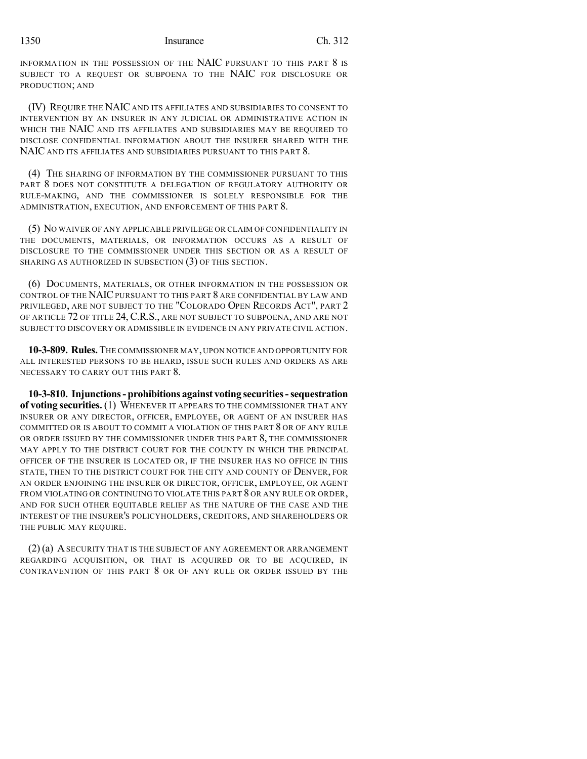INFORMATION IN THE POSSESSION OF THE NAIC PURSUANT TO THIS PART 8 IS SUBJECT TO A REQUEST OR SUBPOENA TO THE NAIC FOR DISCLOSURE OR PRODUCTION; AND

(IV) REQUIRE THE NAIC AND ITS AFFILIATES AND SUBSIDIARIES TO CONSENT TO INTERVENTION BY AN INSURER IN ANY JUDICIAL OR ADMINISTRATIVE ACTION IN WHICH THE NAIC AND ITS AFFILIATES AND SUBSIDIARIES MAY BE REQUIRED TO DISCLOSE CONFIDENTIAL INFORMATION ABOUT THE INSURER SHARED WITH THE NAIC AND ITS AFFILIATES AND SUBSIDIARIES PURSUANT TO THIS PART 8.

(4) THE SHARING OF INFORMATION BY THE COMMISSIONER PURSUANT TO THIS PART 8 DOES NOT CONSTITUTE A DELEGATION OF REGULATORY AUTHORITY OR RULE-MAKING, AND THE COMMISSIONER IS SOLELY RESPONSIBLE FOR THE ADMINISTRATION, EXECUTION, AND ENFORCEMENT OF THIS PART 8.

(5) NO WAIVER OF ANY APPLICABLE PRIVILEGE OR CLAIM OF CONFIDENTIALITY IN THE DOCUMENTS, MATERIALS, OR INFORMATION OCCURS AS A RESULT OF DISCLOSURE TO THE COMMISSIONER UNDER THIS SECTION OR AS A RESULT OF SHARING AS AUTHORIZED IN SUBSECTION (3) OF THIS SECTION.

(6) DOCUMENTS, MATERIALS, OR OTHER INFORMATION IN THE POSSESSION OR CONTROL OF THE NAIC PURSUANT TO THIS PART 8 ARE CONFIDENTIAL BY LAW AND PRIVILEGED, ARE NOT SUBJECT TO THE "COLORADO OPEN RECORDS ACT", PART 2 OF ARTICLE 72 OF TITLE 24, C.R.S., ARE NOT SUBJECT TO SUBPOENA, AND ARE NOT SUBJECT TO DISCOVERY OR ADMISSIBLE IN EVIDENCE IN ANY PRIVATE CIVIL ACTION.

**10-3-809. Rules.** THE COMMISSIONER MAY, UPON NOTICE AND OPPORTUNITY FOR ALL INTERESTED PERSONS TO BE HEARD, ISSUE SUCH RULES AND ORDERS AS ARE NECESSARY TO CARRY OUT THIS PART 8.

**10-3-810. Injunctions - prohibitions against voting securities - sequestration of voting securities.** (1) WHENEVER IT APPEARS TO THE COMMISSIONER THAT ANY INSURER OR ANY DIRECTOR, OFFICER, EMPLOYEE, OR AGENT OF AN INSURER HAS COMMITTED OR IS ABOUT TO COMMIT A VIOLATION OF THIS PART 8 OR OF ANY RULE OR ORDER ISSUED BY THE COMMISSIONER UNDER THIS PART 8, THE COMMISSIONER MAY APPLY TO THE DISTRICT COURT FOR THE COUNTY IN WHICH THE PRINCIPAL OFFICER OF THE INSURER IS LOCATED OR, IF THE INSURER HAS NO OFFICE IN THIS STATE, THEN TO THE DISTRICT COURT FOR THE CITY AND COUNTY OF DENVER, FOR AN ORDER ENJOINING THE INSURER OR DIRECTOR, OFFICER, EMPLOYEE, OR AGENT FROM VIOLATING OR CONTINUING TO VIOLATE THIS PART 8 OR ANY RULE OR ORDER, AND FOR SUCH OTHER EQUITABLE RELIEF AS THE NATURE OF THE CASE AND THE INTEREST OF THE INSURER'S POLICYHOLDERS, CREDITORS, AND SHAREHOLDERS OR THE PUBLIC MAY REQUIRE.

(2) (a) A SECURITY THAT IS THE SUBJECT OF ANY AGREEMENT OR ARRANGEMENT REGARDING ACQUISITION, OR THAT IS ACQUIRED OR TO BE ACQUIRED, IN CONTRAVENTION OF THIS PART 8 OR OF ANY RULE OR ORDER ISSUED BY THE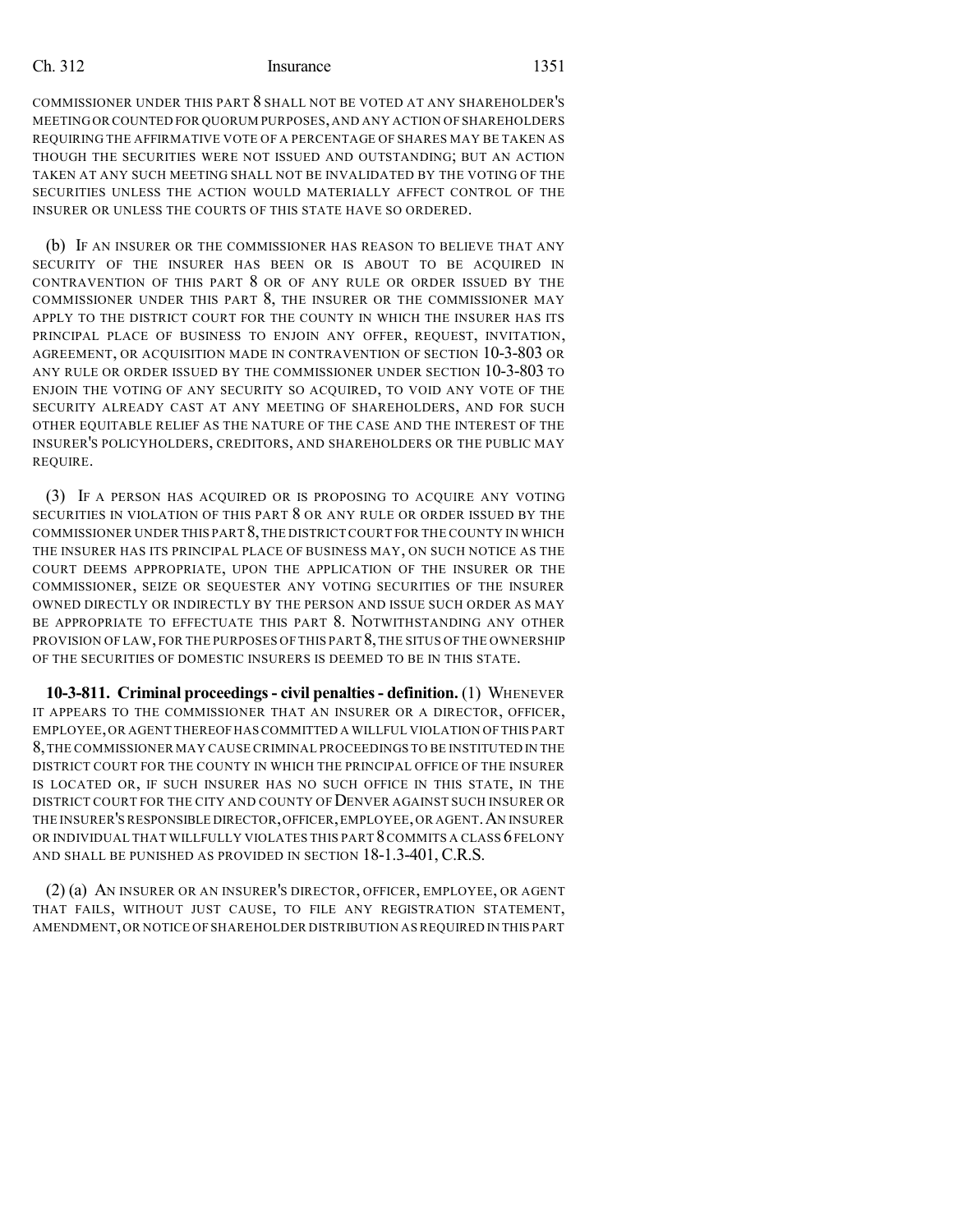COMMISSIONER UNDER THIS PART 8 SHALL NOT BE VOTED AT ANY SHAREHOLDER'S MEETING OR COUNTED FOR QUORUM PURPOSES, AND ANY ACTION OF SHAREHOLDERS REQUIRING THE AFFIRMATIVE VOTE OF A PERCENTAGE OF SHARES MAY BE TAKEN AS THOUGH THE SECURITIES WERE NOT ISSUED AND OUTSTANDING; BUT AN ACTION TAKEN AT ANY SUCH MEETING SHALL NOT BE INVALIDATED BY THE VOTING OF THE SECURITIES UNLESS THE ACTION WOULD MATERIALLY AFFECT CONTROL OF THE INSURER OR UNLESS THE COURTS OF THIS STATE HAVE SO ORDERED.

(b) IF AN INSURER OR THE COMMISSIONER HAS REASON TO BELIEVE THAT ANY SECURITY OF THE INSURER HAS BEEN OR IS ABOUT TO BE ACQUIRED IN CONTRAVENTION OF THIS PART 8 OR OF ANY RULE OR ORDER ISSUED BY THE COMMISSIONER UNDER THIS PART 8, THE INSURER OR THE COMMISSIONER MAY APPLY TO THE DISTRICT COURT FOR THE COUNTY IN WHICH THE INSURER HAS ITS PRINCIPAL PLACE OF BUSINESS TO ENJOIN ANY OFFER, REQUEST, INVITATION, AGREEMENT, OR ACQUISITION MADE IN CONTRAVENTION OF SECTION 10-3-803 OR ANY RULE OR ORDER ISSUED BY THE COMMISSIONER UNDER SECTION 10-3-803 TO ENJOIN THE VOTING OF ANY SECURITY SO ACQUIRED, TO VOID ANY VOTE OF THE SECURITY ALREADY CAST AT ANY MEETING OF SHAREHOLDERS, AND FOR SUCH OTHER EQUITABLE RELIEF AS THE NATURE OF THE CASE AND THE INTEREST OF THE INSURER'S POLICYHOLDERS, CREDITORS, AND SHAREHOLDERS OR THE PUBLIC MAY REQUIRE.

(3) IF A PERSON HAS ACQUIRED OR IS PROPOSING TO ACQUIRE ANY VOTING SECURITIES IN VIOLATION OF THIS PART 8 OR ANY RULE OR ORDER ISSUED BY THE COMMISSIONER UNDER THIS PART 8, THE DISTRICT COURT FOR THE COUNTY IN WHICH THE INSURER HAS ITS PRINCIPAL PLACE OF BUSINESS MAY, ON SUCH NOTICE AS THE COURT DEEMS APPROPRIATE, UPON THE APPLICATION OF THE INSURER OR THE COMMISSIONER, SEIZE OR SEQUESTER ANY VOTING SECURITIES OF THE INSURER OWNED DIRECTLY OR INDIRECTLY BY THE PERSON AND ISSUE SUCH ORDER AS MAY BE APPROPRIATE TO EFFECTUATE THIS PART 8. NOTWITHSTANDING ANY OTHER PROVISION OF LAW, FOR THE PURPOSES OF THIS PART 8, THE SITUS OF THE OWNERSHIP OF THE SECURITIES OF DOMESTIC INSURERS IS DEEMED TO BE IN THIS STATE.

**10-3-811. Criminal proceedings - civil penalties - definition.** (1) WHENEVER IT APPEARS TO THE COMMISSIONER THAT AN INSURER OR A DIRECTOR, OFFICER, EMPLOYEE, OR AGENT THEREOF HAS COMMITTED A WILLFUL VIOLATION OF THIS PART 8, THE COMMISSIONER MAY CAUSE CRIMINAL PROCEEDINGS TO BE INSTITUTED IN THE DISTRICT COURT FOR THE COUNTY IN WHICH THE PRINCIPAL OFFICE OF THE INSURER IS LOCATED OR, IF SUCH INSURER HAS NO SUCH OFFICE IN THIS STATE, IN THE DISTRICT COURT FOR THE CITY AND COUNTY OF DENVER AGAINST SUCH INSURER OR THE INSURER'S RESPONSIBLE DIRECTOR, OFFICER, EMPLOYEE, OR AGENT. AN INSURER OR INDIVIDUAL THAT WILLFULLY VIOLATES THIS PART 8 COMMITS A CLASS 6 FELONY AND SHALL BE PUNISHED AS PROVIDED IN SECTION 18-1.3-401, C.R.S.

(2) (a) AN INSURER OR AN INSURER'S DIRECTOR, OFFICER, EMPLOYEE, OR AGENT THAT FAILS, WITHOUT JUST CAUSE, TO FILE ANY REGISTRATION STATEMENT, AMENDMENT, OR NOTICE OF SHAREHOLDER DISTRIBUTION AS REQUIRED IN THIS PART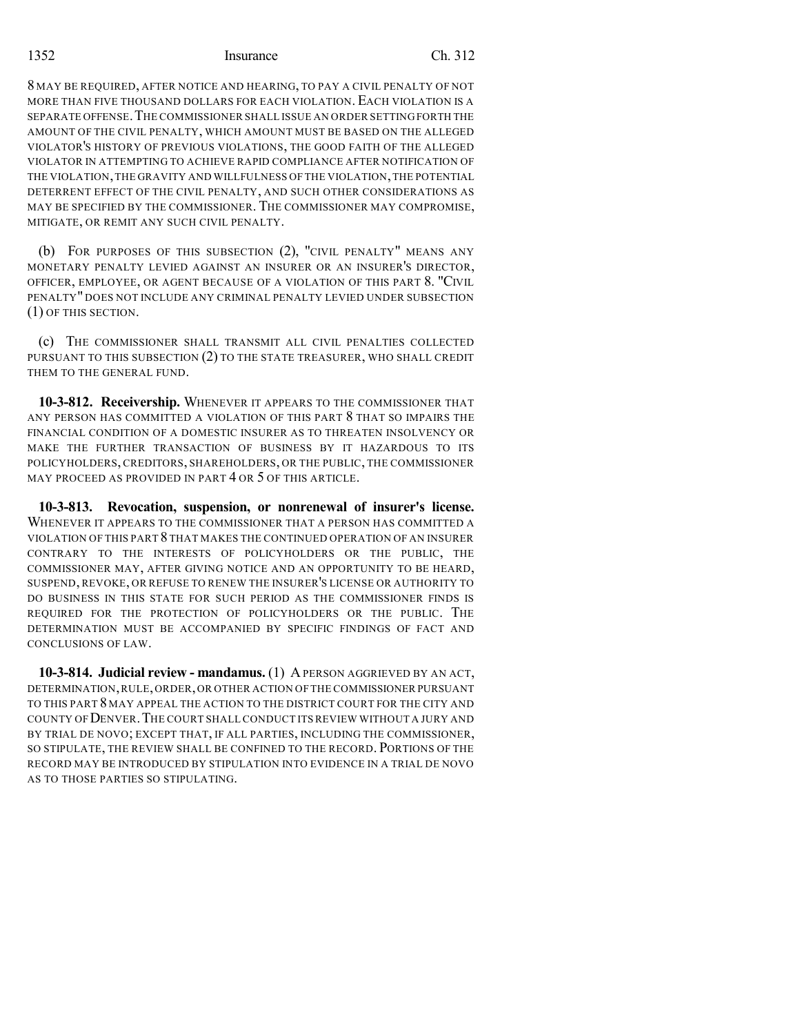8 MAY BE REQUIRED, AFTER NOTICE AND HEARING, TO PAY A CIVIL PENALTY OF NOT MORE THAN FIVE THOUSAND DOLLARS FOR EACH VIOLATION. EACH VIOLATION IS A SEPARATE OFFENSE. THE COMMISSIONER SHALL ISSUE AN ORDER SETTING FORTH THE AMOUNT OF THE CIVIL PENALTY, WHICH AMOUNT MUST BE BASED ON THE ALLEGED VIOLATOR'S HISTORY OF PREVIOUS VIOLATIONS, THE GOOD FAITH OF THE ALLEGED VIOLATOR IN ATTEMPTING TO ACHIEVE RAPID COMPLIANCE AFTER NOTIFICATION OF THE VIOLATION, THE GRAVITY AND WILLFULNESS OF THE VIOLATION, THE POTENTIAL DETERRENT EFFECT OF THE CIVIL PENALTY, AND SUCH OTHER CONSIDERATIONS AS MAY BE SPECIFIED BY THE COMMISSIONER. THE COMMISSIONER MAY COMPROMISE, MITIGATE, OR REMIT ANY SUCH CIVIL PENALTY.

(b) FOR PURPOSES OF THIS SUBSECTION (2), "CIVIL PENALTY" MEANS ANY MONETARY PENALTY LEVIED AGAINST AN INSURER OR AN INSURER'S DIRECTOR, OFFICER, EMPLOYEE, OR AGENT BECAUSE OF A VIOLATION OF THIS PART 8. "CIVIL PENALTY" DOES NOT INCLUDE ANY CRIMINAL PENALTY LEVIED UNDER SUBSECTION (1) OF THIS SECTION.

(c) THE COMMISSIONER SHALL TRANSMIT ALL CIVIL PENALTIES COLLECTED PURSUANT TO THIS SUBSECTION (2) TO THE STATE TREASURER, WHO SHALL CREDIT THEM TO THE GENERAL FUND.

**10-3-812. Receivership.** WHENEVER IT APPEARS TO THE COMMISSIONER THAT ANY PERSON HAS COMMITTED A VIOLATION OF THIS PART 8 THAT SO IMPAIRS THE FINANCIAL CONDITION OF A DOMESTIC INSURER AS TO THREATEN INSOLVENCY OR MAKE THE FURTHER TRANSACTION OF BUSINESS BY IT HAZARDOUS TO ITS POLICYHOLDERS, CREDITORS, SHAREHOLDERS, OR THE PUBLIC, THE COMMISSIONER MAY PROCEED AS PROVIDED IN PART 4 OR 5 OF THIS ARTICLE.

**10-3-813. Revocation, suspension, or nonrenewal of insurer's license.** WHENEVER IT APPEARS TO THE COMMISSIONER THAT A PERSON HAS COMMITTED A VIOLATION OF THIS PART 8 THAT MAKES THE CONTINUED OPERATION OF AN INSURER CONTRARY TO THE INTERESTS OF POLICYHOLDERS OR THE PUBLIC, THE COMMISSIONER MAY, AFTER GIVING NOTICE AND AN OPPORTUNITY TO BE HEARD, SUSPEND, REVOKE, OR REFUSE TO RENEW THE INSURER'S LICENSE OR AUTHORITY TO DO BUSINESS IN THIS STATE FOR SUCH PERIOD AS THE COMMISSIONER FINDS IS REQUIRED FOR THE PROTECTION OF POLICYHOLDERS OR THE PUBLIC. THE DETERMINATION MUST BE ACCOMPANIED BY SPECIFIC FINDINGS OF FACT AND CONCLUSIONS OF LAW.

**10-3-814. Judicial review - mandamus.** (1) A PERSON AGGRIEVED BY AN ACT, DETERMINATION, RULE, ORDER, OR OTHER ACTION OF THE COMMISSIONER PURSUANT TO THIS PART 8 MAY APPEAL THE ACTION TO THE DISTRICT COURT FOR THE CITY AND COUNTY OF DENVER. THE COURT SHALL CONDUCT ITS REVIEW WITHOUT A JURY AND BY TRIAL DE NOVO; EXCEPT THAT, IF ALL PARTIES, INCLUDING THE COMMISSIONER, SO STIPULATE, THE REVIEW SHALL BE CONFINED TO THE RECORD. PORTIONS OF THE RECORD MAY BE INTRODUCED BY STIPULATION INTO EVIDENCE IN A TRIAL DE NOVO AS TO THOSE PARTIES SO STIPULATING.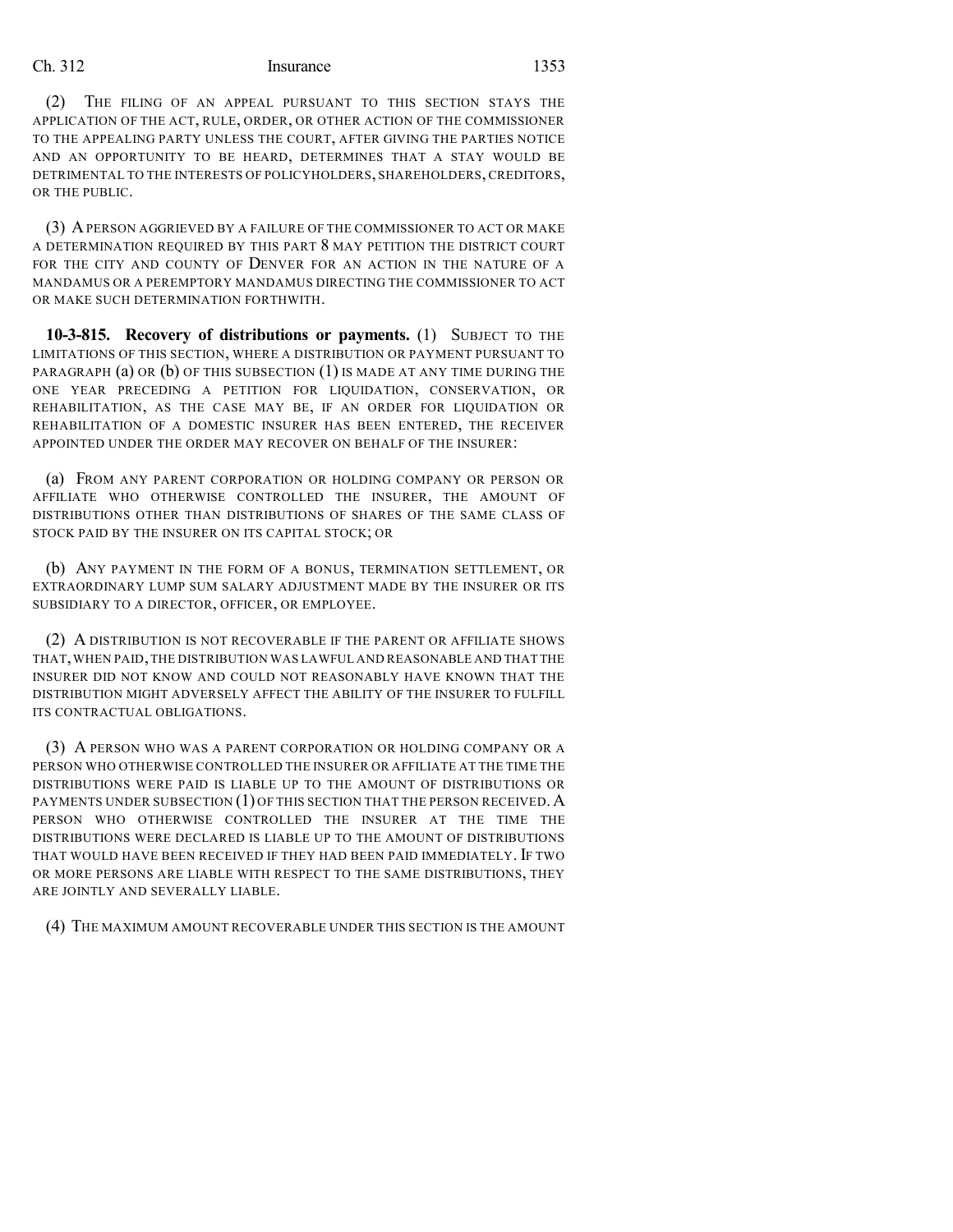(2) THE FILING OF AN APPEAL PURSUANT TO THIS SECTION STAYS THE APPLICATION OF THE ACT, RULE, ORDER, OR OTHER ACTION OF THE COMMISSIONER TO THE APPEALING PARTY UNLESS THE COURT, AFTER GIVING THE PARTIES NOTICE AND AN OPPORTUNITY TO BE HEARD, DETERMINES THAT A STAY WOULD BE DETRIMENTAL TO THE INTERESTS OF POLICYHOLDERS, SHAREHOLDERS, CREDITORS, OR THE PUBLIC.

(3) A PERSON AGGRIEVED BY A FAILURE OF THE COMMISSIONER TO ACT OR MAKE A DETERMINATION REQUIRED BY THIS PART 8 MAY PETITION THE DISTRICT COURT FOR THE CITY AND COUNTY OF DENVER FOR AN ACTION IN THE NATURE OF A MANDAMUS OR A PEREMPTORY MANDAMUS DIRECTING THE COMMISSIONER TO ACT OR MAKE SUCH DETERMINATION FORTHWITH.

**10-3-815. Recovery of distributions or payments.** (1) SUBJECT TO THE LIMITATIONS OF THIS SECTION, WHERE A DISTRIBUTION OR PAYMENT PURSUANT TO PARAGRAPH (a) OR (b) OF THIS SUBSECTION (1) IS MADE AT ANY TIME DURING THE ONE YEAR PRECEDING A PETITION FOR LIQUIDATION, CONSERVATION, OR REHABILITATION, AS THE CASE MAY BE, IF AN ORDER FOR LIQUIDATION OR REHABILITATION OF A DOMESTIC INSURER HAS BEEN ENTERED, THE RECEIVER APPOINTED UNDER THE ORDER MAY RECOVER ON BEHALF OF THE INSURER:

(a) FROM ANY PARENT CORPORATION OR HOLDING COMPANY OR PERSON OR AFFILIATE WHO OTHERWISE CONTROLLED THE INSURER, THE AMOUNT OF DISTRIBUTIONS OTHER THAN DISTRIBUTIONS OF SHARES OF THE SAME CLASS OF STOCK PAID BY THE INSURER ON ITS CAPITAL STOCK; OR

(b) ANY PAYMENT IN THE FORM OF A BONUS, TERMINATION SETTLEMENT, OR EXTRAORDINARY LUMP SUM SALARY ADJUSTMENT MADE BY THE INSURER OR ITS SUBSIDIARY TO A DIRECTOR, OFFICER, OR EMPLOYEE.

(2) A DISTRIBUTION IS NOT RECOVERABLE IF THE PARENT OR AFFILIATE SHOWS THAT, WHEN PAID, THE DISTRIBUTION WAS LAWFUL AND REASONABLE AND THAT THE INSURER DID NOT KNOW AND COULD NOT REASONABLY HAVE KNOWN THAT THE DISTRIBUTION MIGHT ADVERSELY AFFECT THE ABILITY OF THE INSURER TO FULFILL ITS CONTRACTUAL OBLIGATIONS.

(3) A PERSON WHO WAS A PARENT CORPORATION OR HOLDING COMPANY OR A PERSON WHO OTHERWISE CONTROLLED THE INSURER OR AFFILIATE AT THE TIME THE DISTRIBUTIONS WERE PAID IS LIABLE UP TO THE AMOUNT OF DISTRIBUTIONS OR PAYMENTS UNDER SUBSECTION (1) OF THIS SECTION THAT THE PERSON RECEIVED. A PERSON WHO OTHERWISE CONTROLLED THE INSURER AT THE TIME THE DISTRIBUTIONS WERE DECLARED IS LIABLE UP TO THE AMOUNT OF DISTRIBUTIONS THAT WOULD HAVE BEEN RECEIVED IF THEY HAD BEEN PAID IMMEDIATELY. IF TWO OR MORE PERSONS ARE LIABLE WITH RESPECT TO THE SAME DISTRIBUTIONS, THEY ARE JOINTLY AND SEVERALLY LIABLE.

(4) THE MAXIMUM AMOUNT RECOVERABLE UNDER THIS SECTION IS THE AMOUNT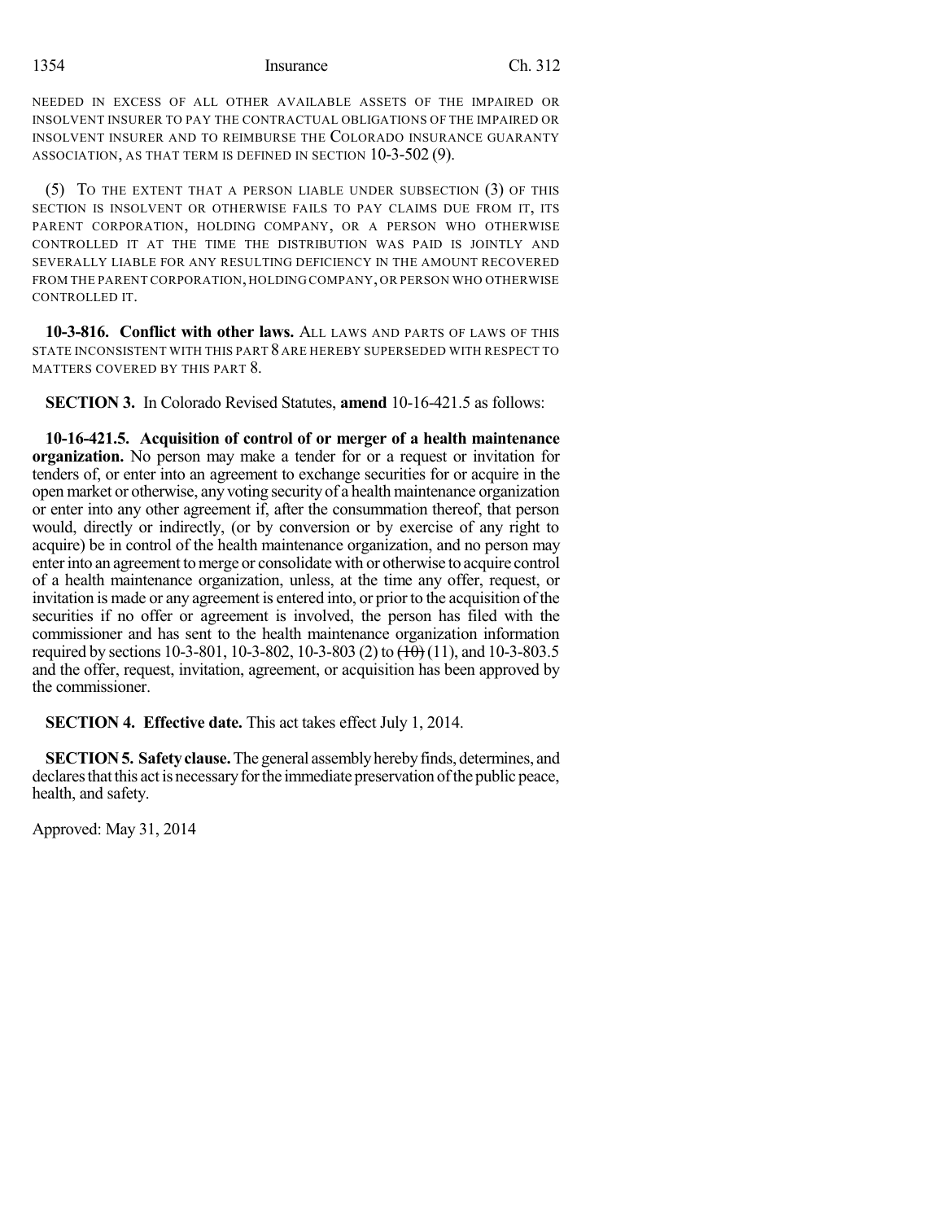NEEDED IN EXCESS OF ALL OTHER AVAILABLE ASSETS OF THE IMPAIRED OR INSOLVENT INSURER TO PAY THE CONTRACTUAL OBLIGATIONS OF THE IMPAIRED OR INSOLVENT INSURER AND TO REIMBURSE THE COLORADO INSURANCE GUARANTY ASSOCIATION, AS THAT TERM IS DEFINED IN SECTION 10-3-502 (9).

(5) TO THE EXTENT THAT A PERSON LIABLE UNDER SUBSECTION (3) OF THIS SECTION IS INSOLVENT OR OTHERWISE FAILS TO PAY CLAIMS DUE FROM IT, ITS PARENT CORPORATION, HOLDING COMPANY, OR A PERSON WHO OTHERWISE CONTROLLED IT AT THE TIME THE DISTRIBUTION WAS PAID IS JOINTLY AND SEVERALLY LIABLE FOR ANY RESULTING DEFICIENCY IN THE AMOUNT RECOVERED FROM THE PARENT CORPORATION, HOLDING COMPANY, OR PERSON WHO OTHERWISE CONTROLLED IT.

**10-3-816. Conflict with other laws.** ALL LAWS AND PARTS OF LAWS OF THIS STATE INCONSISTENT WITH THIS PART 8 ARE HEREBY SUPERSEDED WITH RESPECT TO MATTERS COVERED BY THIS PART 8.

**SECTION 3.** In Colorado Revised Statutes, **amend** 10-16-421.5 as follows:

**10-16-421.5. Acquisition of control of or merger of a health maintenance organization.** No person may make a tender for or a request or invitation for tenders of, or enter into an agreement to exchange securities for or acquire in the open market or otherwise, any voting security of a health maintenance organization or enter into any other agreement if, after the consummation thereof, that person would, directly or indirectly, (or by conversion or by exercise of any right to acquire) be in control of the health maintenance organization, and no person may enter into an agreement to merge or consolidate with or otherwise to acquire control of a health maintenance organization, unless, at the time any offer, request, or invitation is made or any agreement is entered into, or prior to the acquisition of the securities if no offer or agreement is involved, the person has filed with the commissioner and has sent to the health maintenance organization information required by sections 10-3-801, 10-3-802, 10-3-803 (2) to ~~(10)~~ (11), and 10-3-803.5 and the offer, request, invitation, agreement, or acquisition has been approved by the commissioner.

**SECTION 4. Effective date.** This act takes effect July 1, 2014.

**SECTION 5. Safety clause.** The general assembly hereby finds, determines, and declares that this act is necessary for the immediate preservation of the public peace, health, and safety.

Approved: May 31, 2014